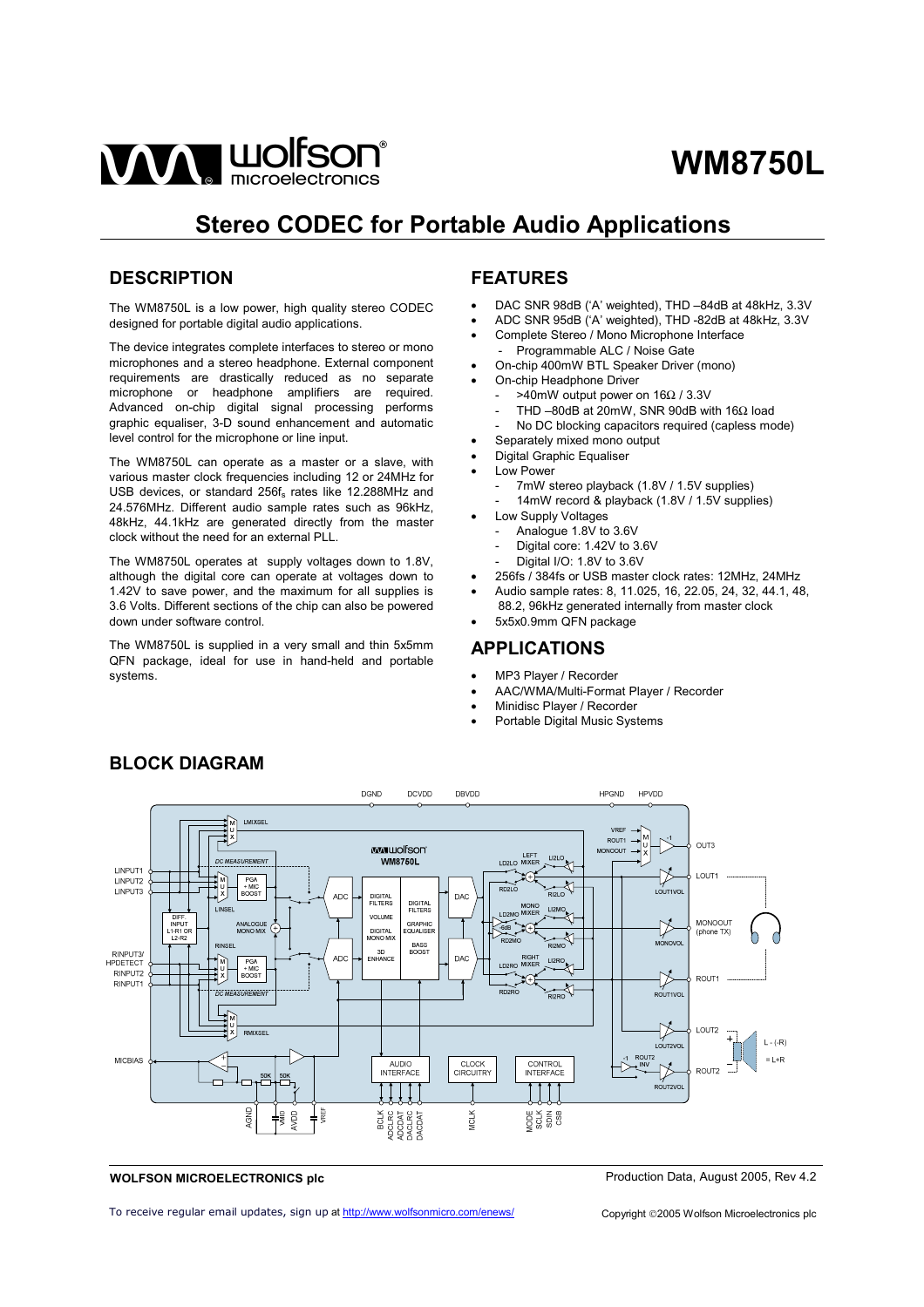# WM8750L

## Stereo CODEC for Portable Audio Applications

## DESCRIPTION

The WM8750L is a low power, high quality stereo CODEC designed for portable digital audio applications.

The device integrates complete interfaces to stereo or mono microphones and a stereo headphone. External component requirements are drastically reduced as no separate microphone or headphone amplifiers are required. Advanced on-chip digital signal processing performs graphic equaliser, 3-D sound enhancement and automatic level control for the microphone or line input.

The WM8750L can operate as a master or a slave, with various master clock frequencies including 12 or 24MHz for USB devices, or standard $256f_s$ rates like 12.288MHz and 24.576MHz. Different audio sample rates such as 96kHz, 48kHz, 44.1kHz are generated directly from the master clock without the need for an external PLL.

The WM8750L operates at supply voltages down to 1.8V, although the digital core can operate at voltages down to 1.42V to save power, and the maximum for all supplies is 3.6 Volts. Different sections of the chip can also be powered down under software control.

The WM8750L is supplied in a very small and thin 5x5mm QFN package, ideal for use in hand-held and portable systems.

## FEATURES

- DAC SNR 98dB ('A' weighted), THD –84dB at 48kHz, 3.3V
- ADC SNR 95dB ('A' weighted), THD -82dB at 48kHz, 3.3V
- Complete Stereo / Mono Microphone Interface
  - Programmable ALC / Noise Gate
- On-chip 400mW BTL Speaker Driver (mono)
- On-chip Headphone Driver
  - >40mW output power on 16Ω / 3.3V
  - THD –80dB at 20mW, SNR 90dB with 16Ω load
  - No DC blocking capacitors required (capless mode)
- Separately mixed mono output
- Digital Graphic Equaliser
- Low Power
  - 7mW stereo playback (1.8V / 1.5V supplies)
  - 14mW record & playback (1.8V / 1.5V supplies)
- Low Supply Voltages
  - Analogue 1.8V to 3.6V
  - Digital core: 1.42V to 3.6V
  - Digital I/O: 1.8V to 3.6V
- 256fs / 384fs or USB master clock rates: 12MHz, 24MHz
- Audio sample rates: 8, 11.025, 16, 22.05, 24, 32, 44.1, 48, 88.2, 96kHz generated internally from master clock
- 5x5x0.9mm QFN package

## APPLICATIONS

- MP3 Player / Recorder
- AAC/WMA/Multi-Format Player / Recorder
- Minidisc Player / Recorder
- Portable Digital Music Systems

## BLOCK DIAGRAM

**WOLFSON MICROELECTRONICS plc**

Production Data, August 2005, Rev 4.2

To receive regular email updates, sign up at http://www.wolfsonmicro.com/enews/

Copyright ©2005 Wolfson Microelectronics plc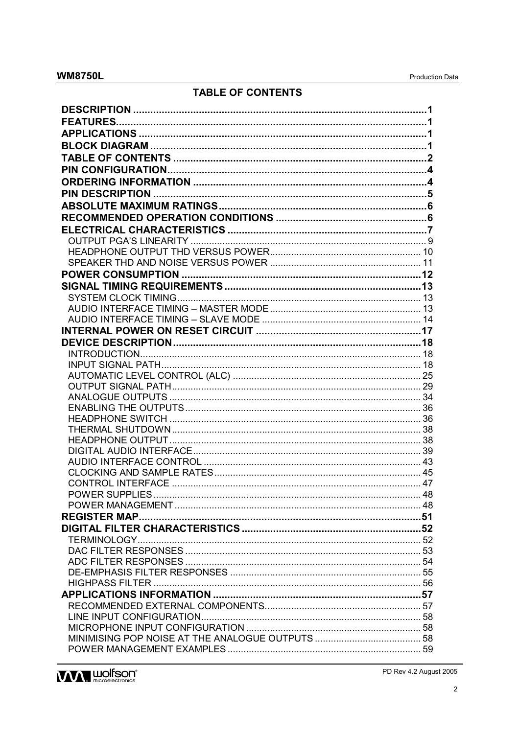## TABLE OF CONTENTS

**DESCRIPTION** .......... **1**
**FEATURES** .......... **1**
**APPLICATIONS** .......... **1**
**BLOCK DIAGRAM** .......... **1**
**TABLE OF CONTENTS** .......... **2**
**PIN CONFIGURATION** .......... **4**
**ORDERING INFORMATION** .......... **4**
**PIN DESCRIPTION** .......... **5**
**ABSOLUTE MAXIMUM RATINGS** .......... **6**
**RECOMMENDED OPERATION CONDITIONS** .......... **6**
**ELECTRICAL CHARACTERISTICS** .......... **7**
- OUTPUT PGA'S LINEARITY .......... 9
- HEADPHONE OUTPUT THD VERSUS POWER .......... 10
- SPEAKER THD AND NOISE VERSUS POWER .......... 11

**POWER CONSUMPTION** .......... **12**
**SIGNAL TIMING REQUIREMENTS** .......... **13**
- SYSTEM CLOCK TIMING .......... 13
- AUDIO INTERFACE TIMING – MASTER MODE .......... 13
- AUDIO INTERFACE TIMING – SLAVE MODE .......... 14

**INTERNAL POWER ON RESET CIRCUIT** .......... **17**
**DEVICE DESCRIPTION** .......... **18**
- INTRODUCTION .......... 18
- INPUT SIGNAL PATH .......... 18
- AUTOMATIC LEVEL CONTROL (ALC) .......... 25
- OUTPUT SIGNAL PATH .......... 29
- ANALOGUE OUTPUTS .......... 34
- ENABLING THE OUTPUTS .......... 36
- HEADPHONE SWITCH .......... 36
- THERMAL SHUTDOWN .......... 38
- HEADPHONE OUTPUT .......... 38
- DIGITAL AUDIO INTERFACE .......... 39
- AUDIO INTERFACE CONTROL .......... 43
- CLOCKING AND SAMPLE RATES .......... 45
- CONTROL INTERFACE .......... 47
- POWER SUPPLIES .......... 48
- POWER MANAGEMENT .......... 48

**REGISTER MAP** .......... **51**
**DIGITAL FILTER CHARACTERISTICS** .......... **52**
- TERMINOLOGY .......... 52
- DAC FILTER RESPONSES .......... 53
- ADC FILTER RESPONSES .......... 54
- DE-EMPHASIS FILTER RESPONSES .......... 55
- HIGHPASS FILTER .......... 56

**APPLICATIONS INFORMATION** .......... **57**
- RECOMMENDED EXTERNAL COMPONENTS .......... 57
- LINE INPUT CONFIGURATION .......... 58
- MICROPHONE INPUT CONFIGURATION .......... 58
- MINIMISING POP NOISE AT THE ANALOGUE OUTPUTS .......... 58
- POWER MANAGEMENT EXAMPLES .......... 59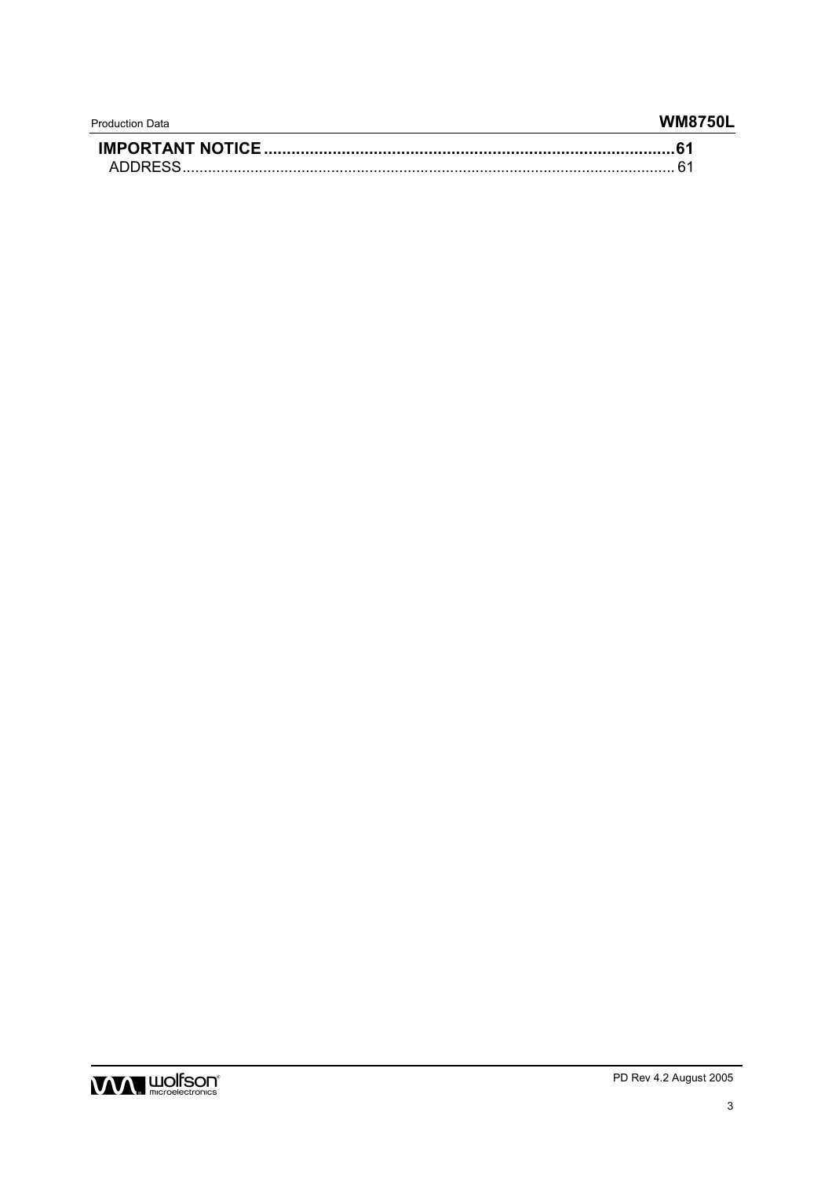**IMPORTANT NOTICE .......................................................................................... 61**

ADDRESS................................................................................................................... 61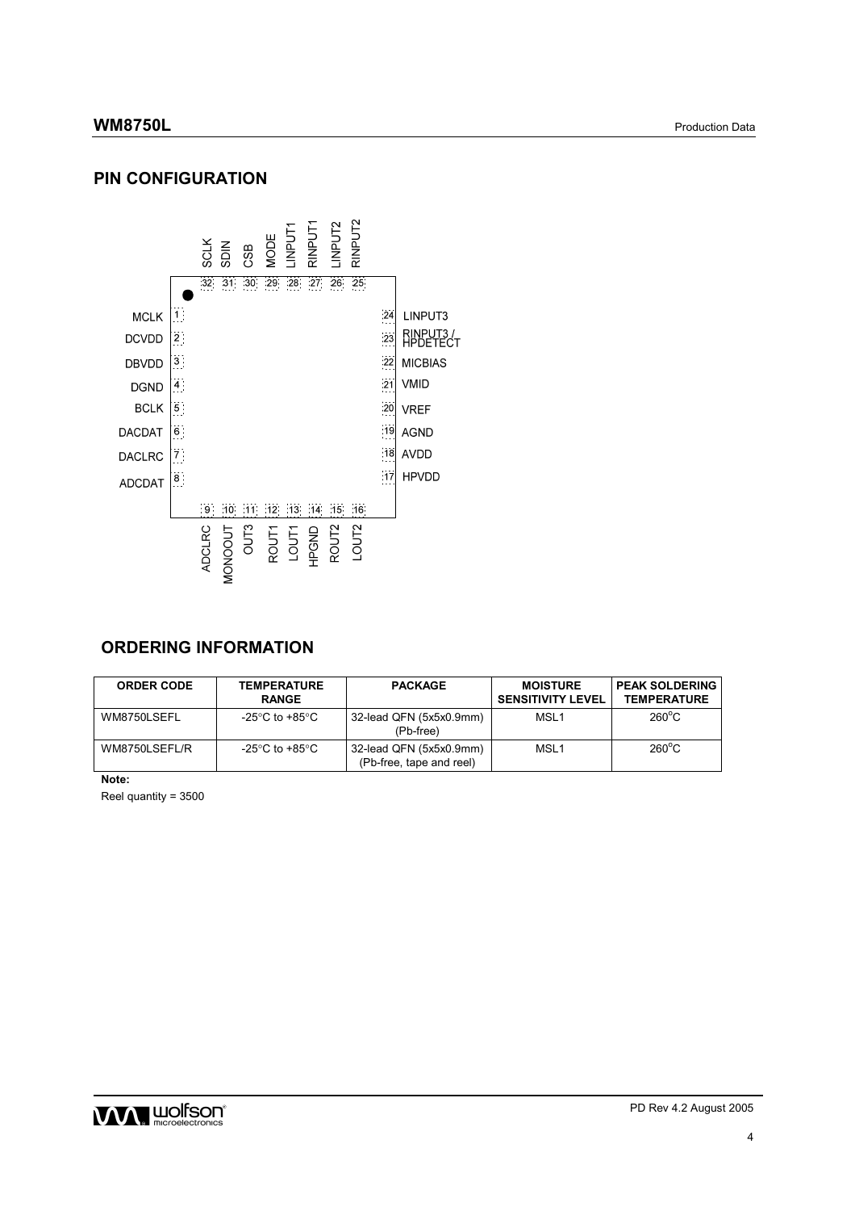## PIN CONFIGURATION

| Pin | Name | Pin | Name |
|---|---|---|---|
| 1 | MCLK | 17 | HPVDD |
| 2 | DCVDD | 18 | AVDD |
| 3 | DBVDD | 19 | AGND |
| 4 | DGND | 20 | VREF |
| 5 | BCLK | 21 | VMID |
| 6 | DACDAT | 22 | MICBIAS |
| 7 | DACLRC | 23 | RINPUT3 / HPDETECT |
| 8 | ADCDAT | 24 | LINPUT3 |
| 9 | ADCLRC | 25 | RINPUT2 |
| 10 | MONOOUT | 26 | LINPUT2 |
| 11 | OUT3 | 27 | RINPUT1 |
| 12 | ROUT1 | 28 | LINPUT1 |
| 13 | LOUT1 | 29 | MODE |
| 14 | HPGND | 30 | CSB |
| 15 | ROUT2 | 31 | SDIN |
| 16 | LOUT2 | 32 | SCLK |

## ORDERING INFORMATION

| ORDER CODE | TEMPERATURE RANGE | PACKAGE | MOISTURE SENSITIVITY LEVEL | PEAK SOLDERING TEMPERATURE |
|---|---|---|---|---|
| WM8750LSEFL | -25°C to +85°C | 32-lead QFN (5x5x0.9mm) (Pb-free) | MSL1 | 260°C |
| WM8750LSEFL/R | -25°C to +85°C | 32-lead QFN (5x5x0.9mm) (Pb-free, tape and reel) | MSL1 | 260°C |

**Note:**

Reel quantity = 3500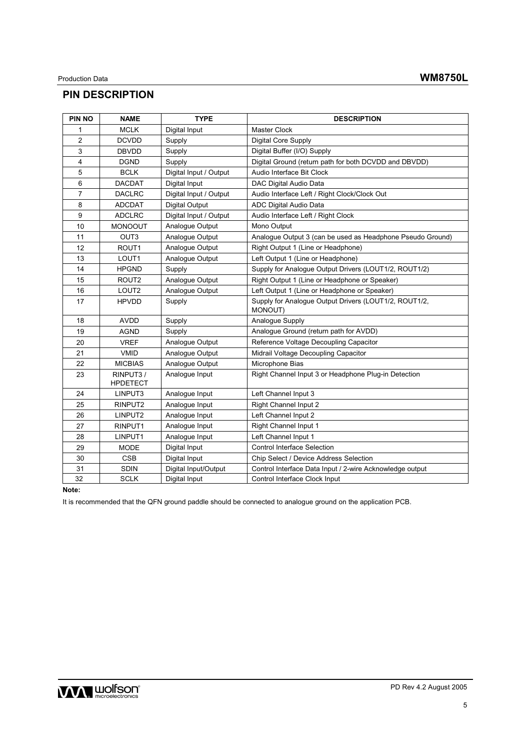## PIN DESCRIPTION

| PIN NO | NAME | TYPE | DESCRIPTION |
|---|---|---|---|
| 1 | MCLK | Digital Input | Master Clock |
| 2 | DCVDD | Supply | Digital Core Supply |
| 3 | DBVDD | Supply | Digital Buffer (I/O) Supply |
| 4 | DGND | Supply | Digital Ground (return path for both DCVDD and DBVDD) |
| 5 | BCLK | Digital Input / Output | Audio Interface Bit Clock |
| 6 | DACDAT | Digital Input | DAC Digital Audio Data |
| 7 | DACLRC | Digital Input / Output | Audio Interface Left / Right Clock/Clock Out |
| 8 | ADCDAT | Digital Output | ADC Digital Audio Data |
| 9 | ADCLRC | Digital Input / Output | Audio Interface Left / Right Clock |
| 10 | MONOOUT | Analogue Output | Mono Output |
| 11 | OUT3 | Analogue Output | Analogue Output 3 (can be used as Headphone Pseudo Ground) |
| 12 | ROUT1 | Analogue Output | Right Output 1 (Line or Headphone) |
| 13 | LOUT1 | Analogue Output | Left Output 1 (Line or Headphone) |
| 14 | HPGND | Supply | Supply for Analogue Output Drivers (LOUT1/2, ROUT1/2) |
| 15 | ROUT2 | Analogue Output | Right Output 1 (Line or Headphone or Speaker) |
| 16 | LOUT2 | Analogue Output | Left Output 1 (Line or Headphone or Speaker) |
| 17 | HPVDD | Supply | Supply for Analogue Output Drivers (LOUT1/2, ROUT1/2, MONOUT) |
| 18 | AVDD | Supply | Analogue Supply |
| 19 | AGND | Supply | Analogue Ground (return path for AVDD) |
| 20 | VREF | Analogue Output | Reference Voltage Decoupling Capacitor |
| 21 | VMID | Analogue Output | Midrail Voltage Decoupling Capacitor |
| 22 | MICBIAS | Analogue Output | Microphone Bias |
| 23 | RINPUT3 / HPDETECT | Analogue Input | Right Channel Input 3 or Headphone Plug-in Detection |
| 24 | LINPUT3 | Analogue Input | Left Channel Input 3 |
| 25 | RINPUT2 | Analogue Input | Right Channel Input 2 |
| 26 | LINPUT2 | Analogue Input | Left Channel Input 2 |
| 27 | RINPUT1 | Analogue Input | Right Channel Input 1 |
| 28 | LINPUT1 | Analogue Input | Left Channel Input 1 |
| 29 | MODE | Digital Input | Control Interface Selection |
| 30 | CSB | Digital Input | Chip Select / Device Address Selection |
| 31 | SDIN | Digital Input/Output | Control Interface Data Input / 2-wire Acknowledge output |
| 32 | SCLK | Digital Input | Control Interface Clock Input |

**Note:**

It is recommended that the QFN ground paddle should be connected to analogue ground on the application PCB.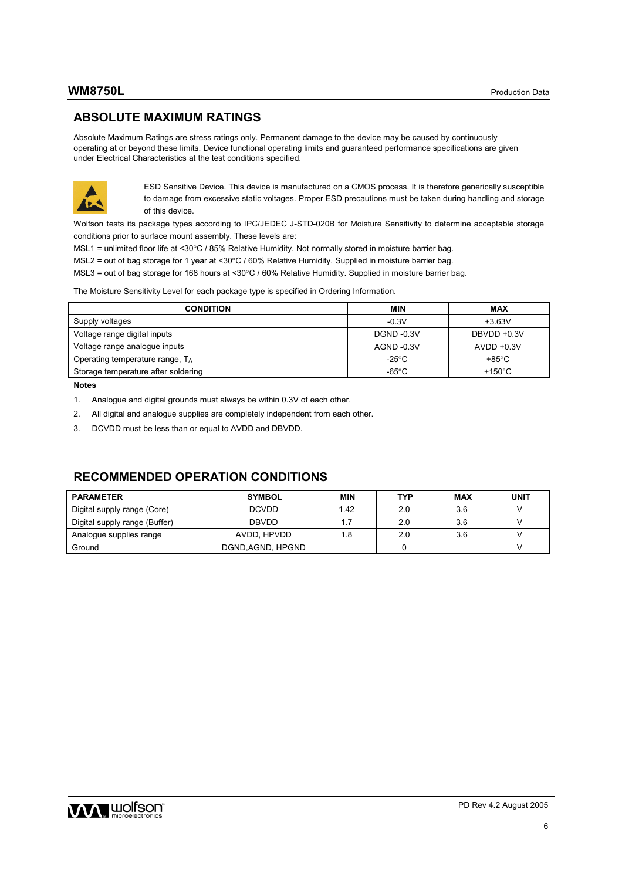## ABSOLUTE MAXIMUM RATINGS

Absolute Maximum Ratings are stress ratings only. Permanent damage to the device may be caused by continuously operating at or beyond these limits. Device functional operating limits and guaranteed performance specifications are given under Electrical Characteristics at the test conditions specified.

ESD Sensitive Device. This device is manufactured on a CMOS process. It is therefore generically susceptible to damage from excessive static voltages. Proper ESD precautions must be taken during handling and storage of this device.

Wolfson tests its package types according to IPC/JEDEC J-STD-020B for Moisture Sensitivity to determine acceptable storage conditions prior to surface mount assembly. These levels are:

MSL1 = unlimited floor life at <30°C / 85% Relative Humidity. Not normally stored in moisture barrier bag.

MSL2 = out of bag storage for 1 year at <30°C / 60% Relative Humidity. Supplied in moisture barrier bag.

MSL3 = out of bag storage for 168 hours at <30°C / 60% Relative Humidity. Supplied in moisture barrier bag.

The Moisture Sensitivity Level for each package type is specified in Ordering Information.

| CONDITION | MIN | MAX |
|---|---|---|
| Supply voltages | -0.3V | +3.63V |
| Voltage range digital inputs | DGND -0.3V | DBVDD +0.3V |
| Voltage range analogue inputs | AGND -0.3V | AVDD +0.3V |
| Operating temperature range, $T_A$ | -25°C | +85°C |
| Storage temperature after soldering | -65°C | +150°C |

**Notes**

1. Analogue and digital grounds must always be within 0.3V of each other.
2. All digital and analogue supplies are completely independent from each other.
3. DCVDD must be less than or equal to AVDD and DBVDD.

## RECOMMENDED OPERATION CONDITIONS

| PARAMETER | SYMBOL | MIN | TYP | MAX | UNIT |
|---|---|---|---|---|---|
| Digital supply range (Core) | DCVDD | 1.42 | 2.0 | 3.6 | V |
| Digital supply range (Buffer) | DBVDD | 1.7 | 2.0 | 3.6 | V |
| Analogue supplies range | AVDD, HPVDD | 1.8 | 2.0 | 3.6 | V |
| Ground | DGND,AGND, HPGND | | 0 | | V |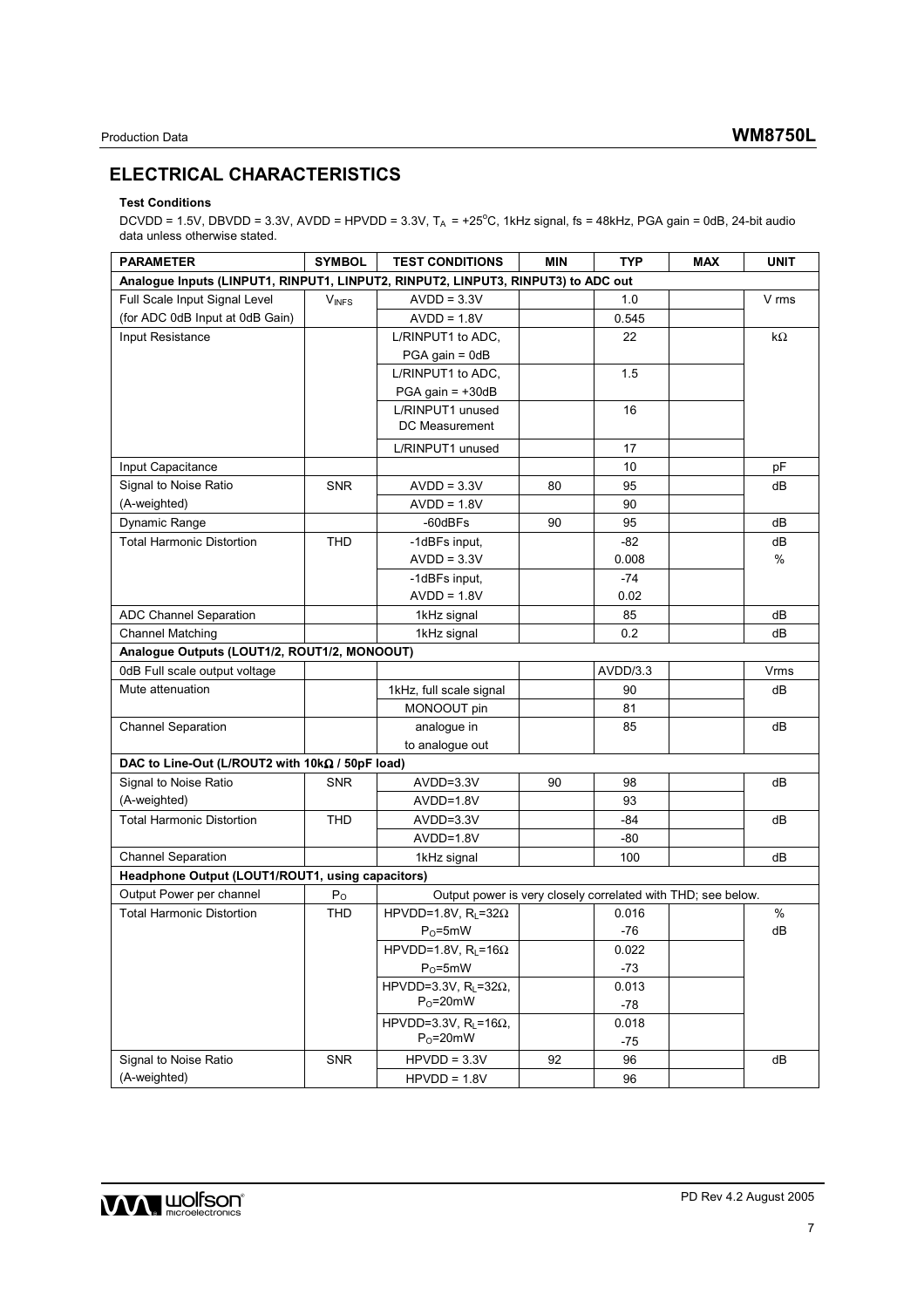## ELECTRICAL CHARACTERISTICS

**Test Conditions**

DCVDD = 1.5V, DBVDD = 3.3V, AVDD = HPVDD = 3.3V, $T_A$ = +25°C, 1kHz signal, fs = 48kHz, PGA gain = 0dB, 24-bit audio data unless otherwise stated.

| PARAMETER | SYMBOL | TEST CONDITIONS | MIN | TYP | MAX | UNIT |
|---|---|---|---|---|---|---|
| **Analogue Inputs (LINPUT1, RINPUT1, LINPUT2, RINPUT2, LINPUT3, RINPUT3) to ADC out** | | | | | | |
| Full Scale Input Signal Level (for ADC 0dB Input at 0dB Gain) | $V_{INFS}$ | AVDD = 3.3V | | 1.0 | | V rms |
| | | AVDD = 1.8V | | 0.545 | | |
| Input Resistance | | L/RINPUT1 to ADC, PGA gain = 0dB | | 22 | | kΩ |
| | | L/RINPUT1 to ADC, PGA gain = +30dB | | 1.5 | | |
| | | L/RINPUT1 unused DC Measurement | | 16 | | |
| | | L/RINPUT1 unused | | 17 | | |
| Input Capacitance | | | | 10 | | pF |
| Signal to Noise Ratio (A-weighted) | SNR | AVDD = 3.3V | 80 | 95 | | dB |
| | | AVDD = 1.8V | | 90 | | |
| Dynamic Range | | -60dBFs | 90 | 95 | | dB |
| Total Harmonic Distortion | THD | -1dBFs input, AVDD = 3.3V | | -82<br>0.008 | | dB<br>% |
| | | -1dBFs input, AVDD = 1.8V | | -74<br>0.02 | | |
| ADC Channel Separation | | 1kHz signal | | 85 | | dB |
| Channel Matching | | 1kHz signal | | 0.2 | | dB |
| **Analogue Outputs (LOUT1/2, ROUT1/2, MONOOUT)** | | | | | | |
| 0dB Full scale output voltage | | | | AVDD/3.3 | | Vrms |
| Mute attenuation | | 1kHz, full scale signal | | 90 | | dB |
| | | MONOOUT pin | | 81 | | |
| Channel Separation | | analogue in to analogue out | | 85 | | dB |
| **DAC to Line-Out (L/ROUT2 with 10kΩ / 50pF load)** | | | | | | |
| Signal to Noise Ratio (A-weighted) | SNR | AVDD=3.3V | 90 | 98 | | dB |
| | | AVDD=1.8V | | 93 | | |
| Total Harmonic Distortion | THD | AVDD=3.3V | | -84 | | dB |
| | | AVDD=1.8V | | -80 | | |
| Channel Separation | | 1kHz signal | | 100 | | dB |
| **Headphone Output (LOUT1/ROUT1, using capacitors)** | | | | | | |
| Output Power per channel | $P_O$ | Output power is very closely correlated with THD; see below. | | | | |
| Total Harmonic Distortion | THD | HPVDD=1.8V, $R_L$=32Ω, $P_O$=5mW | | 0.016<br>-76 | | %<br>dB |
| | | HPVDD=1.8V, $R_L$=16Ω, $P_O$=5mW | | 0.022<br>-73 | | |
| | | HPVDD=3.3V, $R_L$=32Ω, $P_O$=20mW | | 0.013<br>-78 | | |
| | | HPVDD=3.3V, $R_L$=16Ω, $P_O$=20mW | | 0.018<br>-75 | | |
| Signal to Noise Ratio (A-weighted) | SNR | HPVDD = 3.3V | 92 | 96 | | dB |
| | | HPVDD = 1.8V | | 96 | | |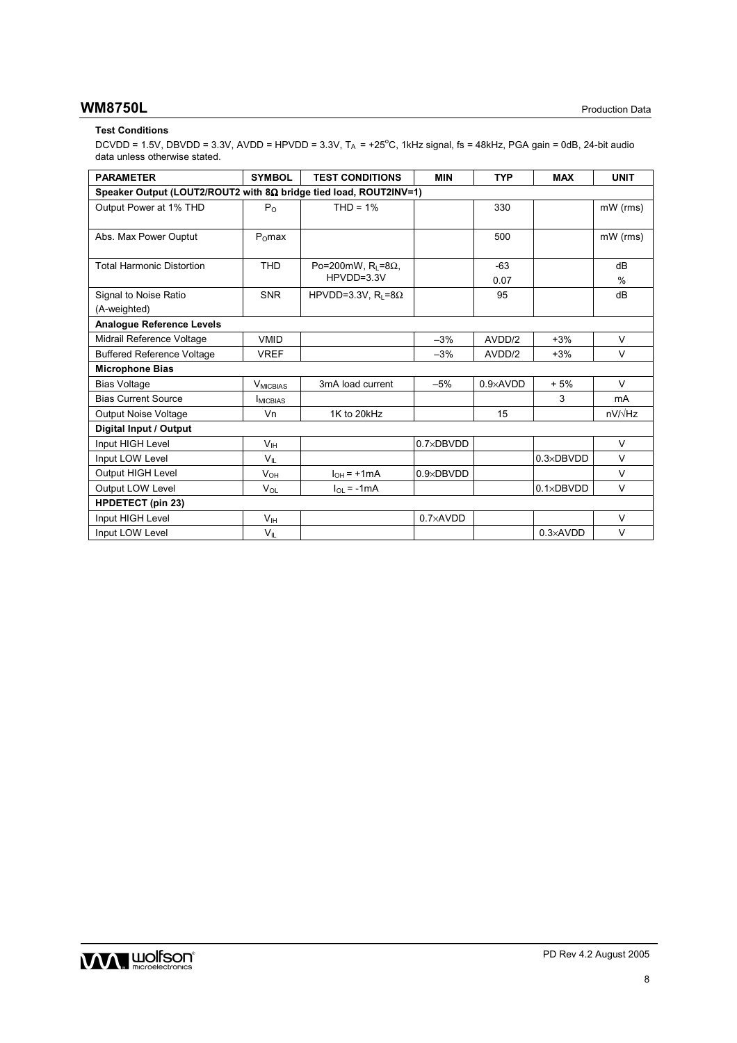**Test Conditions**

DCVDD = 1.5V, DBVDD = 3.3V, AVDD = HPVDD = 3.3V, $T_A$ = +25°C, 1kHz signal, fs = 48kHz, PGA gain = 0dB, 24-bit audio data unless otherwise stated.

| PARAMETER | SYMBOL | TEST CONDITIONS | MIN | TYP | MAX | UNIT |
|---|---|---|---|---|---|---|
| **Speaker Output (LOUT2/ROUT2 with 8Ω bridge tied load, ROUT2INV=1)** | | | | | | |
| Output Power at 1% THD | $P_O$ | THD = 1% | | 330 | | mW (rms) |
| Abs. Max Power Ouptut | $P_O$max | | | 500 | | mW (rms) |
| Total Harmonic Distortion | THD | Po=200mW, $R_L$=8Ω, HPVDD=3.3V | | -63<br>0.07 | | dB<br>% |
| Signal to Noise Ratio (A-weighted) | SNR | HPVDD=3.3V, $R_L$=8Ω | | 95 | | dB |
| **Analogue Reference Levels** | | | | | | |
| Midrail Reference Voltage | VMID | | –3% | AVDD/2 | +3% | V |
| Buffered Reference Voltage | VREF | | –3% | AVDD/2 | +3% | V |
| **Microphone Bias** | | | | | | |
| Bias Voltage | $V_{MICBIAS}$ | 3mA load current | –5% | 0.9×AVDD | + 5% | V |
| Bias Current Source | $I_{MICBIAS}$ | | | | 3 | mA |
| Output Noise Voltage | Vn | 1K to 20kHz | | 15 | | nV/√Hz |
| **Digital Input / Output** | | | | | | |
| Input HIGH Level | $V_{IH}$ | | 0.7×DBVDD | | | V |
| Input LOW Level | $V_{IL}$ | | | | 0.3×DBVDD | V |
| Output HIGH Level | $V_{OH}$ | $I_{OH}$ = +1mA | 0.9×DBVDD | | | V |
| Output LOW Level | $V_{OL}$ | $I_{OL}$ = -1mA | | | 0.1×DBVDD | V |
| **HPDETECT (pin 23)** | | | | | | |
| Input HIGH Level | $V_{IH}$ | | 0.7×AVDD | | | V |
| Input LOW Level | $V_{IL}$ | | | | 0.3×AVDD | V |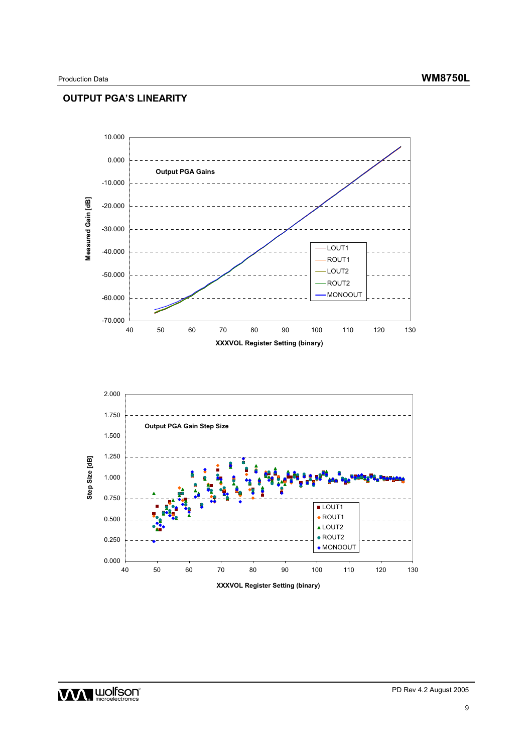## OUTPUT PGA'S LINEARITY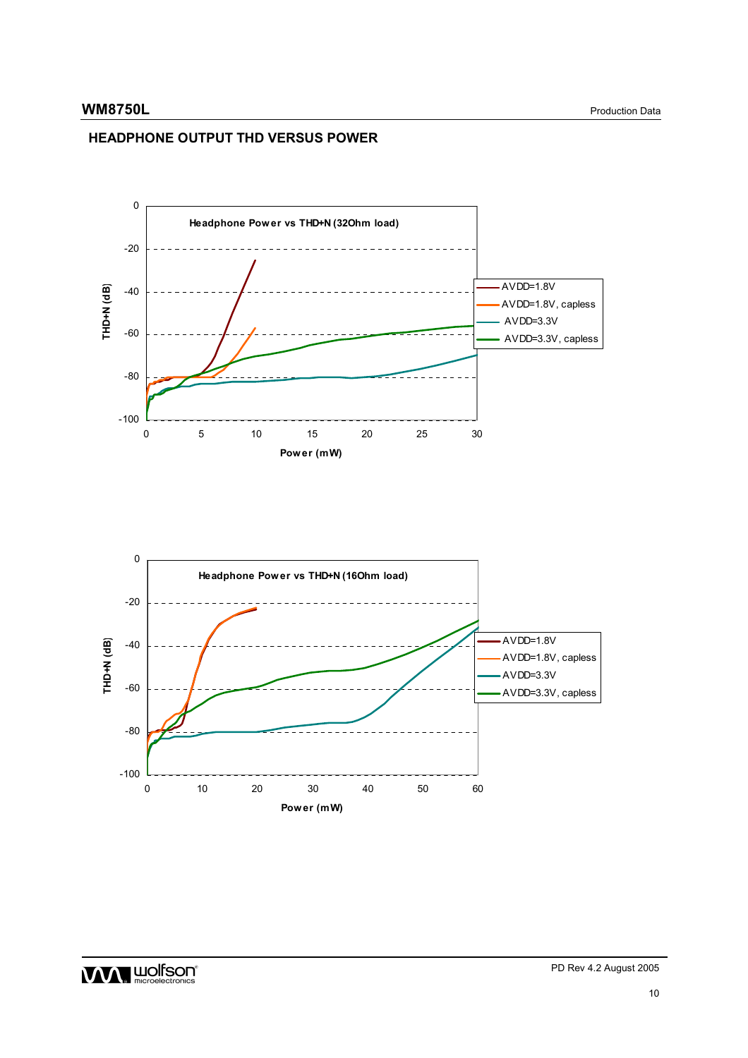## HEADPHONE OUTPUT THD VERSUS POWER

Headphone Power vs THD+N (32Ohm load)

THD+N (dB)

Power (mW)

AVDD=1.8V
AVDD=1.8V, capless
AVDD=3.3V
AVDD=3.3V, capless

Headphone Power vs THD+N (16Ohm load)

THD+N (dB)

Power (mW)

AVDD=1.8V
AVDD=1.8V, capless
AVDD=3.3V
AVDD=3.3V, capless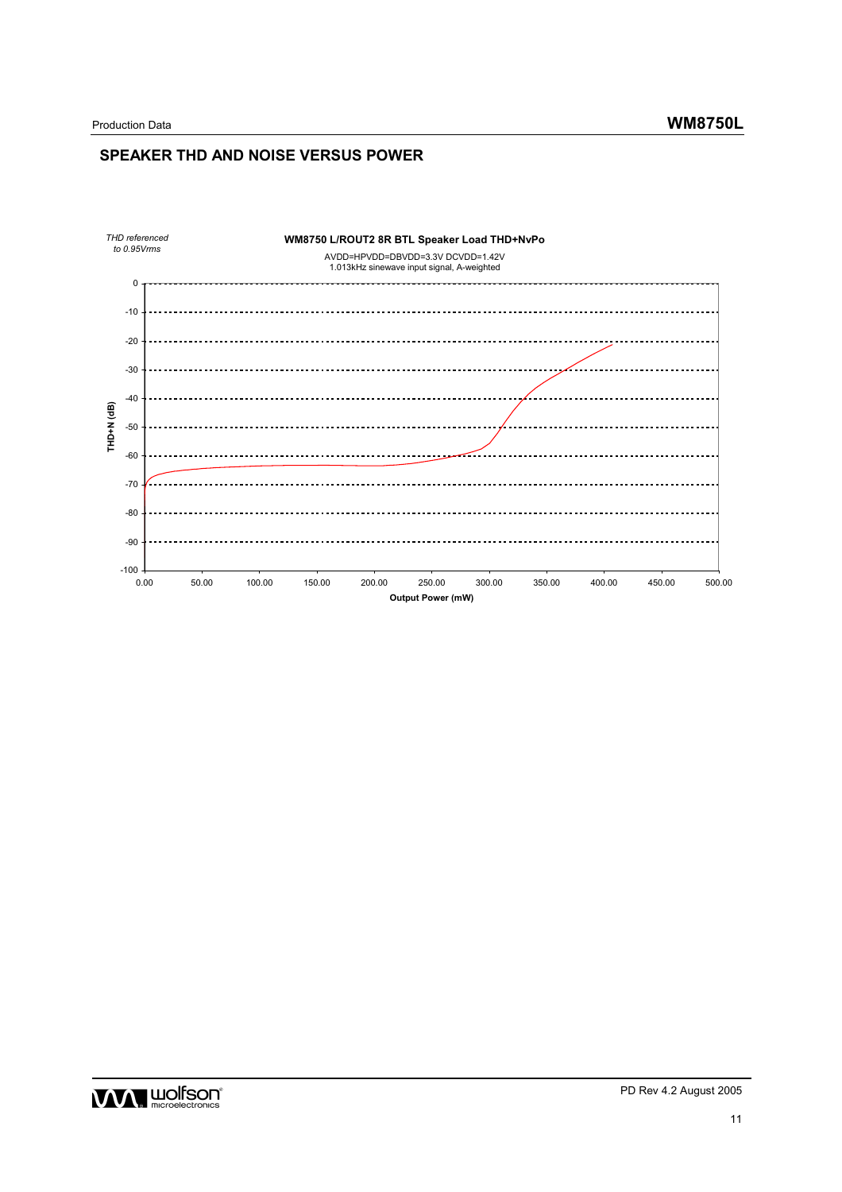## SPEAKER THD AND NOISE VERSUS POWER

*THD referenced to 0.95Vrms*

**WM8750 L/ROUT2 8R BTL Speaker Load THD+NvPo**

AVDD=HPVDD=DBVDD=3.3V DCVDD=1.42V
1.013kHz sinewave input signal, A-weighted

THD+N (dB)

0
-10
-20
-30
-40
-50
-60
-70
-80
-90
-100

0.00 50.00 100.00 150.00 200.00 250.00 300.00 350.00 400.00 450.00 500.00

**Output Power (mW)**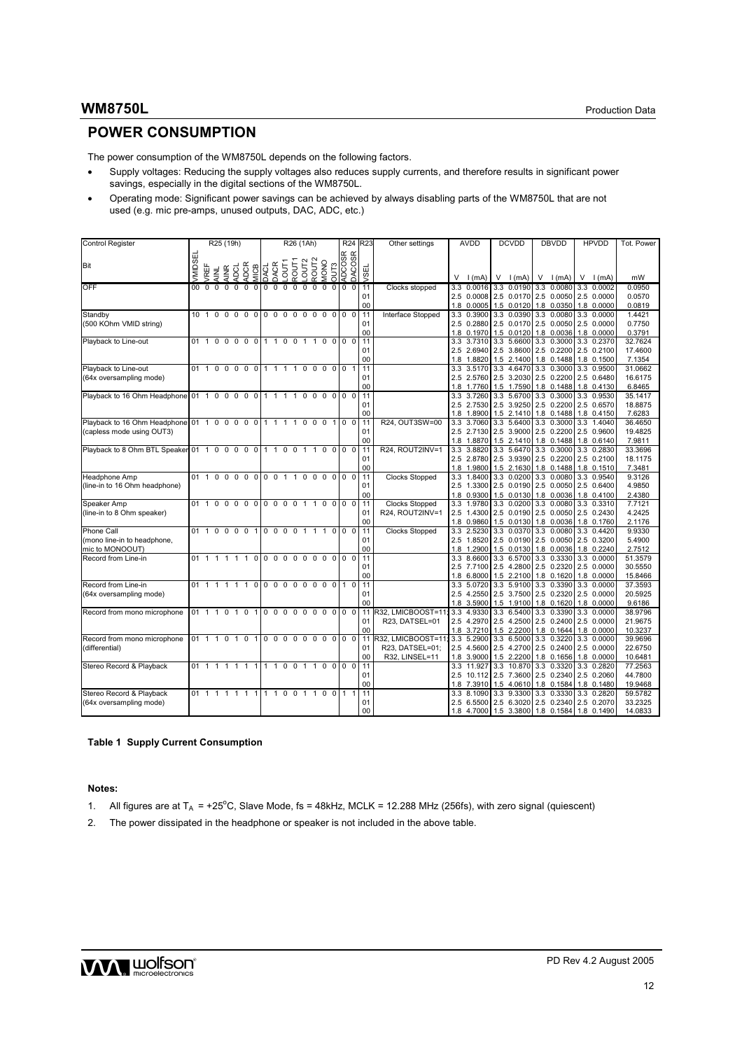# POWER CONSUMPTION

The power consumption of the WM8750L depends on the following factors.

- Supply voltages: Reducing the supply voltages also reduces supply currents, and therefore results in significant power savings, especially in the digital sections of the WM8750L.
- Operating mode: Significant power savings can be achieved by always disabling parts of the WM8750L that are not used (e.g. mic pre-amps, unused outputs, DAC, ADC, etc.)

| Control Register | R25 (19h) | | | | | | | R26 (1Ah) | | | | | | | | R24 | | R23 | Other settings | AVDD | | DCVDD | | DBVDD | | HPVDD | | Tot. Power |
|---|---|---|---|---|---|---|---|---|---|---|---|---|---|---|---|---|---|---|---|---|---|---|---|---|---|---|---|---|
| Bit | VMIDSEL | VREF | AINL | AINR | ADCL | ADCR | MICB | DACL | DACR | LOUT1 | ROUT1 | LOUT2 | ROUT2 | MONO | OUT3 | ADCOSR | DACOSR | VSEL | | V | I (mA) | V | I (mA) | V | I (mA) | V | I (mA) | mW |
| OFF | 00 | 0 | 0 | 0 | 0 | 0 | 0 | 0 | 0 | 0 | 0 | 0 | 0 | 0 | 0 | 0 | 0 | 11 | Clocks stopped | 3.3 | 0.0016 | 3.3 | 0.0190 | 3.3 | 0.0080 | 3.3 | 0.0002 | 0.0950 |
| | | | | | | | | | | | | | | | | | | 01 | | 2.5 | 0.0008 | 2.5 | 0.0170 | 2.5 | 0.0050 | 2.5 | 0.0000 | 0.0570 |
| | | | | | | | | | | | | | | | | | | 00 | | 1.8 | 0.0005 | 1.5 | 0.0120 | 1.8 | 0.0350 | 1.8 | 0.0000 | 0.0819 |
| Standby | 10 | 1 | 0 | 0 | 0 | 0 | 0 | 0 | 0 | 0 | 0 | 0 | 0 | 0 | 0 | 0 | 0 | 11 | Interface Stopped | 3.3 | 0.3900 | 3.3 | 0.0390 | 3.3 | 0.0080 | 3.3 | 0.0000 | 1.4421 |
| (500 KOhm VMID string) | | | | | | | | | | | | | | | | | | 01 | | 2.5 | 0.2880 | 2.5 | 0.0170 | 2.5 | 0.0050 | 2.5 | 0.0000 | 0.7750 |
| | | | | | | | | | | | | | | | | | | 00 | | 1.8 | 0.1970 | 1.5 | 0.0120 | 1.8 | 0.0036 | 1.8 | 0.0000 | 0.3791 |
| Playback to Line-out | 01 | 1 | 0 | 0 | 0 | 0 | 0 | 1 | 1 | 0 | 0 | 1 | 1 | 0 | 0 | 0 | 0 | 11 | | 3.3 | 3.7310 | 3.3 | 5.6600 | 3.3 | 0.3000 | 3.3 | 0.2370 | 32.7624 |
| | | | | | | | | | | | | | | | | | | 01 | | 2.5 | 2.6940 | 2.5 | 3.8600 | 2.5 | 0.2200 | 2.5 | 0.2100 | 17.4600 |
| | | | | | | | | | | | | | | | | | | 00 | | 1.8 | 1.8820 | 1.5 | 2.1400 | 1.8 | 0.1488 | 1.8 | 0.1500 | 7.1354 |
| Playback to Line-out | 01 | 1 | 0 | 0 | 0 | 0 | 0 | 1 | 1 | 1 | 1 | 0 | 0 | 0 | 0 | 0 | 1 | 11 | | 3.3 | 3.5170 | 3.3 | 4.6470 | 3.3 | 0.3000 | 3.3 | 0.9500 | 31.0662 |
| (64x oversampling mode) | | | | | | | | | | | | | | | | | | 01 | | 2.5 | 2.5760 | 2.5 | 3.2030 | 2.5 | 0.2200 | 2.5 | 0.6480 | 16.6175 |
| | | | | | | | | | | | | | | | | | | 00 | | 1.8 | 1.7760 | 1.5 | 1.7590 | 1.8 | 0.1488 | 1.8 | 0.4130 | 6.8465 |
| Playback to 16 Ohm Headphone | 01 | 1 | 0 | 0 | 0 | 0 | 0 | 1 | 1 | 1 | 1 | 0 | 0 | 0 | 0 | 0 | 0 | 11 | | 3.3 | 3.7260 | 3.3 | 5.6700 | 3.3 | 0.3000 | 3.3 | 0.9530 | 35.1417 |
| | | | | | | | | | | | | | | | | | | 01 | | 2.5 | 2.7530 | 2.5 | 3.9250 | 2.5 | 0.2200 | 2.5 | 0.6570 | 18.8875 |
| | | | | | | | | | | | | | | | | | | 00 | | 1.8 | 1.8900 | 1.5 | 2.1410 | 1.8 | 0.1488 | 1.8 | 0.4150 | 7.6283 |
| Playback to 16 Ohm Headphone | 01 | 1 | 0 | 0 | 0 | 0 | 0 | 1 | 1 | 1 | 1 | 0 | 0 | 0 | 1 | 0 | 0 | 11 | R24, OUT3SW=00 | 3.3 | 3.7060 | 3.3 | 5.6400 | 3.3 | 0.3000 | 3.3 | 1.4040 | 36.4650 |
| (capless mode using OUT3) | | | | | | | | | | | | | | | | | | 01 | | 2.5 | 2.7130 | 2.5 | 3.9000 | 2.5 | 0.2200 | 2.5 | 0.9600 | 19.4825 |
| | | | | | | | | | | | | | | | | | | 00 | | 1.8 | 1.8870 | 1.5 | 2.1410 | 1.8 | 0.1488 | 1.8 | 0.6140 | 7.9811 |
| Playback to 8 Ohm BTL Speaker | 01 | 1 | 0 | 0 | 0 | 0 | 0 | 1 | 1 | 0 | 0 | 1 | 1 | 0 | 0 | 0 | 0 | 11 | R24, ROUT2INV=1 | 3.3 | 3.8820 | 3.3 | 5.6470 | 3.3 | 0.3000 | 3.3 | 0.2830 | 33.3696 |
| | | | | | | | | | | | | | | | | | | 01 | | 2.5 | 2.8780 | 2.5 | 3.9390 | 2.5 | 0.2200 | 2.5 | 0.2100 | 18.1175 |
| | | | | | | | | | | | | | | | | | | 00 | | 1.8 | 1.9800 | 1.5 | 2.1630 | 1.8 | 0.1488 | 1.8 | 0.1510 | 7.3481 |
| Headphone Amp | 01 | 1 | 0 | 0 | 0 | 0 | 0 | 0 | 0 | 1 | 1 | 0 | 0 | 0 | 0 | 0 | 0 | 11 | Clocks Stopped | 3.3 | 1.8400 | 3.3 | 0.0200 | 3.3 | 0.0080 | 3.3 | 0.9540 | 9.3126 |
| (line-in to 16 Ohm headphone) | | | | | | | | | | | | | | | | | | 01 | | 2.5 | 1.3300 | 2.5 | 0.0190 | 2.5 | 0.0050 | 2.5 | 0.6400 | 4.9850 |
| | | | | | | | | | | | | | | | | | | 00 | | 1.8 | 0.9300 | 1.5 | 0.0130 | 1.8 | 0.0036 | 1.8 | 0.4100 | 2.4380 |
| Speaker Amp | 01 | 1 | 0 | 0 | 0 | 0 | 0 | 0 | 0 | 0 | 0 | 1 | 1 | 0 | 0 | 0 | 0 | 11 | Clocks Stopped | 3.3 | 1.9780 | 3.3 | 0.0200 | 3.3 | 0.0080 | 3.3 | 0.3310 | 7.7121 |
| (line-in to 8 Ohm speaker) | | | | | | | | | | | | | | | | | | 01 | R24, ROUT2INV=1 | 2.5 | 1.4300 | 2.5 | 0.0190 | 2.5 | 0.0050 | 2.5 | 0.2430 | 4.2425 |
| | | | | | | | | | | | | | | | | | | 00 | | 1.8 | 0.9860 | 1.5 | 0.0130 | 1.8 | 0.0036 | 1.8 | 0.1760 | 2.1176 |
| Phone Call | 01 | 1 | 0 | 0 | 0 | 0 | 1 | 0 | 0 | 0 | 0 | 1 | 1 | 1 | 0 | 0 | 0 | 11 | Clocks Stopped | 3.3 | 2.5230 | 3.3 | 0.0370 | 3.3 | 0.0080 | 3.3 | 0.4420 | 9.9330 |
| (mono line-in to headphone, | | | | | | | | | | | | | | | | | | 01 | | 2.5 | 1.8520 | 2.5 | 0.0190 | 2.5 | 0.0050 | 2.5 | 0.3200 | 5.4900 |
| mic to MONOOUT) | | | | | | | | | | | | | | | | | | 00 | | 1.8 | 1.2900 | 1.5 | 0.0130 | 1.8 | 0.0036 | 1.8 | 0.2240 | 2.7512 |
| Record from Line-in | 01 | 1 | 1 | 1 | 1 | 1 | 0 | 0 | 0 | 0 | 0 | 0 | 0 | 0 | 0 | 0 | 0 | 11 | | 3.3 | 8.6600 | 3.3 | 6.5700 | 3.3 | 0.3330 | 3.3 | 0.0000 | 51.3579 |
| | | | | | | | | | | | | | | | | | | 01 | | 2.5 | 7.7100 | 2.5 | 4.2800 | 2.5 | 0.2320 | 2.5 | 0.0000 | 30.5550 |
| | | | | | | | | | | | | | | | | | | 00 | | 1.8 | 6.8000 | 1.5 | 2.2100 | 1.8 | 0.1620 | 1.8 | 0.0000 | 15.8466 |
| Record from Line-in | 01 | 1 | 1 | 1 | 1 | 1 | 0 | 0 | 0 | 0 | 0 | 0 | 0 | 0 | 0 | 1 | 0 | 11 | | 3.3 | 5.0720 | 3.3 | 5.9100 | 3.3 | 0.3390 | 3.3 | 0.0000 | 37.3593 |
| (64x oversampling mode) | | | | | | | | | | | | | | | | | | 01 | | 2.5 | 4.2550 | 2.5 | 3.7500 | 2.5 | 0.2320 | 2.5 | 0.0000 | 20.5925 |
| | | | | | | | | | | | | | | | | | | 00 | | 1.8 | 3.5900 | 1.5 | 1.9100 | 1.8 | 0.1620 | 1.8 | 0.0000 | 9.6186 |
| Record from mono microphone | 01 | 1 | 1 | 0 | 1 | 0 | 1 | 0 | 0 | 0 | 0 | 0 | 0 | 0 | 0 | 0 | 0 | 11 | R32, LMICBOOST=11; | 3.3 | 4.9330 | 3.3 | 6.5400 | 3.3 | 0.3390 | 3.3 | 0.0000 | 38.9796 |
| | | | | | | | | | | | | | | | | | | 01 | R23, DATSEL=01 | 2.5 | 4.2970 | 2.5 | 4.2500 | 2.5 | 0.2400 | 2.5 | 0.0000 | 21.9675 |
| | | | | | | | | | | | | | | | | | | 00 | | 1.8 | 3.7210 | 1.5 | 2.2200 | 1.8 | 0.1644 | 1.8 | 0.0000 | 10.3237 |
| Record from mono microphone | 01 | 1 | 1 | 0 | 1 | 0 | 1 | 0 | 0 | 0 | 0 | 0 | 0 | 0 | 0 | 0 | 0 | 11 | R32, LMICBOOST=11; | 3.3 | 5.2900 | 3.3 | 6.5000 | 3.3 | 0.3220 | 3.3 | 0.0000 | 39.9696 |
| (differential) | | | | | | | | | | | | | | | | | | 01 | R23, DATSEL=01; | 2.5 | 4.5600 | 2.5 | 4.2700 | 2.5 | 0.2400 | 2.5 | 0.0000 | 22.6750 |
| | | | | | | | | | | | | | | | | | | 00 | R32, LINSEL=11 | 1.8 | 3.9000 | 1.5 | 2.2200 | 1.8 | 0.1656 | 1.8 | 0.0000 | 10.6481 |
| Stereo Record & Playback | 01 | 1 | 1 | 1 | 1 | 1 | 1 | 1 | 1 | 0 | 0 | 1 | 1 | 0 | 0 | 0 | 0 | 11 | | 3.3 | 11.927 | 3.3 | 10.870 | 3.3 | 0.3320 | 3.3 | 0.2820 | 77.2563 |
| | | | | | | | | | | | | | | | | | | 01 | | 2.5 | 10.112 | 2.5 | 7.3600 | 2.5 | 0.2340 | 2.5 | 0.2060 | 44.7800 |
| | | | | | | | | | | | | | | | | | | 00 | | 1.8 | 7.3910 | 1.5 | 4.0610 | 1.8 | 0.1584 | 1.8 | 0.1480 | 19.9468 |
| Stereo Record & Playback | 01 | 1 | 1 | 1 | 1 | 1 | 1 | 1 | 1 | 0 | 0 | 1 | 1 | 0 | 0 | 1 | 1 | 11 | | 3.3 | 8.1090 | 3.3 | 9.3300 | 3.3 | 0.3330 | 3.3 | 0.2820 | 59.5782 |
| (64x oversampling mode) | | | | | | | | | | | | | | | | | | 01 | | 2.5 | 6.5500 | 2.5 | 6.3020 | 2.5 | 0.2340 | 2.5 | 0.2070 | 33.2325 |
| | | | | | | | | | | | | | | | | | | 00 | | 1.8 | 4.7000 | 1.5 | 3.3800 | 1.8 | 0.1584 | 1.8 | 0.1490 | 14.0833 |

**Table 1 Supply Current Consumption**

**Notes:**

1. All figures are at $T_A$ = +25°C, Slave Mode, fs = 48kHz, MCLK = 12.288 MHz (256fs), with zero signal (quiescent)
2. The power dissipated in the headphone or speaker is not included in the above table.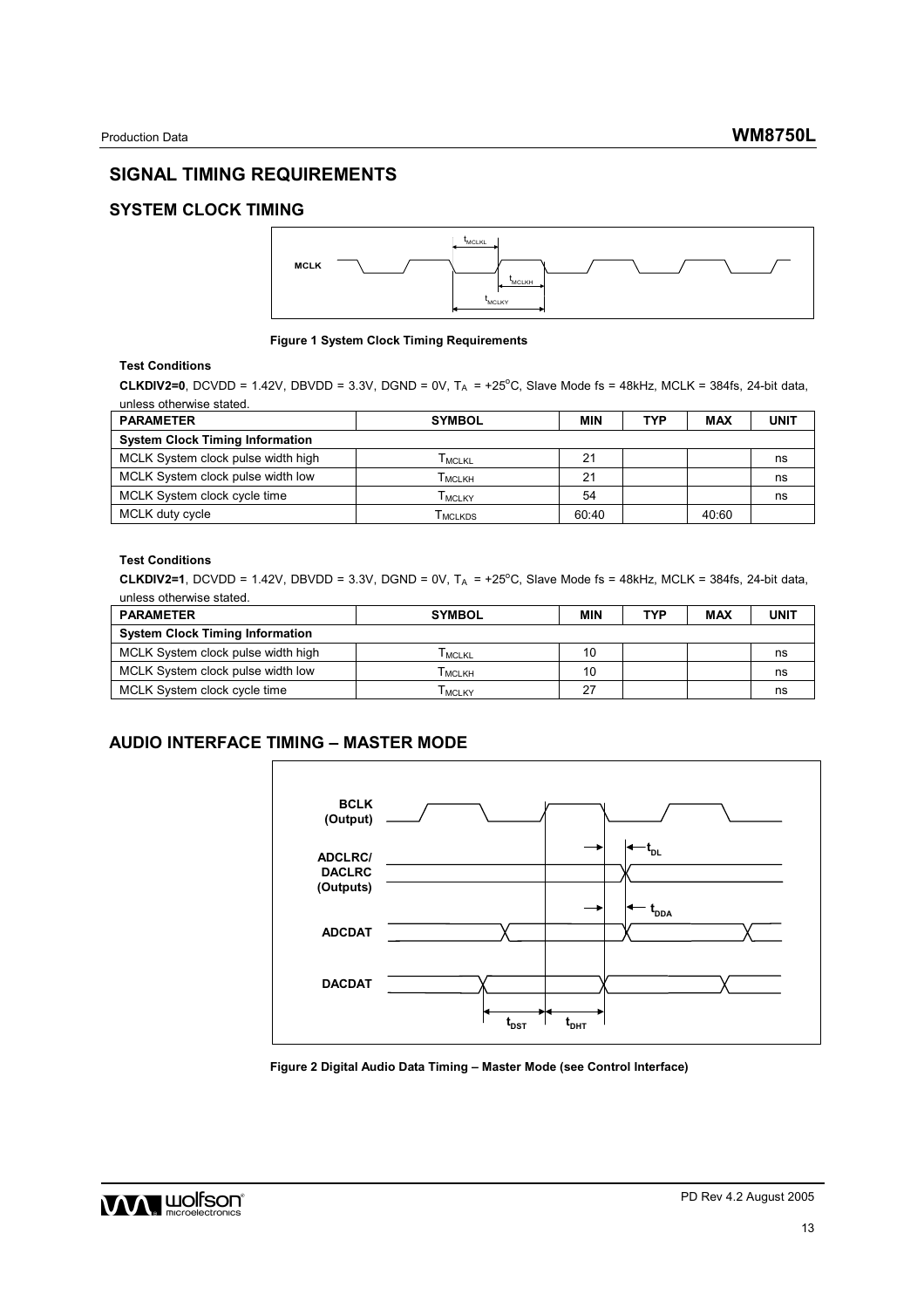# SIGNAL TIMING REQUIREMENTS

## SYSTEM CLOCK TIMING

Figure 1 System Clock Timing Requirements

**Test Conditions**

**CLKDIV2=0**, DCVDD = 1.42V, DBVDD = 3.3V, DGND = 0V, $T_A$ = +25°C, Slave Mode fs = 48kHz, MCLK = 384fs, 24-bit data, unless otherwise stated.

| PARAMETER | SYMBOL | MIN | TYP | MAX | UNIT |
|---|---|---|---|---|---|
| **System Clock Timing Information** | | | | | |
| MCLK System clock pulse width high | $T_{MCLKL}$ | 21 | | | ns |
| MCLK System clock pulse width low | $T_{MCLKH}$ | 21 | | | ns |
| MCLK System clock cycle time | $T_{MCLKY}$ | 54 | | | ns |
| MCLK duty cycle | $T_{MCLKDS}$ | 60:40 | | 40:60 | |

**Test Conditions**

**CLKDIV2=1**, DCVDD = 1.42V, DBVDD = 3.3V, DGND = 0V, $T_A$ = +25°C, Slave Mode fs = 48kHz, MCLK = 384fs, 24-bit data, unless otherwise stated.

| PARAMETER | SYMBOL | MIN | TYP | MAX | UNIT |
|---|---|---|---|---|---|
| **System Clock Timing Information** | | | | | |
| MCLK System clock pulse width high | $T_{MCLKL}$ | 10 | | | ns |
| MCLK System clock pulse width low | $T_{MCLKH}$ | 10 | | | ns |
| MCLK System clock cycle time | $T_{MCLKY}$ | 27 | | | ns |

## AUDIO INTERFACE TIMING – MASTER MODE

Figure 2 Digital Audio Data Timing – Master Mode (see Control Interface)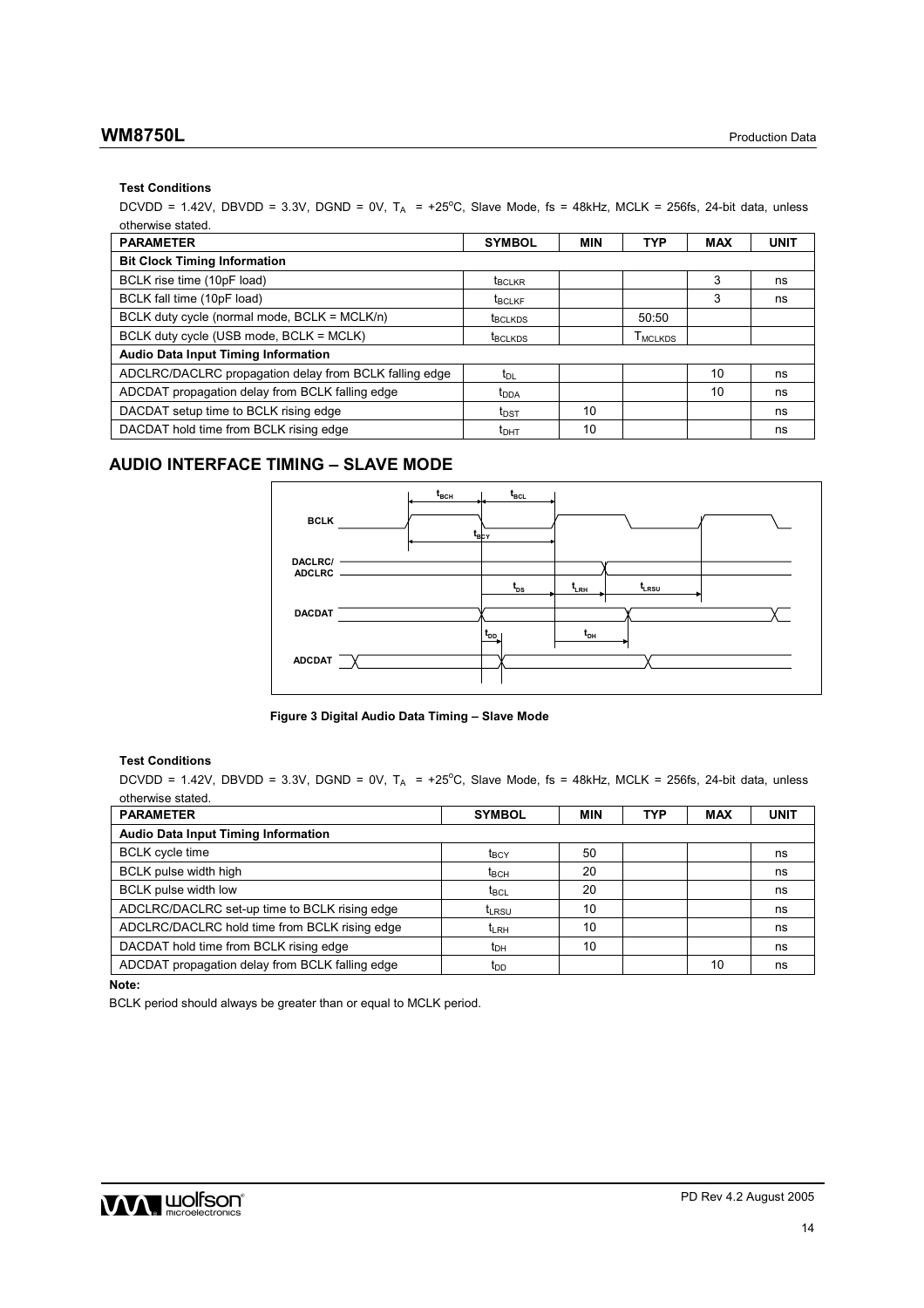**Test Conditions**

DCVDD = 1.42V, DBVDD = 3.3V, DGND = 0V, $T_A$ = +25°C, Slave Mode, fs = 48kHz, MCLK = 256fs, 24-bit data, unless otherwise stated.

| PARAMETER | SYMBOL | MIN | TYP | MAX | UNIT |
|---|---|---|---|---|---|
| **Bit Clock Timing Information** | | | | | |
| BCLK rise time (10pF load) | $t_{BCLKR}$ | | | 3 | ns |
| BCLK fall time (10pF load) | $t_{BCLKF}$ | | | 3 | ns |
| BCLK duty cycle (normal mode, BCLK = MCLK/n) | $t_{BCLKDS}$ | | 50:50 | | |
| BCLK duty cycle (USB mode, BCLK = MCLK) | $t_{BCLKDS}$ | | $T_{MCLKDS}$ | | |
| **Audio Data Input Timing Information** | | | | | |
| ADCLRC/DACLRC propagation delay from BCLK falling edge | $t_{DL}$ | | | 10 | ns |
| ADCDAT propagation delay from BCLK falling edge | $t_{DDA}$ | | | 10 | ns |
| DACDAT setup time to BCLK rising edge | $t_{DST}$ | 10 | | | ns |
| DACDAT hold time from BCLK rising edge | $t_{DHT}$ | 10 | | | ns |

## AUDIO INTERFACE TIMING – SLAVE MODE

**Figure 3 Digital Audio Data Timing – Slave Mode**

**Test Conditions**

DCVDD = 1.42V, DBVDD = 3.3V, DGND = 0V, $T_A$ = +25°C, Slave Mode, fs = 48kHz, MCLK = 256fs, 24-bit data, unless otherwise stated.

| PARAMETER | SYMBOL | MIN | TYP | MAX | UNIT |
|---|---|---|---|---|---|
| **Audio Data Input Timing Information** | | | | | |
| BCLK cycle time | $t_{BCY}$ | 50 | | | ns |
| BCLK pulse width high | $t_{BCH}$ | 20 | | | ns |
| BCLK pulse width low | $t_{BCL}$ | 20 | | | ns |
| ADCLRC/DACLRC set-up time to BCLK rising edge | $t_{LRSU}$ | 10 | | | ns |
| ADCLRC/DACLRC hold time from BCLK rising edge | $t_{LRH}$ | 10 | | | ns |
| DACDAT hold time from BCLK rising edge | $t_{DH}$ | 10 | | | ns |
| ADCDAT propagation delay from BCLK falling edge | $t_{DD}$ | | | 10 | ns |

**Note:**

BCLK period should always be greater than or equal to MCLK period.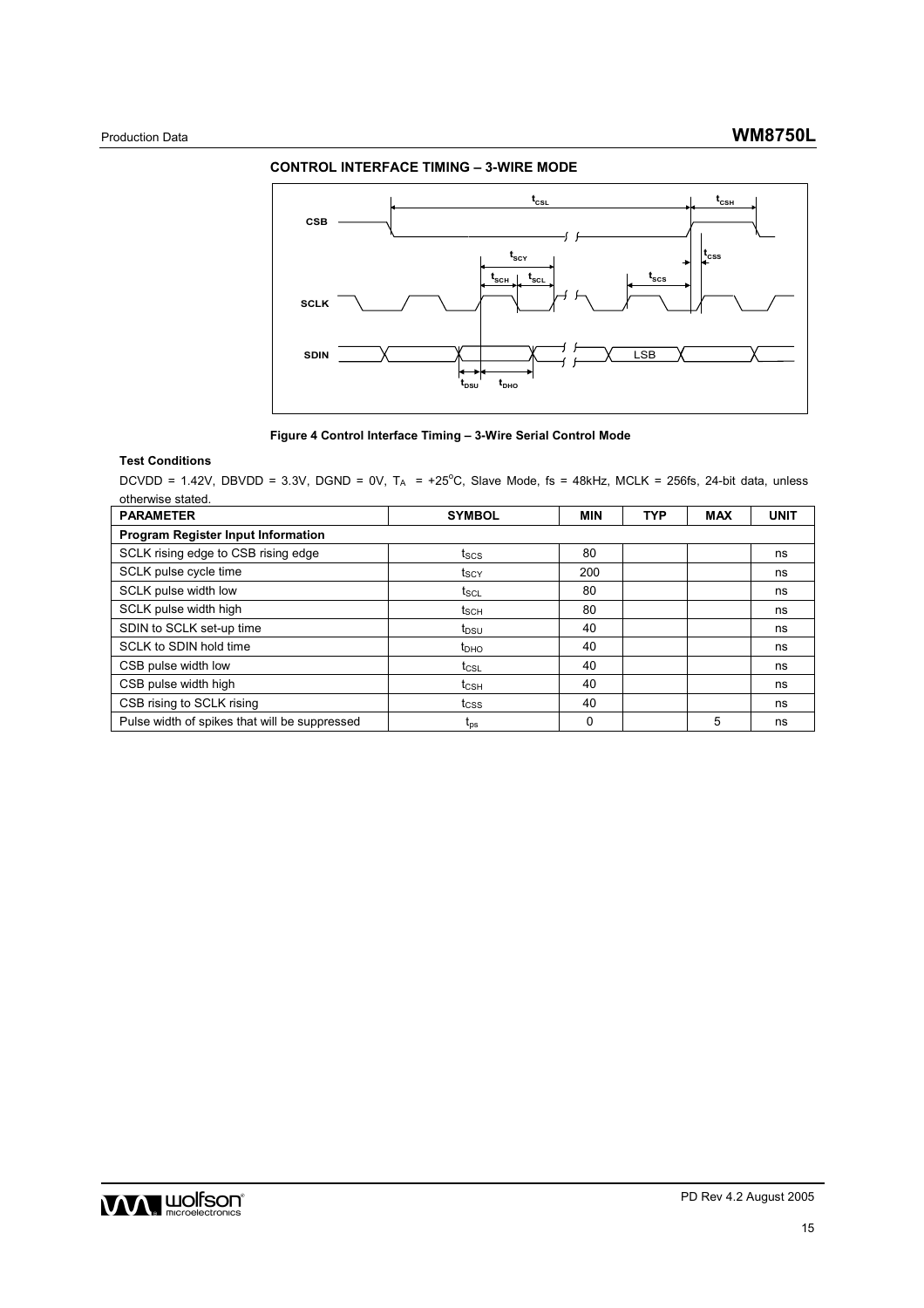## CONTROL INTERFACE TIMING – 3-WIRE MODE

**Figure 4 Control Interface Timing – 3-Wire Serial Control Mode**

**Test Conditions**

DCVDD = 1.42V, DBVDD = 3.3V, DGND = 0V, $T_A$ = +25°C, Slave Mode, fs = 48kHz, MCLK = 256fs, 24-bit data, unless otherwise stated.

| PARAMETER | SYMBOL | MIN | TYP | MAX | UNIT |
|---|---|---|---|---|---|
| **Program Register Input Information** | | | | | |
| SCLK rising edge to CSB rising edge | $t_{SCS}$ | 80 | | | ns |
| SCLK pulse cycle time | $t_{SCY}$ | 200 | | | ns |
| SCLK pulse width low | $t_{SCL}$ | 80 | | | ns |
| SCLK pulse width high | $t_{SCH}$ | 80 | | | ns |
| SDIN to SCLK set-up time | $t_{DSU}$ | 40 | | | ns |
| SCLK to SDIN hold time | $t_{DHO}$ | 40 | | | ns |
| CSB pulse width low | $t_{CSL}$ | 40 | | | ns |
| CSB pulse width high | $t_{CSH}$ | 40 | | | ns |
| CSB rising to SCLK rising | $t_{CSS}$ | 40 | | | ns |
| Pulse width of spikes that will be suppressed | $t_{ps}$ | 0 | | 5 | ns |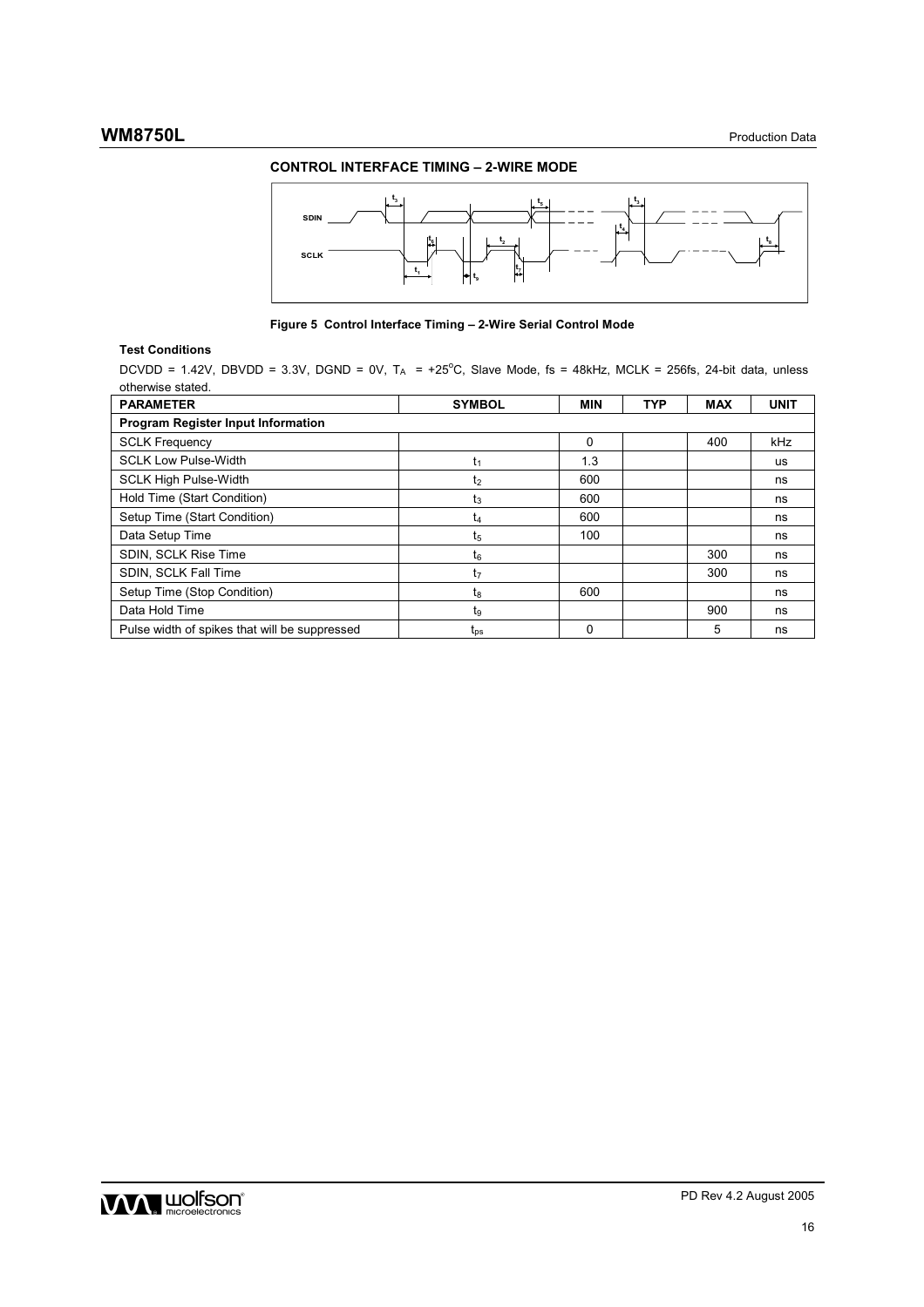## CONTROL INTERFACE TIMING – 2-WIRE MODE

**Figure 5 Control Interface Timing – 2-Wire Serial Control Mode**

**Test Conditions**

DCVDD = 1.42V, DBVDD = 3.3V, DGND = 0V, $T_A$ = +25°C, Slave Mode, fs = 48kHz, MCLK = 256fs, 24-bit data, unless otherwise stated.

| PARAMETER | SYMBOL | MIN | TYP | MAX | UNIT |
|---|---|---|---|---|---|
| **Program Register Input Information** | | | | | |
| SCLK Frequency | | 0 | | 400 | kHz |
| SCLK Low Pulse-Width | $t_1$ | 1.3 | | | us |
| SCLK High Pulse-Width | $t_2$ | 600 | | | ns |
| Hold Time (Start Condition) | $t_3$ | 600 | | | ns |
| Setup Time (Start Condition) | $t_4$ | 600 | | | ns |
| Data Setup Time | $t_5$ | 100 | | | ns |
| SDIN, SCLK Rise Time | $t_6$ | | | 300 | ns |
| SDIN, SCLK Fall Time | $t_7$ | | | 300 | ns |
| Setup Time (Stop Condition) | $t_8$ | 600 | | | ns |
| Data Hold Time | $t_9$ | | | 900 | ns |
| Pulse width of spikes that will be suppressed | $t_{ps}$ | 0 | | 5 | ns |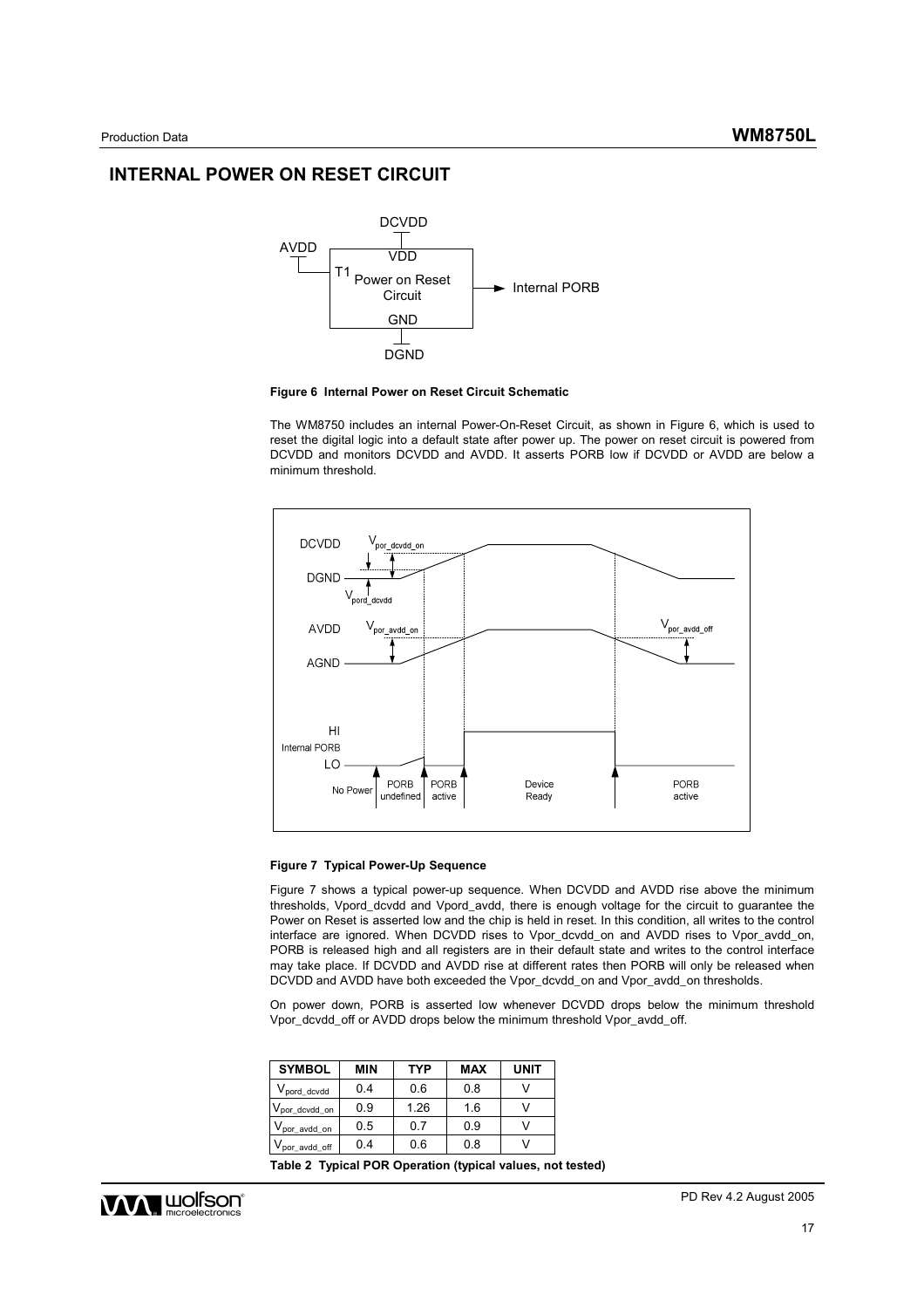## INTERNAL POWER ON RESET CIRCUIT

**Figure 6 Internal Power on Reset Circuit Schematic**

The WM8750 includes an internal Power-On-Reset Circuit, as shown in Figure 6, which is used to reset the digital logic into a default state after power up. The power on reset circuit is powered from DCVDD and monitors DCVDD and AVDD. It asserts PORB low if DCVDD or AVDD are below a minimum threshold.

**Figure 7 Typical Power-Up Sequence**

Figure 7 shows a typical power-up sequence. When DCVDD and AVDD rise above the minimum thresholds, Vpord_dcvdd and Vpord_avdd, there is enough voltage for the circuit to guarantee the Power on Reset is asserted low and the chip is held in reset. In this condition, all writes to the control interface are ignored. When DCVDD rises to Vpor_dcvdd_on and AVDD rises to Vpor_avdd_on, PORB is released high and all registers are in their default state and writes to the control interface may take place. If DCVDD and AVDD rise at different rates then PORB will only be released when DCVDD and AVDD have both exceeded the Vpor_dcvdd_on and Vpor_avdd_on thresholds.

On power down, PORB is asserted low whenever DCVDD drops below the minimum threshold Vpor_dcvdd_off or AVDD drops below the minimum threshold Vpor_avdd_off.

| SYMBOL | MIN | TYP | MAX | UNIT |
|---|---|---|---|---|
| $V_{pord\_dcvdd}$ | 0.4 | 0.6 | 0.8 | V |
| $V_{por\_dcvdd\_on}$ | 0.9 | 1.26 | 1.6 | V |
| $V_{por\_avdd\_on}$ | 0.5 | 0.7 | 0.9 | V |
| $V_{por\_avdd\_off}$ | 0.4 | 0.6 | 0.8 | V |

**Table 2 Typical POR Operation (typical values, not tested)**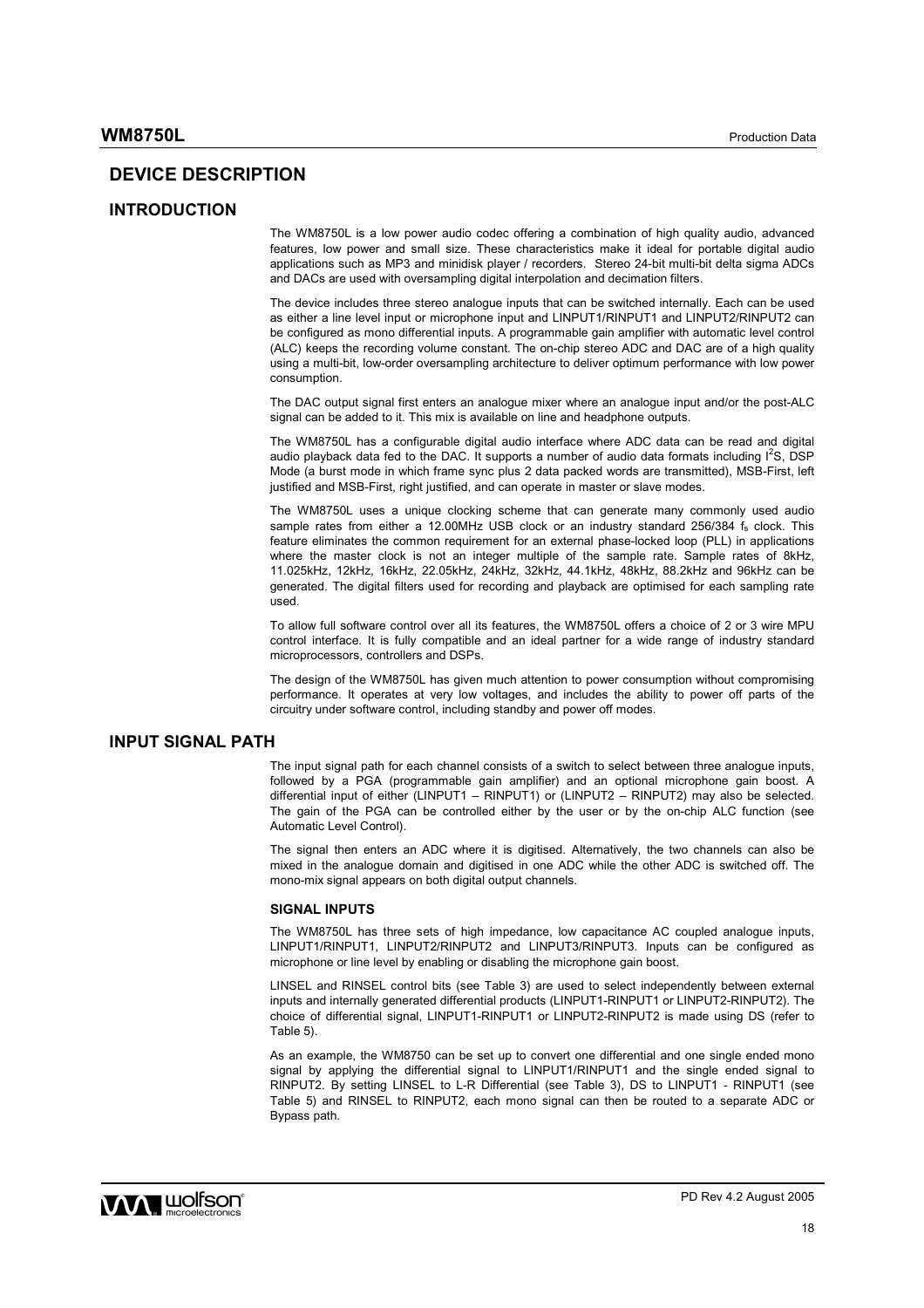# DEVICE DESCRIPTION

## INTRODUCTION

The WM8750L is a low power audio codec offering a combination of high quality audio, advanced features, low power and small size. These characteristics make it ideal for portable digital audio applications such as MP3 and minidisk player / recorders. Stereo 24-bit multi-bit delta sigma ADCs and DACs are used with oversampling digital interpolation and decimation filters.

The device includes three stereo analogue inputs that can be switched internally. Each can be used as either a line level input or microphone input and LINPUT1/RINPUT1 and LINPUT2/RINPUT2 can be configured as mono differential inputs. A programmable gain amplifier with automatic level control (ALC) keeps the recording volume constant. The on-chip stereo ADC and DAC are of a high quality using a multi-bit, low-order oversampling architecture to deliver optimum performance with low power consumption.

The DAC output signal first enters an analogue mixer where an analogue input and/or the post-ALC signal can be added to it. This mix is available on line and headphone outputs.

The WM8750L has a configurable digital audio interface where ADC data can be read and digital audio playback data fed to the DAC. It supports a number of audio data formats including $I^2S$, DSP Mode (a burst mode in which frame sync plus 2 data packed words are transmitted), MSB-First, left justified and MSB-First, right justified, and can operate in master or slave modes.

The WM8750L uses a unique clocking scheme that can generate many commonly used audio sample rates from either a 12.00MHz USB clock or an industry standard 256/384 $f_s$ clock. This feature eliminates the common requirement for an external phase-locked loop (PLL) in applications where the master clock is not an integer multiple of the sample rate. Sample rates of 8kHz, 11.025kHz, 12kHz, 16kHz, 22.05kHz, 24kHz, 32kHz, 44.1kHz, 48kHz, 88.2kHz and 96kHz can be generated. The digital filters used for recording and playback are optimised for each sampling rate used.

To allow full software control over all its features, the WM8750L offers a choice of 2 or 3 wire MPU control interface. It is fully compatible and an ideal partner for a wide range of industry standard microprocessors, controllers and DSPs.

The design of the WM8750L has given much attention to power consumption without compromising performance. It operates at very low voltages, and includes the ability to power off parts of the circuitry under software control, including standby and power off modes.

## INPUT SIGNAL PATH

The input signal path for each channel consists of a switch to select between three analogue inputs, followed by a PGA (programmable gain amplifier) and an optional microphone gain boost. A differential input of either (LINPUT1 – RINPUT1) or (LINPUT2 – RINPUT2) may also be selected. The gain of the PGA can be controlled either by the user or by the on-chip ALC function (see Automatic Level Control).

The signal then enters an ADC where it is digitised. Alternatively, the two channels can also be mixed in the analogue domain and digitised in one ADC while the other ADC is switched off. The mono-mix signal appears on both digital output channels.

### SIGNAL INPUTS

The WM8750L has three sets of high impedance, low capacitance AC coupled analogue inputs, LINPUT1/RINPUT1, LINPUT2/RINPUT2 and LINPUT3/RINPUT3. Inputs can be configured as microphone or line level by enabling or disabling the microphone gain boost.

LINSEL and RINSEL control bits (see Table 3) are used to select independently between external inputs and internally generated differential products (LINPUT1-RINPUT1 or LINPUT2-RINPUT2). The choice of differential signal, LINPUT1-RINPUT1 or LINPUT2-RINPUT2 is made using DS (refer to Table 5).

As an example, the WM8750 can be set up to convert one differential and one single ended mono signal by applying the differential signal to LINPUT1/RINPUT1 and the single ended signal to RINPUT2. By setting LINSEL to L-R Differential (see Table 3), DS to LINPUT1 - RINPUT1 (see Table 5) and RINSEL to RINPUT2, each mono signal can then be routed to a separate ADC or Bypass path.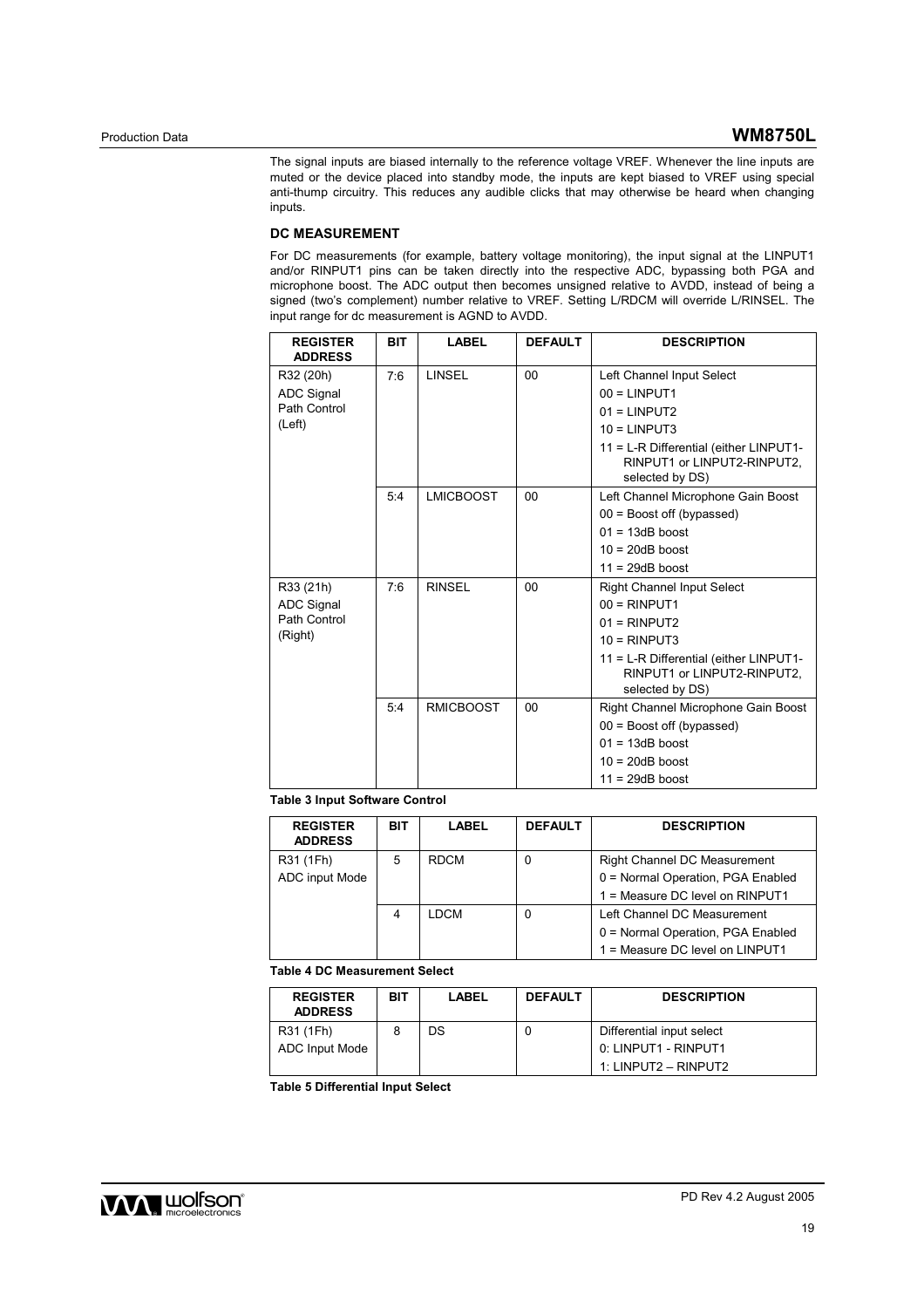The signal inputs are biased internally to the reference voltage VREF. Whenever the line inputs are muted or the device placed into standby mode, the inputs are kept biased to VREF using special anti-thump circuitry. This reduces any audible clicks that may otherwise be heard when changing inputs.

### DC MEASUREMENT

For DC measurements (for example, battery voltage monitoring), the input signal at the LINPUT1 and/or RINPUT1 pins can be taken directly into the respective ADC, bypassing both PGA and microphone boost. The ADC output then becomes unsigned relative to AVDD, instead of being a signed (two's complement) number relative to VREF. Setting L/RDCM will override L/RINSEL. The input range for dc measurement is AGND to AVDD.

| REGISTER ADDRESS | BIT | LABEL | DEFAULT | DESCRIPTION |
|---|---|---|---|---|
| R32 (20h) ADC Signal Path Control (Left) | 7:6 | LINSEL | 00 | Left Channel Input Select<br>00 = LINPUT1<br>01 = LINPUT2<br>10 = LINPUT3<br>11 = L-R Differential (either LINPUT1-RINPUT1 or LINPUT2-RINPUT2, selected by DS) |
| | 5:4 | LMICBOOST | 00 | Left Channel Microphone Gain Boost<br>00 = Boost off (bypassed)<br>01 = 13dB boost<br>10 = 20dB boost<br>11 = 29dB boost |
| R33 (21h) ADC Signal Path Control (Right) | 7:6 | RINSEL | 00 | Right Channel Input Select<br>00 = RINPUT1<br>01 = RINPUT2<br>10 = RINPUT3<br>11 = L-R Differential (either LINPUT1-RINPUT1 or LINPUT2-RINPUT2, selected by DS) |
| | 5:4 | RMICBOOST | 00 | Right Channel Microphone Gain Boost<br>00 = Boost off (bypassed)<br>01 = 13dB boost<br>10 = 20dB boost<br>11 = 29dB boost |

**Table 3 Input Software Control**

| REGISTER ADDRESS | BIT | LABEL | DEFAULT | DESCRIPTION |
|---|---|---|---|---|
| R31 (1Fh) ADC input Mode | 5 | RDCM | 0 | Right Channel DC Measurement<br>0 = Normal Operation, PGA Enabled<br>1 = Measure DC level on RINPUT1 |
| | 4 | LDCM | 0 | Left Channel DC Measurement<br>0 = Normal Operation, PGA Enabled<br>1 = Measure DC level on LINPUT1 |

**Table 4 DC Measurement Select**

| REGISTER ADDRESS | BIT | LABEL | DEFAULT | DESCRIPTION |
|---|---|---|---|---|
| R31 (1Fh) ADC Input Mode | 8 | DS | 0 | Differential input select<br>0: LINPUT1 - RINPUT1<br>1: LINPUT2 – RINPUT2 |

**Table 5 Differential Input Select**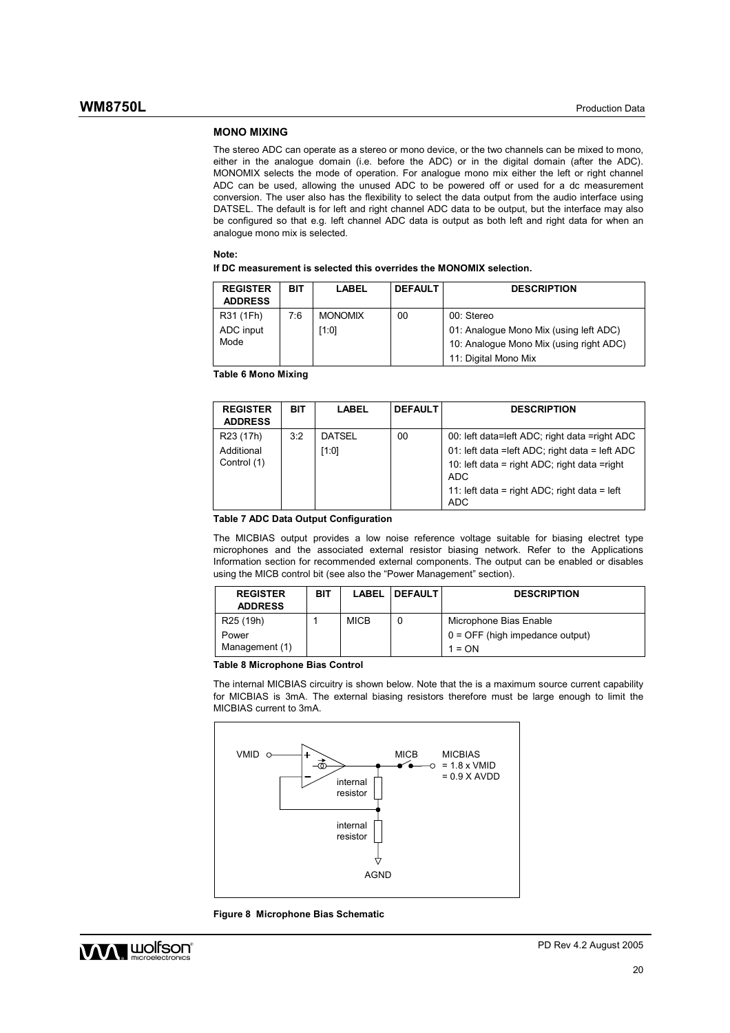## MONO MIXING

The stereo ADC can operate as a stereo or mono device, or the two channels can be mixed to mono, either in the analogue domain (i.e. before the ADC) or in the digital domain (after the ADC). MONOMIX selects the mode of operation. For analogue mono mix either the left or right channel ADC can be used, allowing the unused ADC to be powered off or used for a dc measurement conversion. The user also has the flexibility to select the data output from the audio interface using DATSEL. The default is for left and right channel ADC data to be output, but the interface may also be configured so that e.g. left channel ADC data is output as both left and right data for when an analogue mono mix is selected.

**Note:**

**If DC measurement is selected this overrides the MONOMIX selection.**

| REGISTER ADDRESS | BIT | LABEL | DEFAULT | DESCRIPTION |
|---|---|---|---|---|
| R31 (1Fh) ADC input Mode | 7:6 | MONOMIX [1:0] | 00 | 00: Stereo<br>01: Analogue Mono Mix (using left ADC)<br>10: Analogue Mono Mix (using right ADC)<br>11: Digital Mono Mix |

**Table 6 Mono Mixing**

| REGISTER ADDRESS | BIT | LABEL | DEFAULT | DESCRIPTION |
|---|---|---|---|---|
| R23 (17h) Additional Control (1) | 3:2 | DATSEL [1:0] | 00 | 00: left data=left ADC; right data =right ADC<br>01: left data =left ADC; right data = left ADC<br>10: left data = right ADC; right data =right ADC<br>11: left data = right ADC; right data = left ADC |

**Table 7 ADC Data Output Configuration**

The MICBIAS output provides a low noise reference voltage suitable for biasing electret type microphones and the associated external resistor biasing network. Refer to the Applications Information section for recommended external components. The output can be enabled or disables using the MICB control bit (see also the "Power Management" section).

| REGISTER ADDRESS | BIT | LABEL | DEFAULT | DESCRIPTION |
|---|---|---|---|---|
| R25 (19h) Power Management (1) | 1 | MICB | 0 | Microphone Bias Enable<br>0 = OFF (high impedance output)<br>1 = ON |

**Table 8 Microphone Bias Control**

The internal MICBIAS circuitry is shown below. Note that the is a maximum source current capability for MICBIAS is 3mA. The external biasing resistors therefore must be large enough to limit the MICBIAS current to 3mA.

**Figure 8 Microphone Bias Schematic**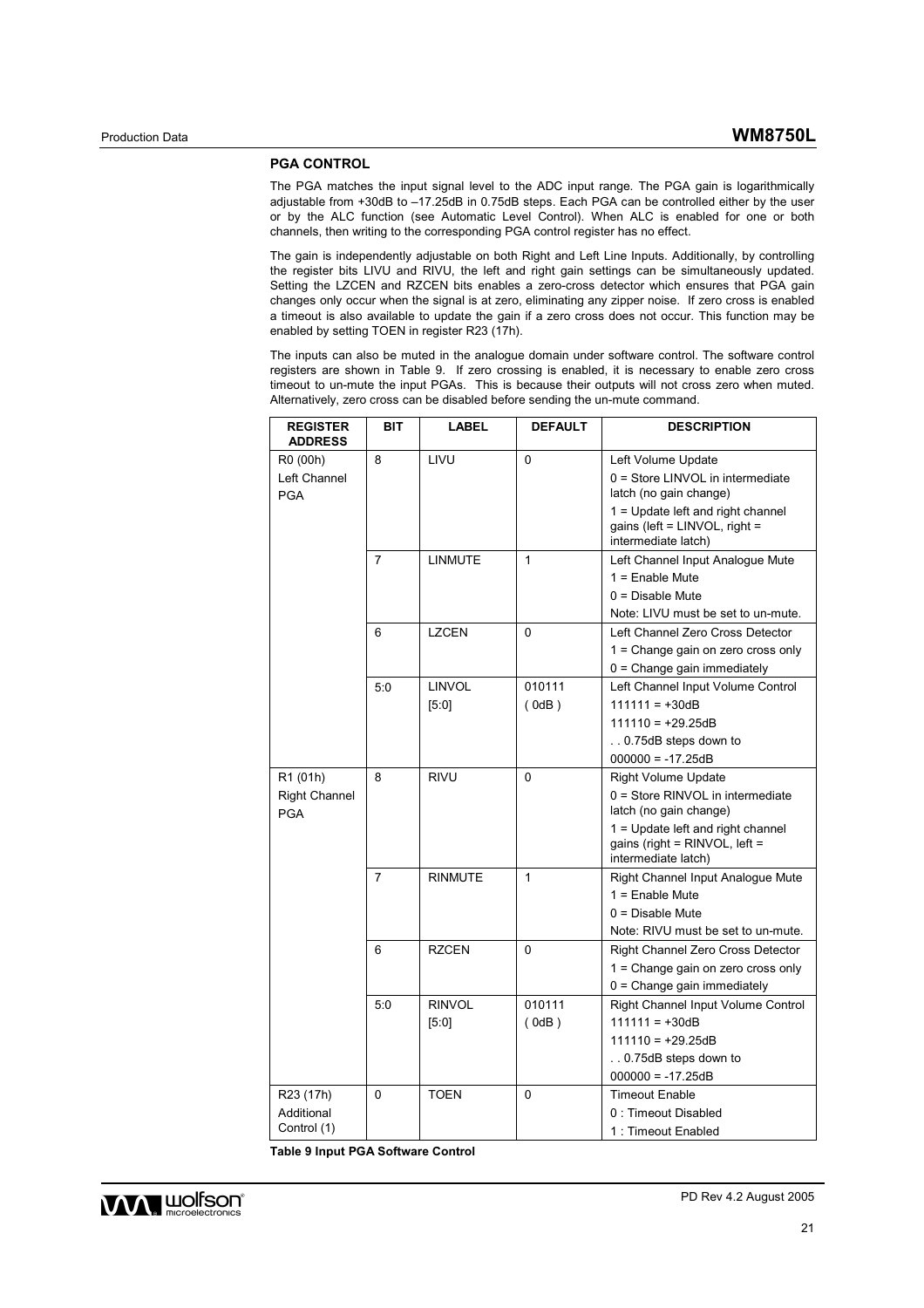## PGA CONTROL

The PGA matches the input signal level to the ADC input range. The PGA gain is logarithmically adjustable from +30dB to –17.25dB in 0.75dB steps. Each PGA can be controlled either by the user or by the ALC function (see Automatic Level Control). When ALC is enabled for one or both channels, then writing to the corresponding PGA control register has no effect.

The gain is independently adjustable on both Right and Left Line Inputs. Additionally, by controlling the register bits LIVU and RIVU, the left and right gain settings can be simultaneously updated. Setting the LZCEN and RZCEN bits enables a zero-cross detector which ensures that PGA gain changes only occur when the signal is at zero, eliminating any zipper noise. If zero cross is enabled a timeout is also available to update the gain if a zero cross does not occur. This function may be enabled by setting TOEN in register R23 (17h).

The inputs can also be muted in the analogue domain under software control. The software control registers are shown in Table 9. If zero crossing is enabled, it is necessary to enable zero cross timeout to un-mute the input PGAs. This is because their outputs will not cross zero when muted. Alternatively, zero cross can be disabled before sending the un-mute command.

| REGISTER ADDRESS | BIT | LABEL | DEFAULT | DESCRIPTION |
|---|---|---|---|---|
| R0 (00h)<br>Left Channel PGA | 8 | LIVU | 0 | Left Volume Update<br>0 = Store LINVOL in intermediate latch (no gain change)<br>1 = Update left and right channel gains (left = LINVOL, right = intermediate latch) |
| | 7 | LINMUTE | 1 | Left Channel Input Analogue Mute<br>1 = Enable Mute<br>0 = Disable Mute<br>Note: LIVU must be set to un-mute. |
| | 6 | LZCEN | 0 | Left Channel Zero Cross Detector<br>1 = Change gain on zero cross only<br>0 = Change gain immediately |
| | 5:0 | LINVOL [5:0] | 010111 ( 0dB ) | Left Channel Input Volume Control<br>111111 = +30dB<br>111110 = +29.25dB<br>. . 0.75dB steps down to<br>000000 = -17.25dB |
| R1 (01h)<br>Right Channel PGA | 8 | RIVU | 0 | Right Volume Update<br>0 = Store RINVOL in intermediate latch (no gain change)<br>1 = Update left and right channel gains (right = RINVOL, left = intermediate latch) |
| | 7 | RINMUTE | 1 | Right Channel Input Analogue Mute<br>1 = Enable Mute<br>0 = Disable Mute<br>Note: RIVU must be set to un-mute. |
| | 6 | RZCEN | 0 | Right Channel Zero Cross Detector<br>1 = Change gain on zero cross only<br>0 = Change gain immediately |
| | 5:0 | RINVOL [5:0] | 010111 ( 0dB ) | Right Channel Input Volume Control<br>111111 = +30dB<br>111110 = +29.25dB<br>. . 0.75dB steps down to<br>000000 = -17.25dB |
| R23 (17h)<br>Additional Control (1) | 0 | TOEN | 0 | Timeout Enable<br>0 : Timeout Disabled<br>1 : Timeout Enabled |

**Table 9 Input PGA Software Control**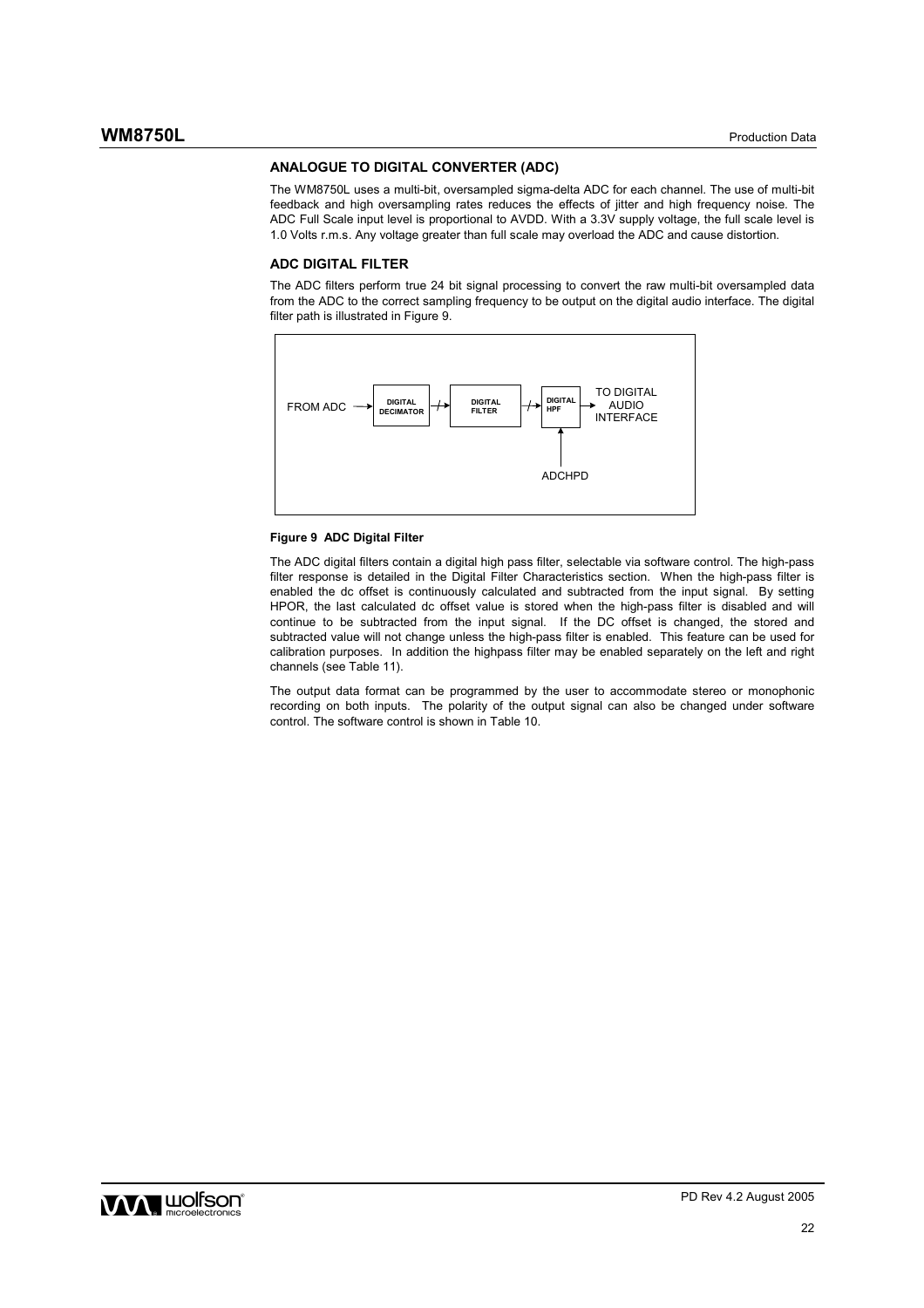## ANALOGUE TO DIGITAL CONVERTER (ADC)

The WM8750L uses a multi-bit, oversampled sigma-delta ADC for each channel. The use of multi-bit feedback and high oversampling rates reduces the effects of jitter and high frequency noise. The ADC Full Scale input level is proportional to AVDD. With a 3.3V supply voltage, the full scale level is 1.0 Volts r.m.s. Any voltage greater than full scale may overload the ADC and cause distortion.

## ADC DIGITAL FILTER

The ADC filters perform true 24 bit signal processing to convert the raw multi-bit oversampled data from the ADC to the correct sampling frequency to be output on the digital audio interface. The digital filter path is illustrated in Figure 9.

FROM ADC → DIGITAL DECIMATOR → DIGITAL FILTER → DIGITAL HPF → TO DIGITAL AUDIO INTERFACE

ADCHPD

**Figure 9 ADC Digital Filter**

The ADC digital filters contain a digital high pass filter, selectable via software control. The high-pass filter response is detailed in the Digital Filter Characteristics section. When the high-pass filter is enabled the dc offset is continuously calculated and subtracted from the input signal. By setting HPOR, the last calculated dc offset value is stored when the high-pass filter is disabled and will continue to be subtracted from the input signal. If the DC offset is changed, the stored and subtracted value will not change unless the high-pass filter is enabled. This feature can be used for calibration purposes. In addition the highpass filter may be enabled separately on the left and right channels (see Table 11).

The output data format can be programmed by the user to accommodate stereo or monophonic recording on both inputs. The polarity of the output signal can also be changed under software control. The software control is shown in Table 10.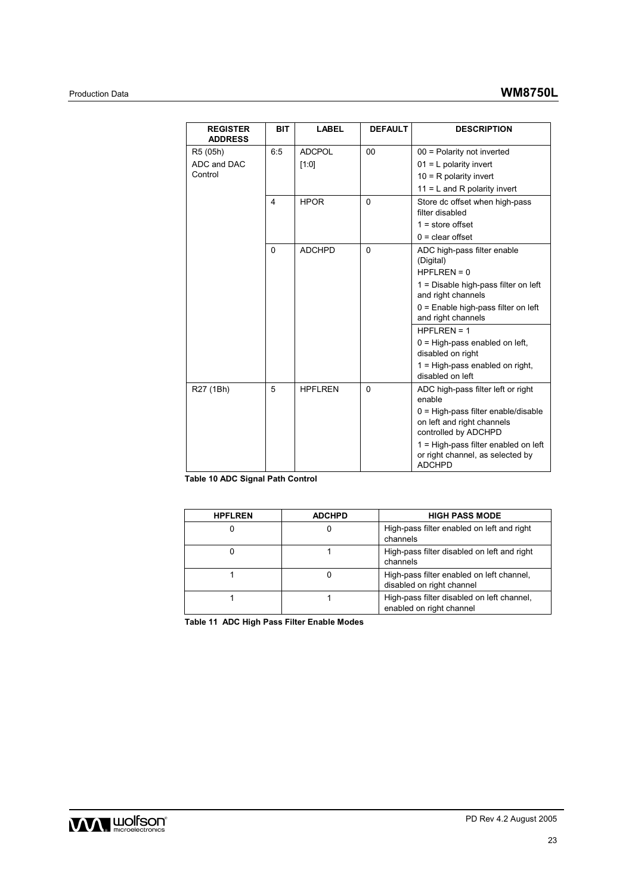| REGISTER ADDRESS | BIT | LABEL | DEFAULT | DESCRIPTION |
|---|---|---|---|---|
| R5 (05h) ADC and DAC Control | 6:5 | ADCPOL [1:0] | 00 | 00 = Polarity not inverted<br>01 = L polarity invert<br>10 = R polarity invert<br>11 = L and R polarity invert |
| | 4 | HPOR | 0 | Store dc offset when high-pass filter disabled<br>1 = store offset<br>0 = clear offset |
| | 0 | ADCHPD | 0 | ADC high-pass filter enable (Digital)<br>HPFLREN = 0<br>1 = Disable high-pass filter on left and right channels<br>0 = Enable high-pass filter on left and right channels<br>HPFLREN = 1<br>0 = High-pass enabled on left, disabled on right<br>1 = High-pass enabled on right, disabled on left |
| R27 (1Bh) | 5 | HPFLREN | 0 | ADC high-pass filter left or right enable<br>0 = High-pass filter enable/disable on left and right channels controlled by ADCHPD<br>1 = High-pass filter enabled on left or right channel, as selected by ADCHPD |

**Table 10 ADC Signal Path Control**

| HPFLREN | ADCHPD | HIGH PASS MODE |
|---|---|---|
| 0 | 0 | High-pass filter enabled on left and right channels |
| 0 | 1 | High-pass filter disabled on left and right channels |
| 1 | 0 | High-pass filter enabled on left channel, disabled on right channel |
| 1 | 1 | High-pass filter disabled on left channel, enabled on right channel |

**Table 11 ADC High Pass Filter Enable Modes**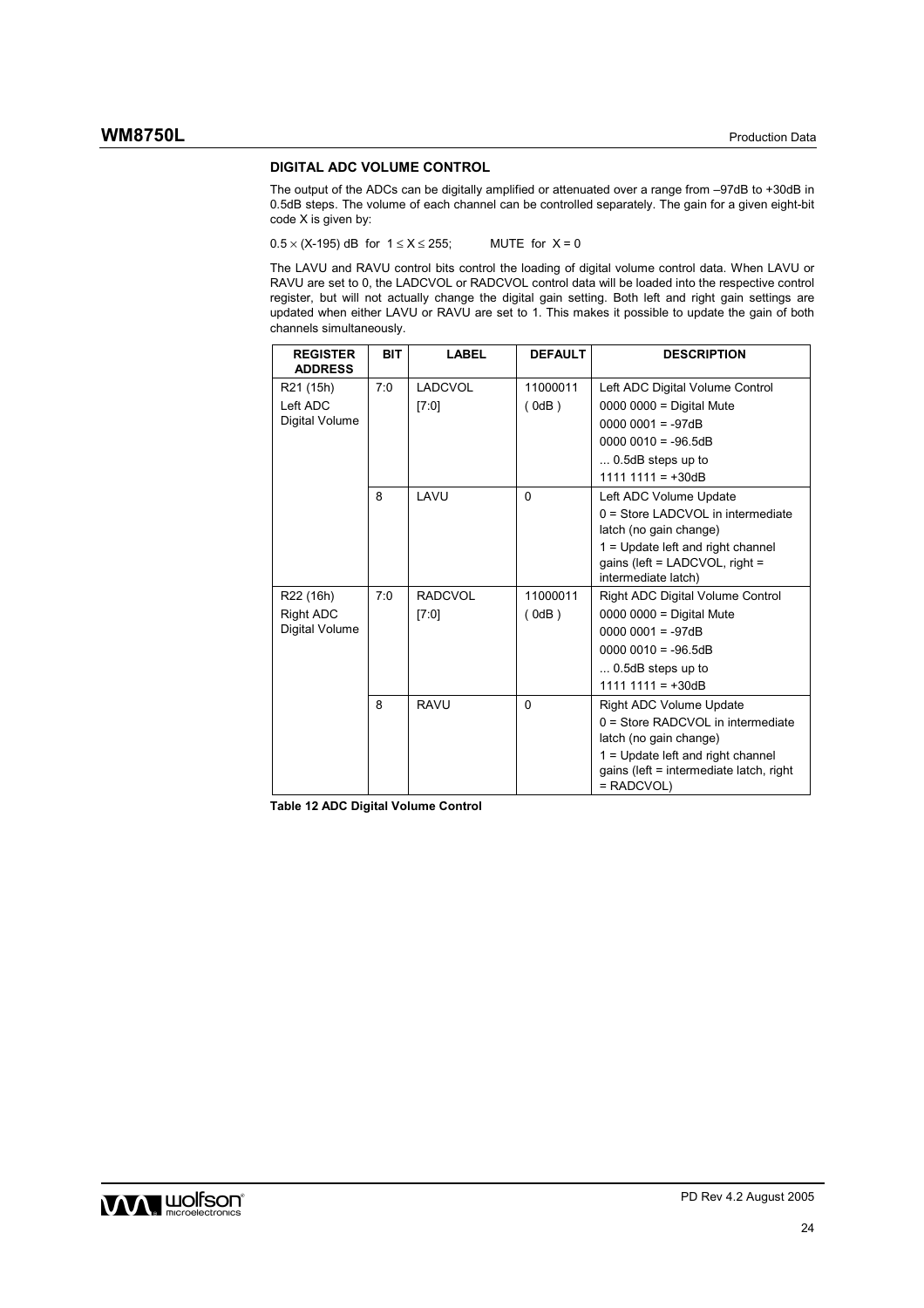### DIGITAL ADC VOLUME CONTROL

The output of the ADCs can be digitally amplified or attenuated over a range from –97dB to +30dB in 0.5dB steps. The volume of each channel can be controlled separately. The gain for a given eight-bit code X is given by:

$0.5 \times (X\text{-}195)$ dB for $1 \leq X \leq 255$;  MUTE for $X = 0$

The LAVU and RAVU control bits control the loading of digital volume control data. When LAVU or RAVU are set to 0, the LADCVOL or RADCVOL control data will be loaded into the respective control register, but will not actually change the digital gain setting. Both left and right gain settings are updated when either LAVU or RAVU are set to 1. This makes it possible to update the gain of both channels simultaneously.

| REGISTER ADDRESS | BIT | LABEL | DEFAULT | DESCRIPTION |
|---|---|---|---|---|
| R21 (15h) Left ADC Digital Volume | 7:0 | LADCVOL [7:0] | 11000011 ( 0dB ) | Left ADC Digital Volume Control<br>0000 0000 = Digital Mute<br>0000 0001 = -97dB<br>0000 0010 = -96.5dB<br>... 0.5dB steps up to<br>1111 1111 = +30dB |
| | 8 | LAVU | 0 | Left ADC Volume Update<br>0 = Store LADCVOL in intermediate latch (no gain change)<br>1 = Update left and right channel gains (left = LADCVOL, right = intermediate latch) |
| R22 (16h) Right ADC Digital Volume | 7:0 | RADCVOL [7:0] | 11000011 ( 0dB ) | Right ADC Digital Volume Control<br>0000 0000 = Digital Mute<br>0000 0001 = -97dB<br>0000 0010 = -96.5dB<br>... 0.5dB steps up to<br>1111 1111 = +30dB |
| | 8 | RAVU | 0 | Right ADC Volume Update<br>0 = Store RADCVOL in intermediate latch (no gain change)<br>1 = Update left and right channel gains (left = intermediate latch, right = RADCVOL) |

**Table 12 ADC Digital Volume Control**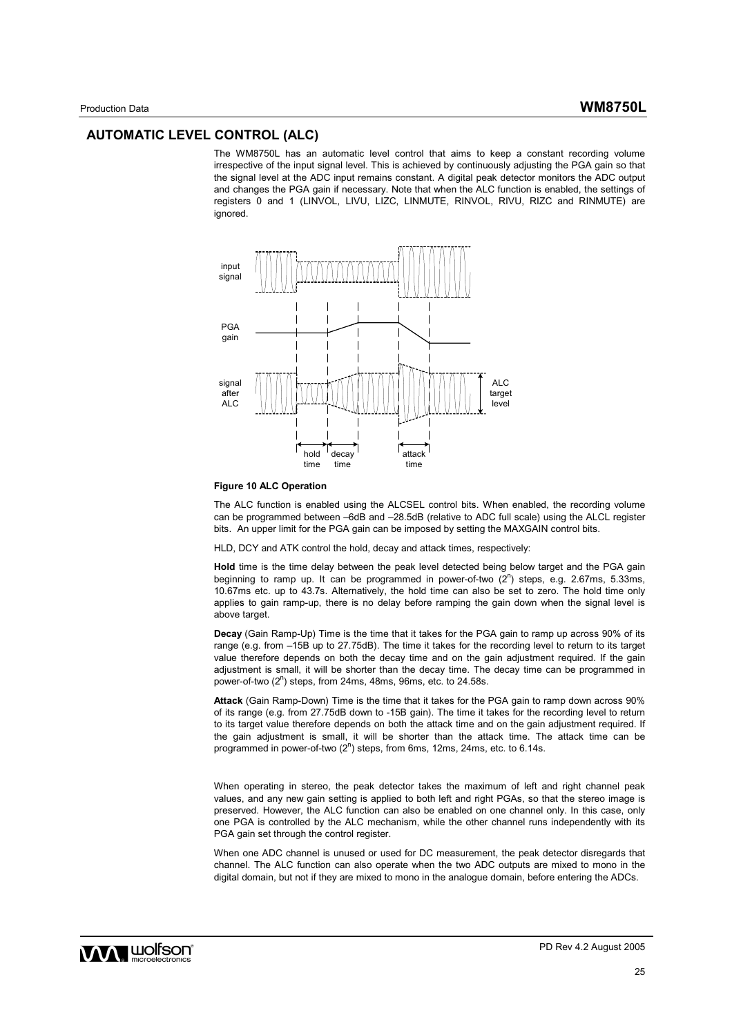## AUTOMATIC LEVEL CONTROL (ALC)

The WM8750L has an automatic level control that aims to keep a constant recording volume irrespective of the input signal level. This is achieved by continuously adjusting the PGA gain so that the signal level at the ADC input remains constant. A digital peak detector monitors the ADC output and changes the PGA gain if necessary. Note that when the ALC function is enabled, the settings of registers 0 and 1 (LINVOL, LIVU, LIZC, LINMUTE, RINVOL, RIVU, RIZC and RINMUTE) are ignored.

**Figure 10 ALC Operation**

The ALC function is enabled using the ALCSEL control bits. When enabled, the recording volume can be programmed between –6dB and –28.5dB (relative to ADC full scale) using the ALCL register bits. An upper limit for the PGA gain can be imposed by setting the MAXGAIN control bits.

HLD, DCY and ATK control the hold, decay and attack times, respectively:

**Hold** time is the time delay between the peak level detected being below target and the PGA gain beginning to ramp up. It can be programmed in power-of-two ($2^n$) steps, e.g. 2.67ms, 5.33ms, 10.67ms etc. up to 43.7s. Alternatively, the hold time can also be set to zero. The hold time only applies to gain ramp-up, there is no delay before ramping the gain down when the signal level is above target.

**Decay** (Gain Ramp-Up) Time is the time that it takes for the PGA gain to ramp up across 90% of its range (e.g. from –15B up to 27.75dB). The time it takes for the recording level to return to its target value therefore depends on both the decay time and on the gain adjustment required. If the gain adjustment is small, it will be shorter than the decay time. The decay time can be programmed in power-of-two ($2^n$) steps, from 24ms, 48ms, 96ms, etc. to 24.58s.

**Attack** (Gain Ramp-Down) Time is the time that it takes for the PGA gain to ramp down across 90% of its range (e.g. from 27.75dB down to -15B gain). The time it takes for the recording level to return to its target value therefore depends on both the attack time and on the gain adjustment required. If the gain adjustment is small, it will be shorter than the attack time. The attack time can be programmed in power-of-two ($2^n$) steps, from 6ms, 12ms, 24ms, etc. to 6.14s.

When operating in stereo, the peak detector takes the maximum of left and right channel peak values, and any new gain setting is applied to both left and right PGAs, so that the stereo image is preserved. However, the ALC function can also be enabled on one channel only. In this case, only one PGA is controlled by the ALC mechanism, while the other channel runs independently with its PGA gain set through the control register.

When one ADC channel is unused or used for DC measurement, the peak detector disregards that channel. The ALC function can also operate when the two ADC outputs are mixed to mono in the digital domain, but not if they are mixed to mono in the analogue domain, before entering the ADCs.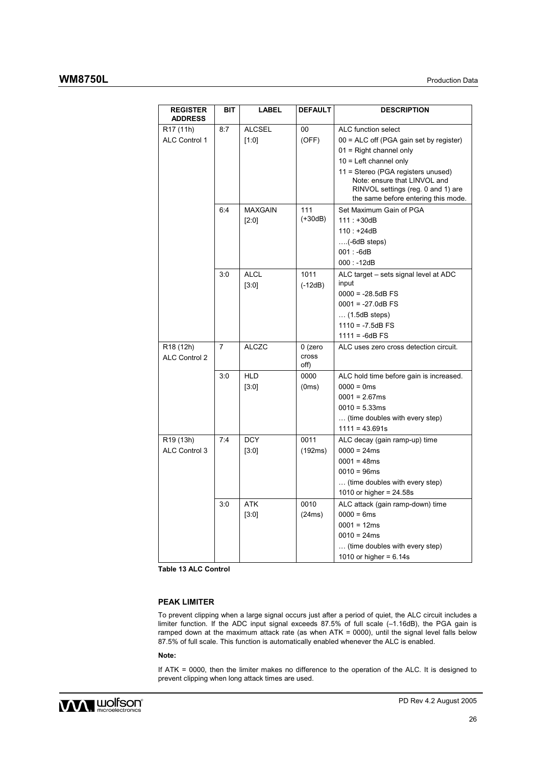| REGISTER ADDRESS | BIT | LABEL | DEFAULT | DESCRIPTION |
|---|---|---|---|---|
| R17 (11h) ALC Control 1 | 8:7 | ALCSEL [1:0] | 00 (OFF) | ALC function select<br>00 = ALC off (PGA gain set by register)<br>01 = Right channel only<br>10 = Left channel only<br>11 = Stereo (PGA registers unused) Note: ensure that LINVOL and RINVOL settings (reg. 0 and 1) are the same before entering this mode. |
| | 6:4 | MAXGAIN [2:0] | 111 (+30dB) | Set Maximum Gain of PGA<br>111 : +30dB<br>110 : +24dB<br>….(-6dB steps)<br>001 : -6dB<br>000 : -12dB |
| | 3:0 | ALCL [3:0] | 1011 (-12dB) | ALC target – sets signal level at ADC input<br>0000 = -28.5dB FS<br>0001 = -27.0dB FS<br>… (1.5dB steps)<br>1110 = -7.5dB FS<br>1111 = -6dB FS |
| R18 (12h) ALC Control 2 | 7 | ALCZC | 0 (zero cross off) | ALC uses zero cross detection circuit. |
| | 3:0 | HLD [3:0] | 0000 (0ms) | ALC hold time before gain is increased.<br>0000 = 0ms<br>0001 = 2.67ms<br>0010 = 5.33ms<br>… (time doubles with every step)<br>1111 = 43.691s |
| R19 (13h) ALC Control 3 | 7:4 | DCY [3:0] | 0011 (192ms) | ALC decay (gain ramp-up) time<br>0000 = 24ms<br>0001 = 48ms<br>0010 = 96ms<br>… (time doubles with every step)<br>1010 or higher = 24.58s |
| | 3:0 | ATK [3:0] | 0010 (24ms) | ALC attack (gain ramp-down) time<br>0000 = 6ms<br>0001 = 12ms<br>0010 = 24ms<br>… (time doubles with every step)<br>1010 or higher = 6.14s |

**Table 13 ALC Control**

### PEAK LIMITER

To prevent clipping when a large signal occurs just after a period of quiet, the ALC circuit includes a limiter function. If the ADC input signal exceeds 87.5% of full scale (–1.16dB), the PGA gain is ramped down at the maximum attack rate (as when ATK = 0000), until the signal level falls below 87.5% of full scale. This function is automatically enabled whenever the ALC is enabled.

**Note:**

If ATK = 0000, then the limiter makes no difference to the operation of the ALC. It is designed to prevent clipping when long attack times are used.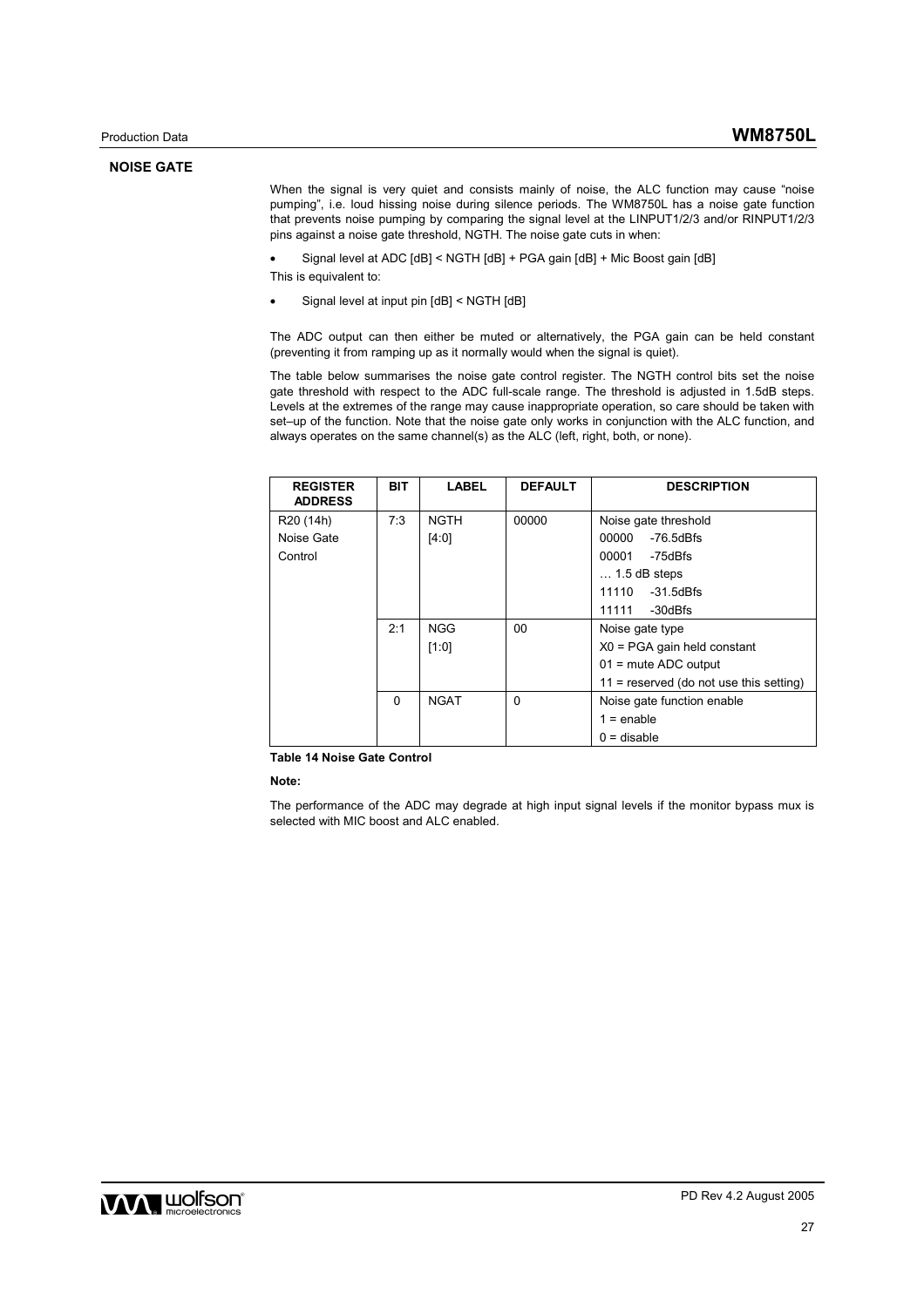## NOISE GATE

When the signal is very quiet and consists mainly of noise, the ALC function may cause "noise pumping", i.e. loud hissing noise during silence periods. The WM8750L has a noise gate function that prevents noise pumping by comparing the signal level at the LINPUT1/2/3 and/or RINPUT1/2/3 pins against a noise gate threshold, NGTH. The noise gate cuts in when:

- Signal level at ADC [dB] < NGTH [dB] + PGA gain [dB] + Mic Boost gain [dB]

This is equivalent to:

- Signal level at input pin [dB] < NGTH [dB]

The ADC output can then either be muted or alternatively, the PGA gain can be held constant (preventing it from ramping up as it normally would when the signal is quiet).

The table below summarises the noise gate control register. The NGTH control bits set the noise gate threshold with respect to the ADC full-scale range. The threshold is adjusted in 1.5dB steps. Levels at the extremes of the range may cause inappropriate operation, so care should be taken with set–up of the function. Note that the noise gate only works in conjunction with the ALC function, and always operates on the same channel(s) as the ALC (left, right, both, or none).

| REGISTER ADDRESS | BIT | LABEL | DEFAULT | DESCRIPTION |
|---|---|---|---|---|
| R20 (14h) Noise Gate Control | 7:3 | NGTH [4:0] | 00000 | Noise gate threshold<br>00000 -76.5dBfs<br>00001 -75dBfs<br>… 1.5 dB steps<br>11110 -31.5dBfs<br>11111 -30dBfs |
| | 2:1 | NGG [1:0] | 00 | Noise gate type<br>X0 = PGA gain held constant<br>01 = mute ADC output<br>11 = reserved (do not use this setting) |
| | 0 | NGAT | 0 | Noise gate function enable<br>1 = enable<br>0 = disable |

**Table 14 Noise Gate Control**

**Note:**

The performance of the ADC may degrade at high input signal levels if the monitor bypass mux is selected with MIC boost and ALC enabled.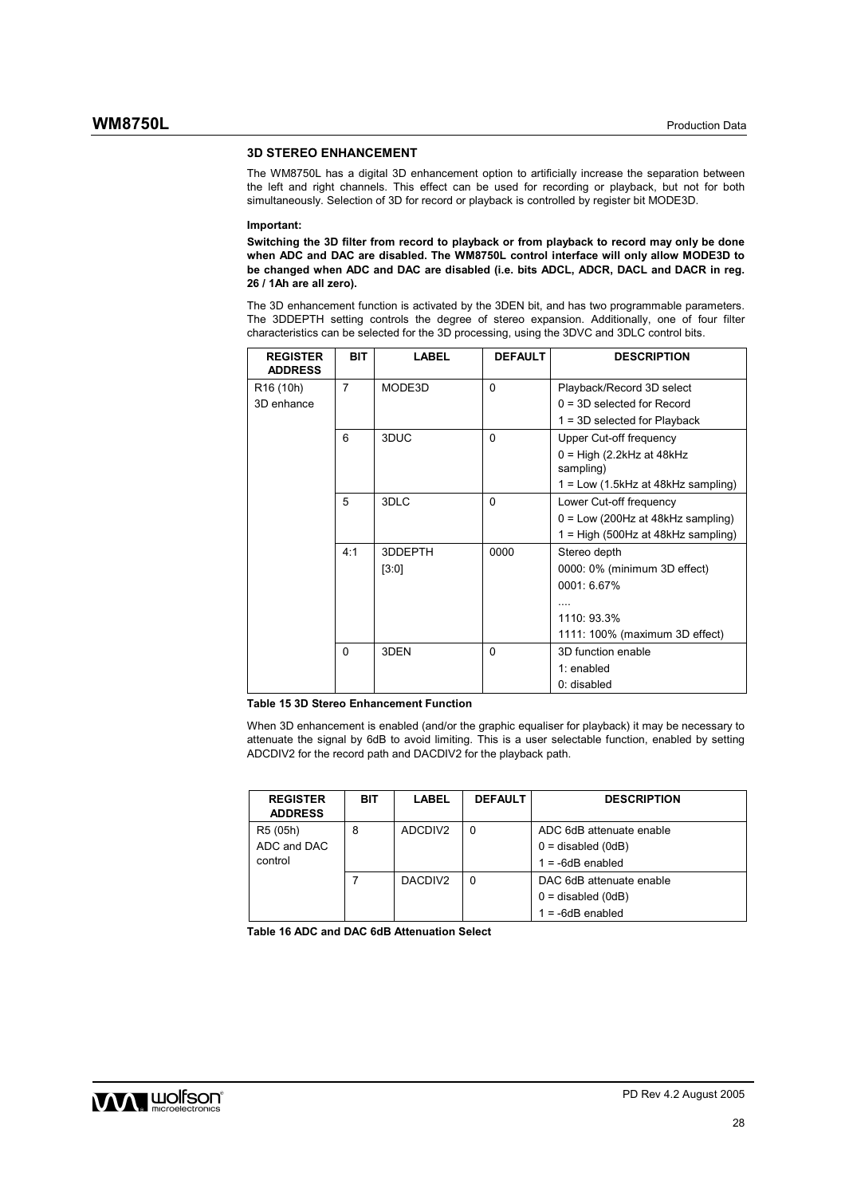### 3D STEREO ENHANCEMENT

The WM8750L has a digital 3D enhancement option to artificially increase the separation between the left and right channels. This effect can be used for recording or playback, but not for both simultaneously. Selection of 3D for record or playback is controlled by register bit MODE3D.

**Important:**

**Switching the 3D filter from record to playback or from playback to record may only be done when ADC and DAC are disabled. The WM8750L control interface will only allow MODE3D to be changed when ADC and DAC are disabled (i.e. bits ADCL, ADCR, DACL and DACR in reg. 26 / 1Ah are all zero).**

The 3D enhancement function is activated by the 3DEN bit, and has two programmable parameters. The 3DDEPTH setting controls the degree of stereo expansion. Additionally, one of four filter characteristics can be selected for the 3D processing, using the 3DVC and 3DLC control bits.

| REGISTER ADDRESS | BIT | LABEL | DEFAULT | DESCRIPTION |
|---|---|---|---|---|
| R16 (10h) 3D enhance | 7 | MODE3D | 0 | Playback/Record 3D select<br>0 = 3D selected for Record<br>1 = 3D selected for Playback |
| | 6 | 3DUC | 0 | Upper Cut-off frequency<br>0 = High (2.2kHz at 48kHz sampling)<br>1 = Low (1.5kHz at 48kHz sampling) |
| | 5 | 3DLC | 0 | Lower Cut-off frequency<br>0 = Low (200Hz at 48kHz sampling)<br>1 = High (500Hz at 48kHz sampling) |
| | 4:1 | 3DDEPTH [3:0] | 0000 | Stereo depth<br>0000: 0% (minimum 3D effect)<br>0001: 6.67%<br>....<br>1110: 93.3%<br>1111: 100% (maximum 3D effect) |
| | 0 | 3DEN | 0 | 3D function enable<br>1: enabled<br>0: disabled |

**Table 15 3D Stereo Enhancement Function**

When 3D enhancement is enabled (and/or the graphic equaliser for playback) it may be necessary to attenuate the signal by 6dB to avoid limiting. This is a user selectable function, enabled by setting ADCDIV2 for the record path and DACDIV2 for the playback path.

| REGISTER ADDRESS | BIT | LABEL | DEFAULT | DESCRIPTION |
|---|---|---|---|---|
| R5 (05h) ADC and DAC control | 8 | ADCDIV2 | 0 | ADC 6dB attenuate enable<br>0 = disabled (0dB)<br>1 = -6dB enabled |
| | 7 | DACDIV2 | 0 | DAC 6dB attenuate enable<br>0 = disabled (0dB)<br>1 = -6dB enabled |

**Table 16 ADC and DAC 6dB Attenuation Select**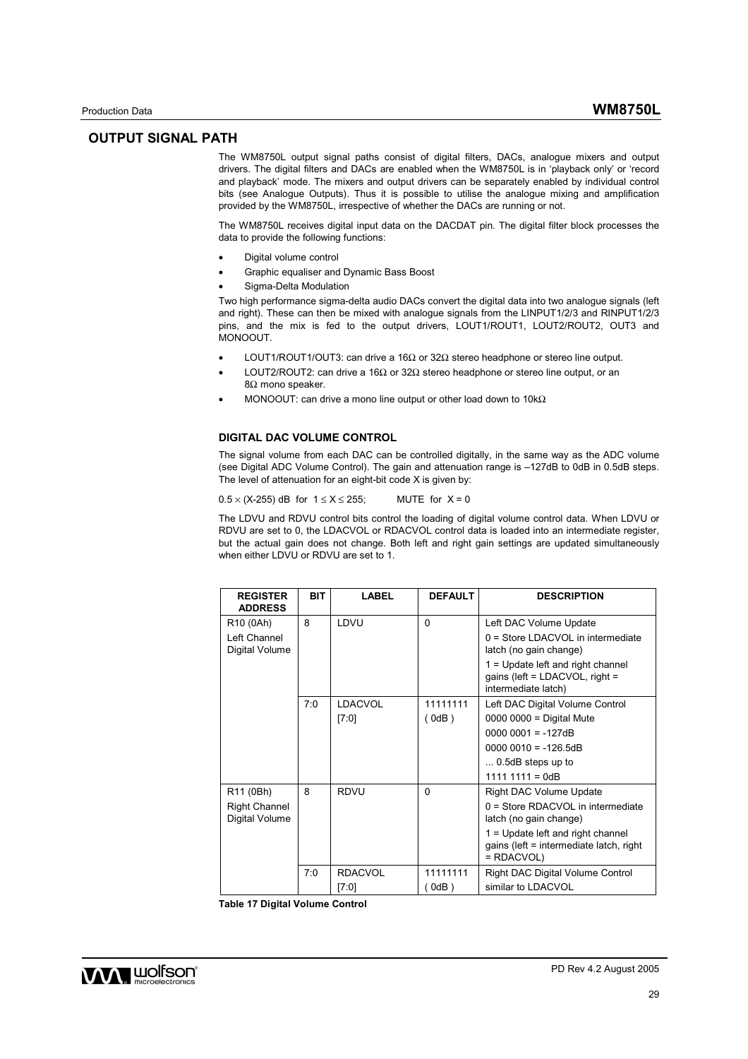## OUTPUT SIGNAL PATH

The WM8750L output signal paths consist of digital filters, DACs, analogue mixers and output drivers. The digital filters and DACs are enabled when the WM8750L is in 'playback only' or 'record and playback' mode. The mixers and output drivers can be separately enabled by individual control bits (see Analogue Outputs). Thus it is possible to utilise the analogue mixing and amplification provided by the WM8750L, irrespective of whether the DACs are running or not.

The WM8750L receives digital input data on the DACDAT pin. The digital filter block processes the data to provide the following functions:

- Digital volume control
- Graphic equaliser and Dynamic Bass Boost
- Sigma-Delta Modulation

Two high performance sigma-delta audio DACs convert the digital data into two analogue signals (left and right). These can then be mixed with analogue signals from the LINPUT1/2/3 and RINPUT1/2/3 pins, and the mix is fed to the output drivers, LOUT1/ROUT1, LOUT2/ROUT2, OUT3 and MONOOUT.

- LOUT1/ROUT1/OUT3: can drive a 16Ω or 32Ω stereo headphone or stereo line output.
- LOUT2/ROUT2: can drive a 16Ω or 32Ω stereo headphone or stereo line output, or an 8Ω mono speaker.
- MONOOUT: can drive a mono line output or other load down to 10kΩ

### DIGITAL DAC VOLUME CONTROL

The signal volume from each DAC can be controlled digitally, in the same way as the ADC volume (see Digital ADC Volume Control). The gain and attenuation range is –127dB to 0dB in 0.5dB steps. The level of attenuation for an eight-bit code X is given by:

$0.5 \times (X\text{-}255)$ dB for $1 \leq X \leq 255$; MUTE for $X = 0$

The LDVU and RDVU control bits control the loading of digital volume control data. When LDVU or RDVU are set to 0, the LDACVOL or RDACVOL control data is loaded into an intermediate register, but the actual gain does not change. Both left and right gain settings are updated simultaneously when either LDVU or RDVU are set to 1.

| REGISTER ADDRESS | BIT | LABEL | DEFAULT | DESCRIPTION |
|---|---|---|---|---|
| R10 (0Ah) Left Channel Digital Volume | 8 | LDVU | 0 | Left DAC Volume Update<br>0 = Store LDACVOL in intermediate latch (no gain change)<br>1 = Update left and right channel gains (left = LDACVOL, right = intermediate latch) |
| | 7:0 | LDACVOL [7:0] | 11111111 ( 0dB ) | Left DAC Digital Volume Control<br>0000 0000 = Digital Mute<br>0000 0001 = -127dB<br>0000 0010 = -126.5dB<br>... 0.5dB steps up to<br>1111 1111 = 0dB |
| R11 (0Bh) Right Channel Digital Volume | 8 | RDVU | 0 | Right DAC Volume Update<br>0 = Store RDACVOL in intermediate latch (no gain change)<br>1 = Update left and right channel gains (left = intermediate latch, right = RDACVOL) |
| | 7:0 | RDACVOL [7:0] | 11111111 ( 0dB ) | Right DAC Digital Volume Control similar to LDACVOL |

**Table 17 Digital Volume Control**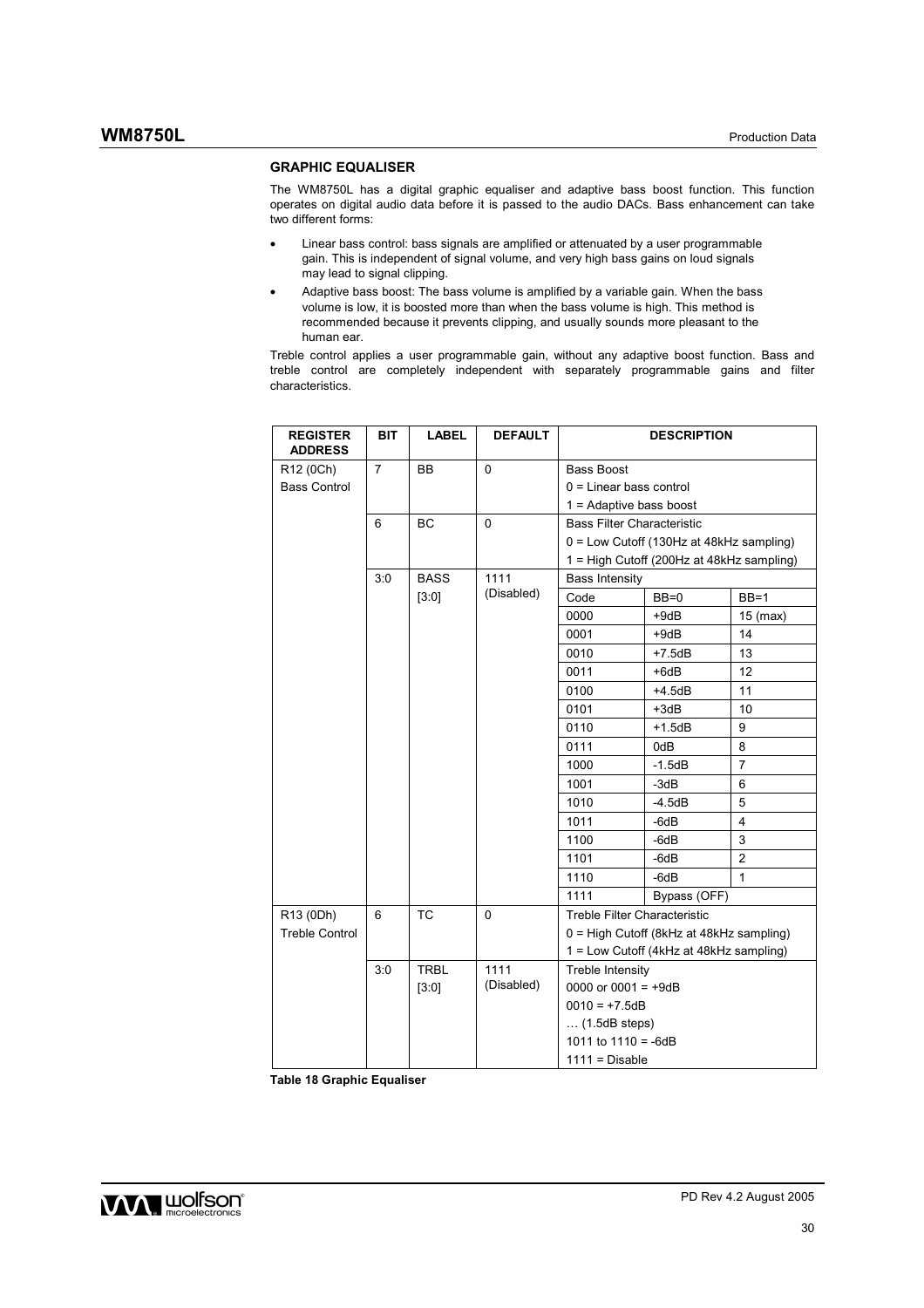## GRAPHIC EQUALISER

The WM8750L has a digital graphic equaliser and adaptive bass boost function. This function operates on digital audio data before it is passed to the audio DACs. Bass enhancement can take two different forms:

- Linear bass control: bass signals are amplified or attenuated by a user programmable gain. This is independent of signal volume, and very high bass gains on loud signals may lead to signal clipping.
- Adaptive bass boost: The bass volume is amplified by a variable gain. When the bass volume is low, it is boosted more than when the bass volume is high. This method is recommended because it prevents clipping, and usually sounds more pleasant to the human ear.

Treble control applies a user programmable gain, without any adaptive boost function. Bass and treble control are completely independent with separately programmable gains and filter characteristics.

| REGISTER ADDRESS | BIT | LABEL | DEFAULT | DESCRIPTION | | |
|---|---|---|---|---|---|---|
| R12 (0Ch) Bass Control | 7 | BB | 0 | Bass Boost<br>0 = Linear bass control<br>1 = Adaptive bass boost | | |
| | 6 | BC | 0 | Bass Filter Characteristic<br>0 = Low Cutoff (130Hz at 48kHz sampling)<br>1 = High Cutoff (200Hz at 48kHz sampling) | | |
| | 3:0 | BASS [3:0] | 1111 (Disabled) | Bass Intensity | | |
| | | | | Code | BB=0 | BB=1 |
| | | | | 0000 | +9dB | 15 (max) |
| | | | | 0001 | +9dB | 14 |
| | | | | 0010 | +7.5dB | 13 |
| | | | | 0011 | +6dB | 12 |
| | | | | 0100 | +4.5dB | 11 |
| | | | | 0101 | +3dB | 10 |
| | | | | 0110 | +1.5dB | 9 |
| | | | | 0111 | 0dB | 8 |
| | | | | 1000 | -1.5dB | 7 |
| | | | | 1001 | -3dB | 6 |
| | | | | 1010 | -4.5dB | 5 |
| | | | | 1011 | -6dB | 4 |
| | | | | 1100 | -6dB | 3 |
| | | | | 1101 | -6dB | 2 |
| | | | | 1110 | -6dB | 1 |
| | | | | 1111 | Bypass (OFF) | |
| R13 (0Dh) Treble Control | 6 | TC | 0 | Treble Filter Characteristic<br>0 = High Cutoff (8kHz at 48kHz sampling)<br>1 = Low Cutoff (4kHz at 48kHz sampling) | | |
| | 3:0 | TRBL [3:0] | 1111 (Disabled) | Treble Intensity<br>0000 or 0001 = +9dB<br>0010 = +7.5dB<br>… (1.5dB steps)<br>1011 to 1110 = -6dB<br>1111 = Disable | | |

**Table 18 Graphic Equaliser**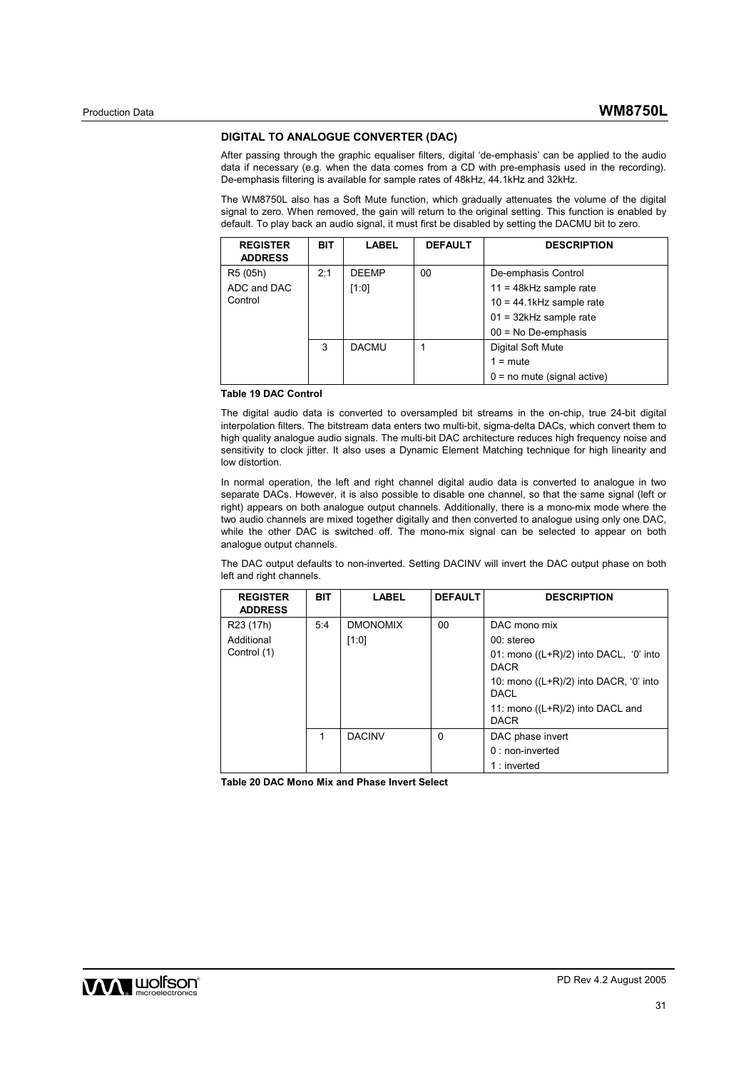### DIGITAL TO ANALOGUE CONVERTER (DAC)

After passing through the graphic equaliser filters, digital 'de-emphasis' can be applied to the audio data if necessary (e.g. when the data comes from a CD with pre-emphasis used in the recording). De-emphasis filtering is available for sample rates of 48kHz, 44.1kHz and 32kHz.

The WM8750L also has a Soft Mute function, which gradually attenuates the volume of the digital signal to zero. When removed, the gain will return to the original setting. This function is enabled by default. To play back an audio signal, it must first be disabled by setting the DACMU bit to zero.

| REGISTER ADDRESS | BIT | LABEL | DEFAULT | DESCRIPTION |
|---|---|---|---|---|
| R5 (05h) ADC and DAC Control | 2:1 | DEEMP [1:0] | 00 | De-emphasis Control<br>11 = 48kHz sample rate<br>10 = 44.1kHz sample rate<br>01 = 32kHz sample rate<br>00 = No De-emphasis |
| | 3 | DACMU | 1 | Digital Soft Mute<br>1 = mute<br>0 = no mute (signal active) |

**Table 19 DAC Control**

The digital audio data is converted to oversampled bit streams in the on-chip, true 24-bit digital interpolation filters. The bitstream data enters two multi-bit, sigma-delta DACs, which convert them to high quality analogue audio signals. The multi-bit DAC architecture reduces high frequency noise and sensitivity to clock jitter. It also uses a Dynamic Element Matching technique for high linearity and low distortion.

In normal operation, the left and right channel digital audio data is converted to analogue in two separate DACs. However, it is also possible to disable one channel, so that the same signal (left or right) appears on both analogue output channels. Additionally, there is a mono-mix mode where the two audio channels are mixed together digitally and then converted to analogue using only one DAC, while the other DAC is switched off. The mono-mix signal can be selected to appear on both analogue output channels.

The DAC output defaults to non-inverted. Setting DACINV will invert the DAC output phase on both left and right channels.

| REGISTER ADDRESS | BIT | LABEL | DEFAULT | DESCRIPTION |
|---|---|---|---|---|
| R23 (17h) Additional Control (1) | 5:4 | DMONOMIX [1:0] | 00 | DAC mono mix<br>00: stereo<br>01: mono ((L+R)/2) into DACL, '0' into DACR<br>10: mono ((L+R)/2) into DACR, '0' into DACL<br>11: mono ((L+R)/2) into DACL and DACR |
| | 1 | DACINV | 0 | DAC phase invert<br>0 : non-inverted<br>1 : inverted |

**Table 20 DAC Mono Mix and Phase Invert Select**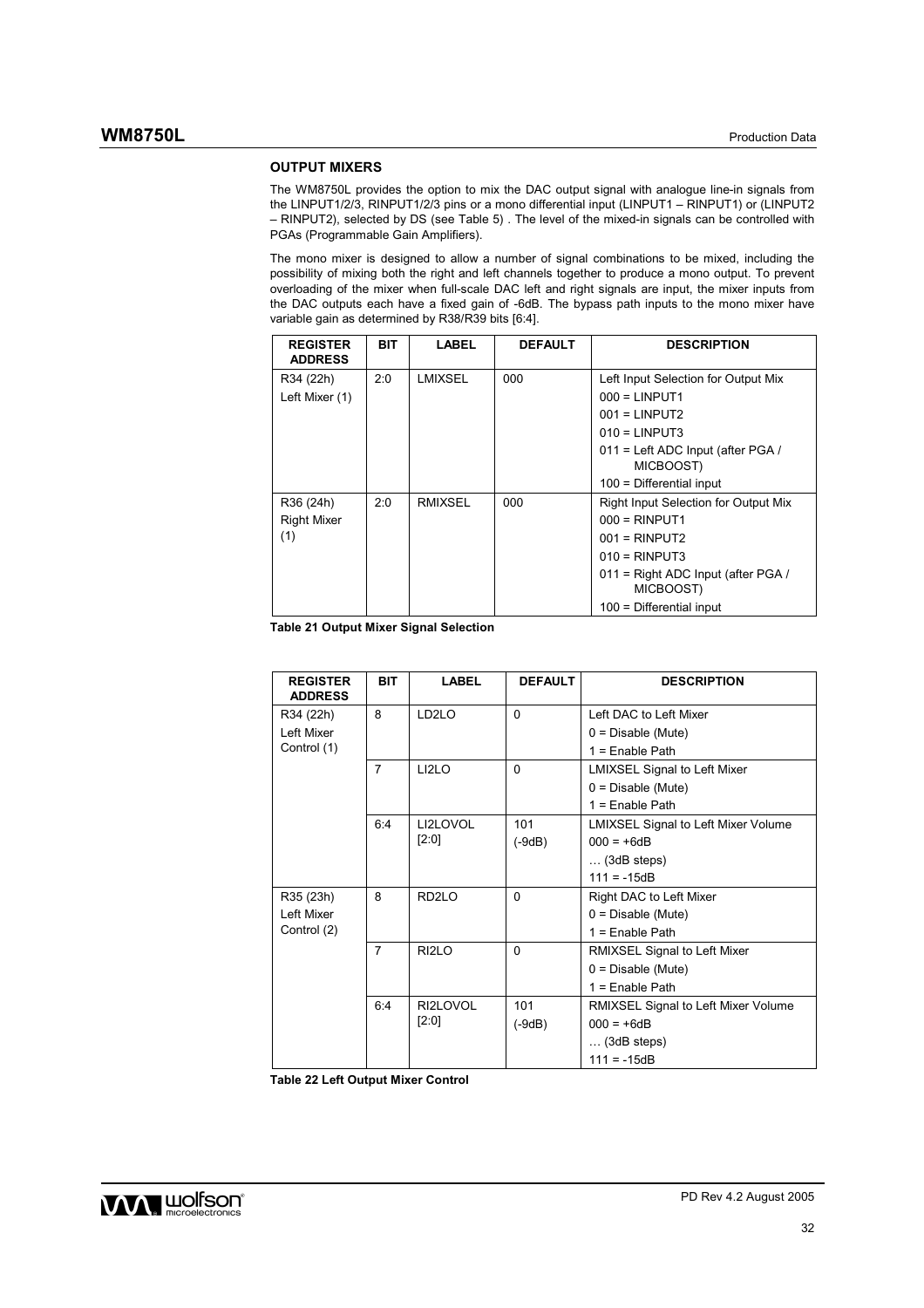## OUTPUT MIXERS

The WM8750L provides the option to mix the DAC output signal with analogue line-in signals from the LINPUT1/2/3, RINPUT1/2/3 pins or a mono differential input (LINPUT1 – RINPUT1) or (LINPUT2 – RINPUT2), selected by DS (see Table 5) . The level of the mixed-in signals can be controlled with PGAs (Programmable Gain Amplifiers).

The mono mixer is designed to allow a number of signal combinations to be mixed, including the possibility of mixing both the right and left channels together to produce a mono output. To prevent overloading of the mixer when full-scale DAC left and right signals are input, the mixer inputs from the DAC outputs each have a fixed gain of -6dB. The bypass path inputs to the mono mixer have variable gain as determined by R38/R39 bits [6:4].

| REGISTER ADDRESS | BIT | LABEL | DEFAULT | DESCRIPTION |
|---|---|---|---|---|
| R34 (22h)<br>Left Mixer (1) | 2:0 | LMIXSEL | 000 | Left Input Selection for Output Mix<br>000 = LINPUT1<br>001 = LINPUT2<br>010 = LINPUT3<br>011 = Left ADC Input (after PGA / MICBOOST)<br>100 = Differential input |
| R36 (24h)<br>Right Mixer (1) | 2:0 | RMIXSEL | 000 | Right Input Selection for Output Mix<br>000 = RINPUT1<br>001 = RINPUT2<br>010 = RINPUT3<br>011 = Right ADC Input (after PGA / MICBOOST)<br>100 = Differential input |

**Table 21 Output Mixer Signal Selection**

| REGISTER ADDRESS | BIT | LABEL | DEFAULT | DESCRIPTION |
|---|---|---|---|---|
| R34 (22h)<br>Left Mixer Control (1) | 8 | LD2LO | 0 | Left DAC to Left Mixer<br>0 = Disable (Mute)<br>1 = Enable Path |
| | 7 | LI2LO | 0 | LMIXSEL Signal to Left Mixer<br>0 = Disable (Mute)<br>1 = Enable Path |
| | 6:4 | LI2LOVOL [2:0] | 101 (-9dB) | LMIXSEL Signal to Left Mixer Volume<br>000 = +6dB<br>… (3dB steps)<br>111 = -15dB |
| R35 (23h)<br>Left Mixer Control (2) | 8 | RD2LO | 0 | Right DAC to Left Mixer<br>0 = Disable (Mute)<br>1 = Enable Path |
| | 7 | RI2LO | 0 | RMIXSEL Signal to Left Mixer<br>0 = Disable (Mute)<br>1 = Enable Path |
| | 6:4 | RI2LOVOL [2:0] | 101 (-9dB) | RMIXSEL Signal to Left Mixer Volume<br>000 = +6dB<br>… (3dB steps)<br>111 = -15dB |

**Table 22 Left Output Mixer Control**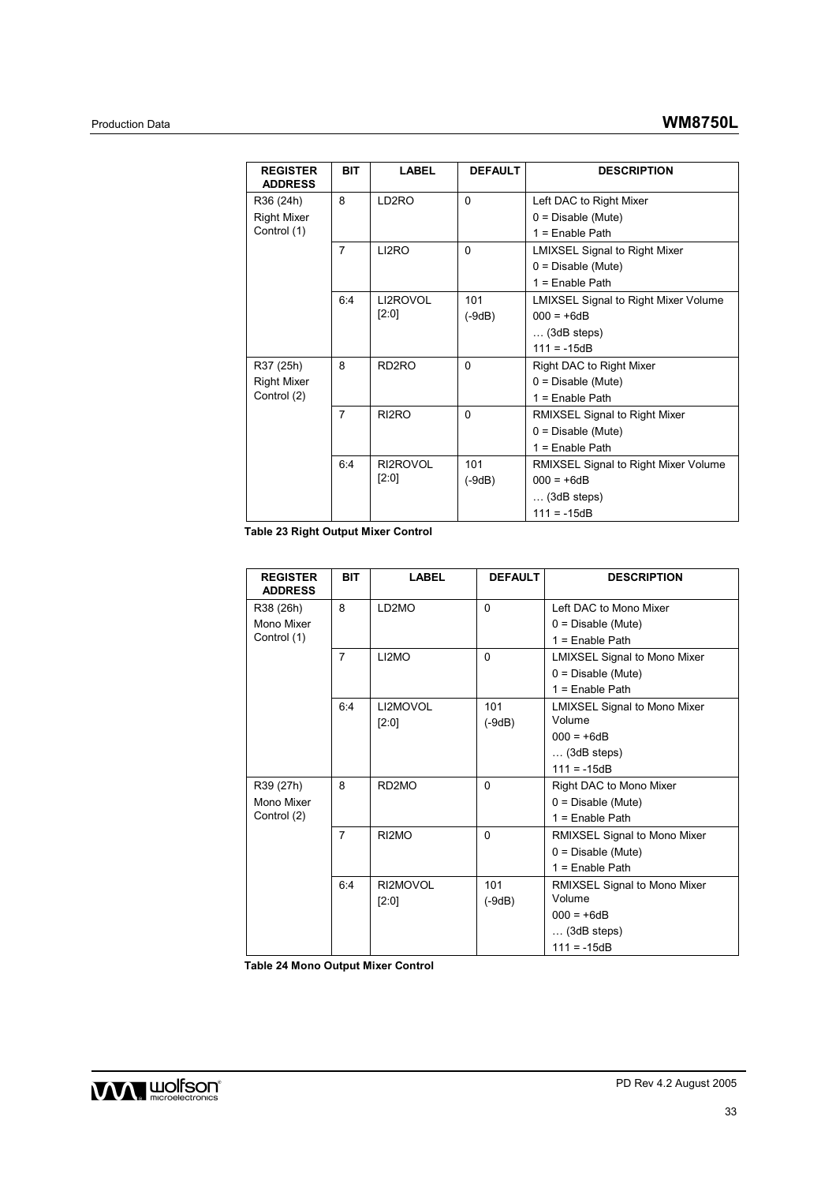| REGISTER ADDRESS | BIT | LABEL | DEFAULT | DESCRIPTION |
|---|---|---|---|---|
| R36 (24h) Right Mixer Control (1) | 8 | LD2RO | 0 | Left DAC to Right Mixer<br>0 = Disable (Mute)<br>1 = Enable Path |
| | 7 | LI2RO | 0 | LMIXSEL Signal to Right Mixer<br>0 = Disable (Mute)<br>1 = Enable Path |
| | 6:4 | LI2ROVOL [2:0] | 101 (-9dB) | LMIXSEL Signal to Right Mixer Volume<br>000 = +6dB<br>… (3dB steps)<br>111 = -15dB |
| R37 (25h) Right Mixer Control (2) | 8 | RD2RO | 0 | Right DAC to Right Mixer<br>0 = Disable (Mute)<br>1 = Enable Path |
| | 7 | RI2RO | 0 | RMIXSEL Signal to Right Mixer<br>0 = Disable (Mute)<br>1 = Enable Path |
| | 6:4 | RI2ROVOL [2:0] | 101 (-9dB) | RMIXSEL Signal to Right Mixer Volume<br>000 = +6dB<br>… (3dB steps)<br>111 = -15dB |

**Table 23 Right Output Mixer Control**

| REGISTER ADDRESS | BIT | LABEL | DEFAULT | DESCRIPTION |
|---|---|---|---|---|
| R38 (26h) Mono Mixer Control (1) | 8 | LD2MO | 0 | Left DAC to Mono Mixer<br>0 = Disable (Mute)<br>1 = Enable Path |
| | 7 | LI2MO | 0 | LMIXSEL Signal to Mono Mixer<br>0 = Disable (Mute)<br>1 = Enable Path |
| | 6:4 | LI2MOVOL [2:0] | 101 (-9dB) | LMIXSEL Signal to Mono Mixer Volume<br>000 = +6dB<br>… (3dB steps)<br>111 = -15dB |
| R39 (27h) Mono Mixer Control (2) | 8 | RD2MO | 0 | Right DAC to Mono Mixer<br>0 = Disable (Mute)<br>1 = Enable Path |
| | 7 | RI2MO | 0 | RMIXSEL Signal to Mono Mixer<br>0 = Disable (Mute)<br>1 = Enable Path |
| | 6:4 | RI2MOVOL [2:0] | 101 (-9dB) | RMIXSEL Signal to Mono Mixer Volume<br>000 = +6dB<br>… (3dB steps)<br>111 = -15dB |

**Table 24 Mono Output Mixer Control**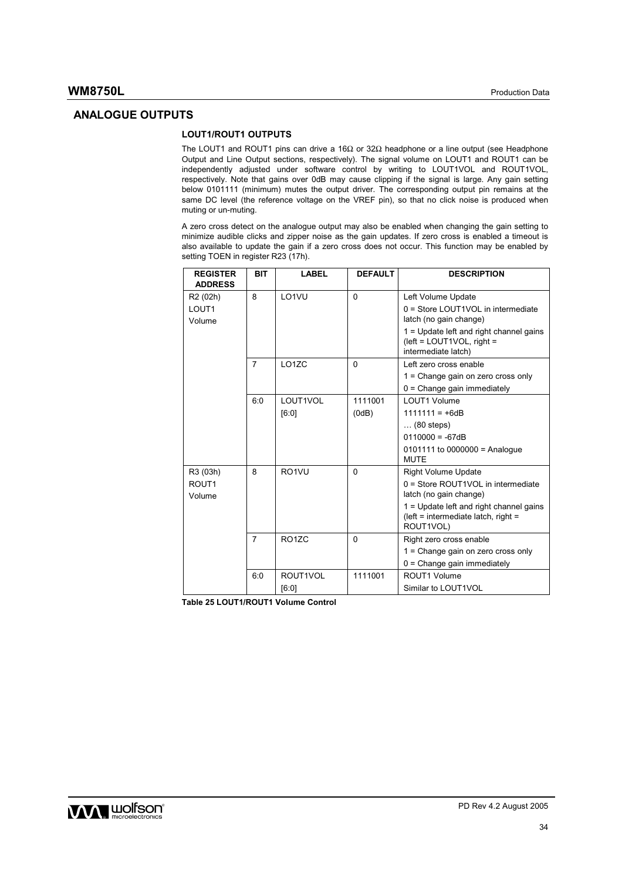## ANALOGUE OUTPUTS

### LOUT1/ROUT1 OUTPUTS

The LOUT1 and ROUT1 pins can drive a 16Ω or 32Ω headphone or a line output (see Headphone Output and Line Output sections, respectively). The signal volume on LOUT1 and ROUT1 can be independently adjusted under software control by writing to LOUT1VOL and ROUT1VOL, respectively. Note that gains over 0dB may cause clipping if the signal is large. Any gain setting below 0101111 (minimum) mutes the output driver. The corresponding output pin remains at the same DC level (the reference voltage on the VREF pin), so that no click noise is produced when muting or un-muting.

A zero cross detect on the analogue output may also be enabled when changing the gain setting to minimize audible clicks and zipper noise as the gain updates. If zero cross is enabled a timeout is also available to update the gain if a zero cross does not occur. This function may be enabled by setting TOEN in register R23 (17h).

| REGISTER ADDRESS | BIT | LABEL | DEFAULT | DESCRIPTION |
|---|---|---|---|---|
| R2 (02h) LOUT1 Volume | 8 | LO1VU | 0 | Left Volume Update<br>0 = Store LOUT1VOL in intermediate latch (no gain change)<br>1 = Update left and right channel gains (left = LOUT1VOL, right = intermediate latch) |
| | 7 | LO1ZC | 0 | Left zero cross enable<br>1 = Change gain on zero cross only<br>0 = Change gain immediately |
| | 6:0 | LOUT1VOL [6:0] | 1111001 (0dB) | LOUT1 Volume<br>1111111 = +6dB<br>… (80 steps)<br>0110000 = -67dB<br>0101111 to 0000000 = Analogue MUTE |
| R3 (03h) ROUT1 Volume | 8 | RO1VU | 0 | Right Volume Update<br>0 = Store ROUT1VOL in intermediate latch (no gain change)<br>1 = Update left and right channel gains (left = intermediate latch, right = ROUT1VOL) |
| | 7 | RO1ZC | 0 | Right zero cross enable<br>1 = Change gain on zero cross only<br>0 = Change gain immediately |
| | 6:0 | ROUT1VOL [6:0] | 1111001 | ROUT1 Volume<br>Similar to LOUT1VOL |

**Table 25 LOUT1/ROUT1 Volume Control**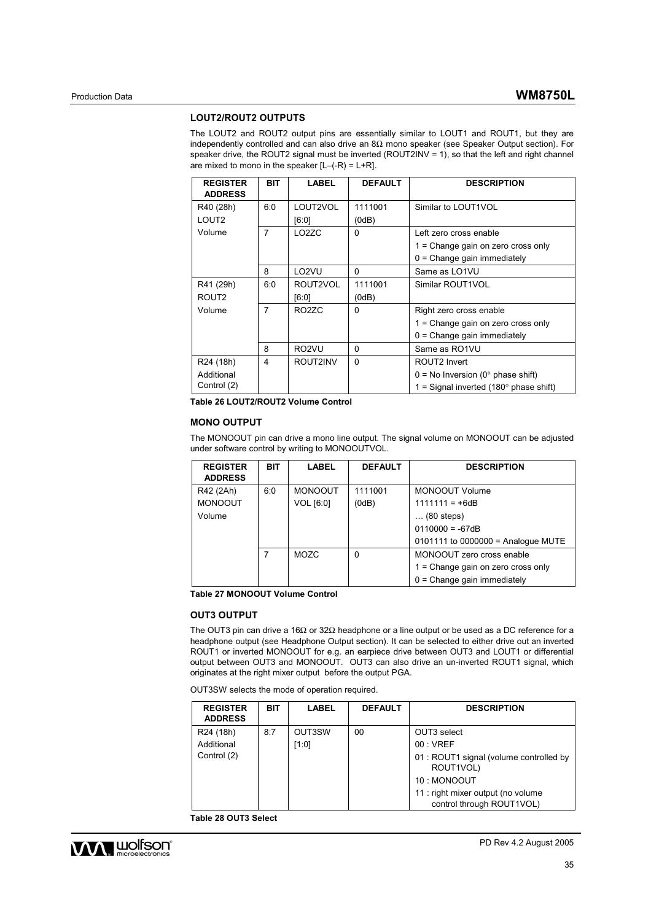### LOUT2/ROUT2 OUTPUTS

The LOUT2 and ROUT2 output pins are essentially similar to LOUT1 and ROUT1, but they are independently controlled and can also drive an 8Ω mono speaker (see Speaker Output section). For speaker drive, the ROUT2 signal must be inverted (ROUT2INV = 1), so that the left and right channel are mixed to mono in the speaker [L–(-R) = L+R].

| REGISTER ADDRESS | BIT | LABEL | DEFAULT | DESCRIPTION |
|---|---|---|---|---|
| R40 (28h) LOUT2 Volume | 6:0 | LOUT2VOL [6:0] | 1111001 (0dB) | Similar to LOUT1VOL |
| | 7 | LO2ZC | 0 | Left zero cross enable<br>1 = Change gain on zero cross only<br>0 = Change gain immediately |
| | 8 | LO2VU | 0 | Same as LO1VU |
| R41 (29h) ROUT2 Volume | 6:0 | ROUT2VOL [6:0] | 1111001 (0dB) | Similar ROUT1VOL |
| | 7 | RO2ZC | 0 | Right zero cross enable<br>1 = Change gain on zero cross only<br>0 = Change gain immediately |
| | 8 | RO2VU | 0 | Same as RO1VU |
| R24 (18h) Additional Control (2) | 4 | ROUT2INV | 0 | ROUT2 Invert<br>0 = No Inversion (0° phase shift)<br>1 = Signal inverted (180° phase shift) |

**Table 26 LOUT2/ROUT2 Volume Control**

### MONO OUTPUT

The MONOOUT pin can drive a mono line output. The signal volume on MONOOUT can be adjusted under software control by writing to MONOOUTVOL.

| REGISTER ADDRESS | BIT | LABEL | DEFAULT | DESCRIPTION |
|---|---|---|---|---|
| R42 (2Ah) MONOOUT Volume | 6:0 | MONOOUT VOL [6:0] | 1111001 (0dB) | MONOOUT Volume<br>1111111 = +6dB<br>… (80 steps)<br>0110000 = -67dB<br>0101111 to 0000000 = Analogue MUTE |
| | 7 | MOZC | 0 | MONOOUT zero cross enable<br>1 = Change gain on zero cross only<br>0 = Change gain immediately |

**Table 27 MONOOUT Volume Control**

### OUT3 OUTPUT

The OUT3 pin can drive a 16Ω or 32Ω headphone or a line output or be used as a DC reference for a headphone output (see Headphone Output section). It can be selected to either drive out an inverted ROUT1 or inverted MONOOUT for e.g. an earpiece drive between OUT3 and LOUT1 or differential output between OUT3 and MONOOUT. OUT3 can also drive an un-inverted ROUT1 signal, which originates at the right mixer output before the output PGA.

OUT3SW selects the mode of operation required.

| REGISTER ADDRESS | BIT | LABEL | DEFAULT | DESCRIPTION |
|---|---|---|---|---|
| R24 (18h) Additional Control (2) | 8:7 | OUT3SW [1:0] | 00 | OUT3 select<br>00 : VREF<br>01 : ROUT1 signal (volume controlled by ROUT1VOL)<br>10 : MONOOUT<br>11 : right mixer output (no volume control through ROUT1VOL) |

**Table 28 OUT3 Select**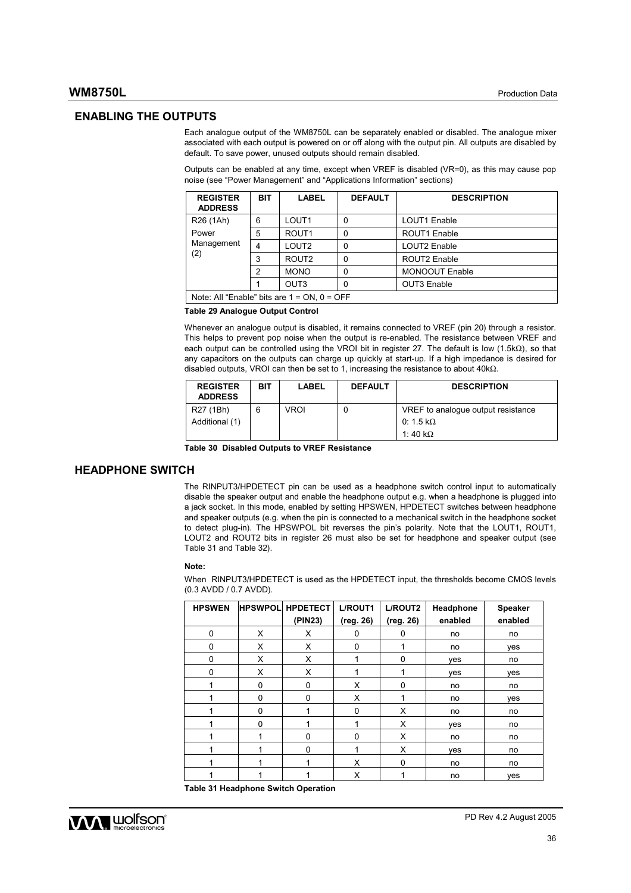## ENABLING THE OUTPUTS

Each analogue output of the WM8750L can be separately enabled or disabled. The analogue mixer associated with each output is powered on or off along with the output pin. All outputs are disabled by default. To save power, unused outputs should remain disabled.

Outputs can be enabled at any time, except when VREF is disabled (VR=0), as this may cause pop noise (see "Power Management" and "Applications Information" sections)

| REGISTER ADDRESS | BIT | LABEL | DEFAULT | DESCRIPTION |
|---|---|---|---|---|
| R26 (1Ah) Power Management (2) | 6 | LOUT1 | 0 | LOUT1 Enable |
| | 5 | ROUT1 | 0 | ROUT1 Enable |
| | 4 | LOUT2 | 0 | LOUT2 Enable |
| | 3 | ROUT2 | 0 | ROUT2 Enable |
| | 2 | MONO | 0 | MONOOUT Enable |
| | 1 | OUT3 | 0 | OUT3 Enable |
| Note: All "Enable" bits are 1 = ON, 0 = OFF | | | | |

**Table 29 Analogue Output Control**

Whenever an analogue output is disabled, it remains connected to VREF (pin 20) through a resistor. This helps to prevent pop noise when the output is re-enabled. The resistance between VREF and each output can be controlled using the VROI bit in register 27. The default is low (1.5kΩ), so that any capacitors on the outputs can charge up quickly at start-up. If a high impedance is desired for disabled outputs, VROI can then be set to 1, increasing the resistance to about 40kΩ.

| REGISTER ADDRESS | BIT | LABEL | DEFAULT | DESCRIPTION |
|---|---|---|---|---|
| R27 (1Bh) Additional (1) | 6 | VROI | 0 | VREF to analogue output resistance<br>0: 1.5 kΩ<br>1: 40 kΩ |

**Table 30 Disabled Outputs to VREF Resistance**

## HEADPHONE SWITCH

The RINPUT3/HPDETECT pin can be used as a headphone switch control input to automatically disable the speaker output and enable the headphone output e.g. when a headphone is plugged into a jack socket. In this mode, enabled by setting HPSWEN, HPDETECT switches between headphone and speaker outputs (e.g. when the pin is connected to a mechanical switch in the headphone socket to detect plug-in). The HPSWPOL bit reverses the pin's polarity. Note that the LOUT1, ROUT1, LOUT2 and ROUT2 bits in register 26 must also be set for headphone and speaker output (see Table 31 and Table 32).

**Note:**

When RINPUT3/HPDETECT is used as the HPDETECT input, the thresholds become CMOS levels (0.3 AVDD / 0.7 AVDD).

| HPSWEN | HPSWPOL | HPDETECT (PIN23) | L/ROUT1 (reg. 26) | L/ROUT2 (reg. 26) | Headphone enabled | Speaker enabled |
|---|---|---|---|---|---|---|
| 0 | X | X | 0 | 0 | no | no |
| 0 | X | X | 0 | 1 | no | yes |
| 0 | X | X | 1 | 0 | yes | no |
| 0 | X | X | 1 | 1 | yes | yes |
| 1 | 0 | 0 | X | 0 | no | no |
| 1 | 0 | 0 | X | 1 | no | yes |
| 1 | 0 | 1 | 0 | X | no | no |
| 1 | 0 | 1 | 1 | X | yes | no |
| 1 | 1 | 0 | 0 | X | no | no |
| 1 | 1 | 0 | 1 | X | yes | no |
| 1 | 1 | 1 | X | 0 | no | no |
| 1 | 1 | 1 | X | 1 | no | yes |

**Table 31 Headphone Switch Operation**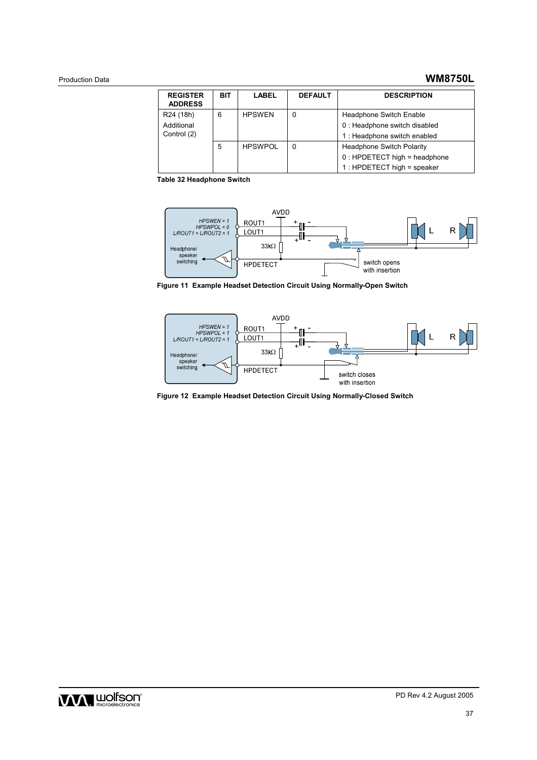| REGISTER ADDRESS | BIT | LABEL | DEFAULT | DESCRIPTION |
|---|---|---|---|---|
| R24 (18h) Additional Control (2) | 6 | HPSWEN | 0 | Headphone Switch Enable<br>0 : Headphone switch disabled<br>1 : Headphone switch enabled |
| | 5 | HPSWPOL | 0 | Headphone Switch Polarity<br>0 : HPDETECT high = headphone<br>1 : HPDETECT high = speaker |

**Table 32 Headphone Switch**

**Figure 11 Example Headset Detection Circuit Using Normally-Open Switch**

**Figure 12 Example Headset Detection Circuit Using Normally-Closed Switch**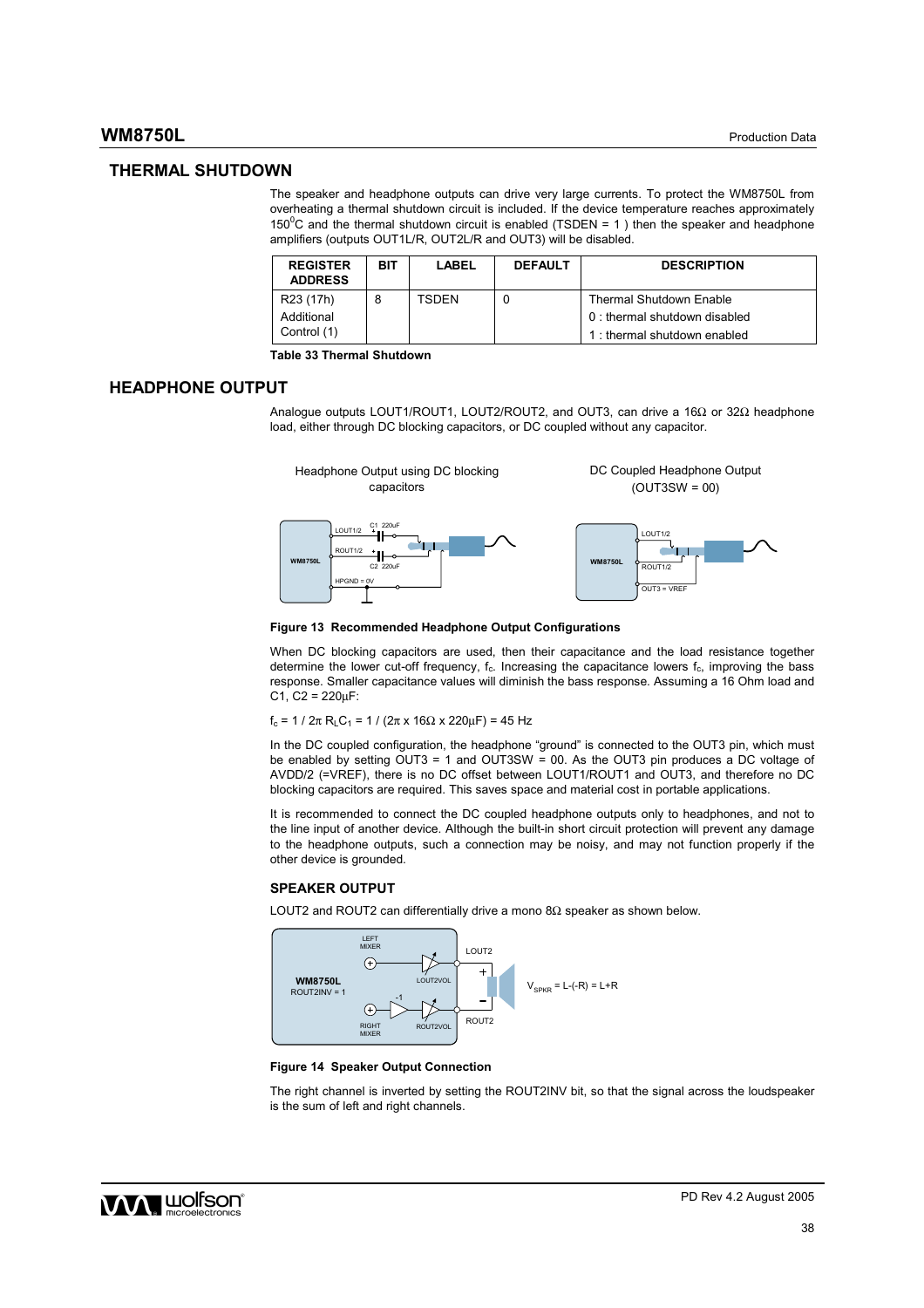## THERMAL SHUTDOWN

The speaker and headphone outputs can drive very large currents. To protect the WM8750L from overheating a thermal shutdown circuit is included. If the device temperature reaches approximately $150^0$C and the thermal shutdown circuit is enabled (TSDEN = 1 ) then the speaker and headphone amplifiers (outputs OUT1L/R, OUT2L/R and OUT3) will be disabled.

| REGISTER ADDRESS | BIT | LABEL | DEFAULT | DESCRIPTION |
|---|---|---|---|---|
| R23 (17h) Additional Control (1) | 8 | TSDEN | 0 | Thermal Shutdown Enable<br>0 : thermal shutdown disabled<br>1 : thermal shutdown enabled |

**Table 33 Thermal Shutdown**

## HEADPHONE OUTPUT

Analogue outputs LOUT1/ROUT1, LOUT2/ROUT2, and OUT3, can drive a 16Ω or 32Ω headphone load, either through DC blocking capacitors, or DC coupled without any capacitor.

Headphone Output using DC blocking capacitors

DC Coupled Headphone Output (OUT3SW = 00)

**Figure 13 Recommended Headphone Output Configurations**

When DC blocking capacitors are used, then their capacitance and the load resistance together determine the lower cut-off frequency, $f_c$. Increasing the capacitance lowers $f_c$, improving the bass response. Smaller capacitance values will diminish the bass response. Assuming a 16 Ohm load and C1, C2 = 220µF:

$f_c = 1 / 2\pi R_L C_1 = 1 / (2\pi \times 16\Omega \times 220\mu F) = 45$ Hz

In the DC coupled configuration, the headphone "ground" is connected to the OUT3 pin, which must be enabled by setting OUT3 = 1 and OUT3SW = 00. As the OUT3 pin produces a DC voltage of AVDD/2 (=VREF), there is no DC offset between LOUT1/ROUT1 and OUT3, and therefore no DC blocking capacitors are required. This saves space and material cost in portable applications.

It is recommended to connect the DC coupled headphone outputs only to headphones, and not to the line input of another device. Although the built-in short circuit protection will prevent any damage to the headphone outputs, such a connection may be noisy, and may not function properly if the other device is grounded.

### SPEAKER OUTPUT

LOUT2 and ROUT2 can differentially drive a mono 8Ω speaker as shown below.

**Figure 14 Speaker Output Connection**

The right channel is inverted by setting the ROUT2INV bit, so that the signal across the loudspeaker is the sum of left and right channels.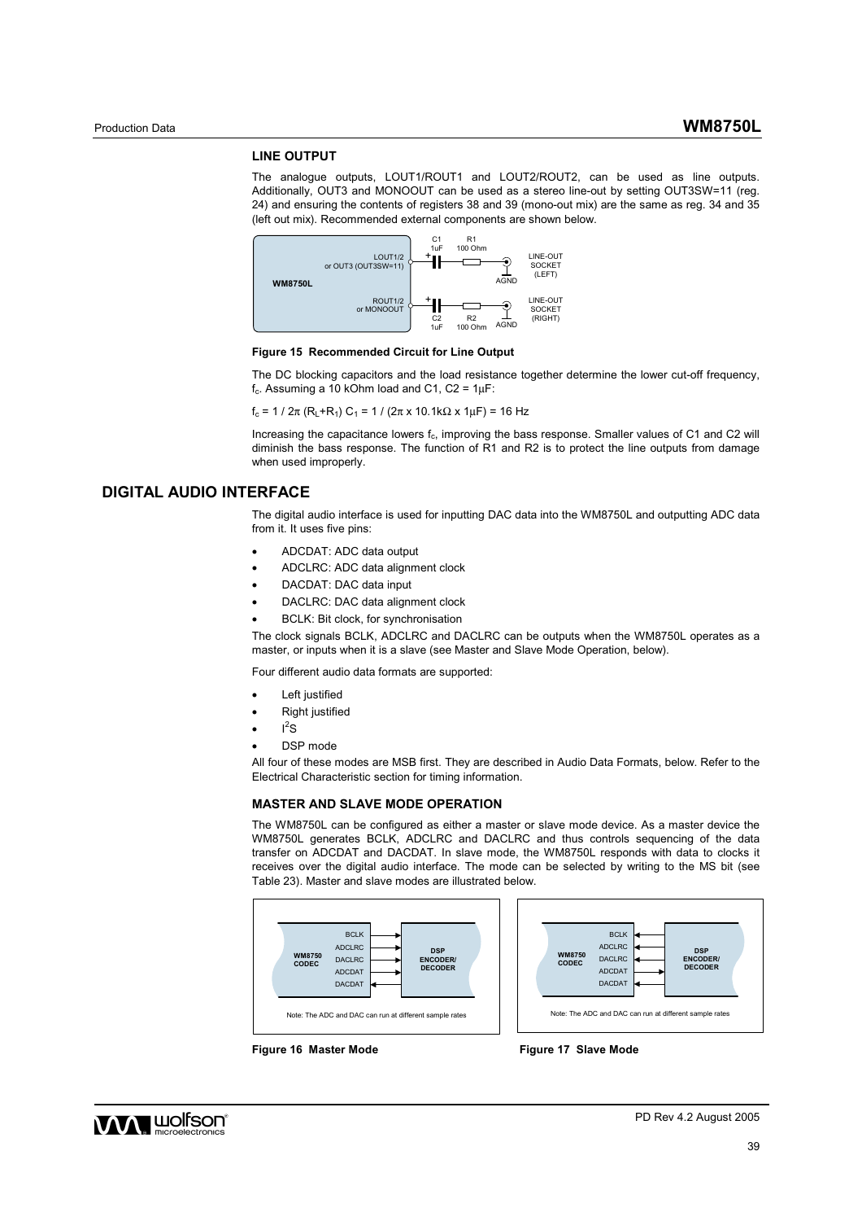### LINE OUTPUT

The analogue outputs, LOUT1/ROUT1 and LOUT2/ROUT2, can be used as line outputs. Additionally, OUT3 and MONOOUT can be used as a stereo line-out by setting OUT3SW=11 (reg. 24) and ensuring the contents of registers 38 and 39 (mono-out mix) are the same as reg. 34 and 35 (left out mix). Recommended external components are shown below.

**Figure 15 Recommended Circuit for Line Output**

The DC blocking capacitors and the load resistance together determine the lower cut-off frequency, $f_c$. Assuming a 10 kOhm load and C1, C2 = 1μF:

$f_c = 1 / 2\pi (R_L+R_1) C_1 = 1 / (2\pi \times 10.1k\Omega \times 1\mu F) = 16$ Hz

Increasing the capacitance lowers $f_c$, improving the bass response. Smaller values of C1 and C2 will diminish the bass response. The function of R1 and R2 is to protect the line outputs from damage when used improperly.

## DIGITAL AUDIO INTERFACE

The digital audio interface is used for inputting DAC data into the WM8750L and outputting ADC data from it. It uses five pins:

- ADCDAT: ADC data output
- ADCLRC: ADC data alignment clock
- DACDAT: DAC data input
- DACLRC: DAC data alignment clock
- BCLK: Bit clock, for synchronisation

The clock signals BCLK, ADCLRC and DACLRC can be outputs when the WM8750L operates as a master, or inputs when it is a slave (see Master and Slave Mode Operation, below).

Four different audio data formats are supported:

- Left justified
- Right justified
- $I^2S$
- DSP mode

All four of these modes are MSB first. They are described in Audio Data Formats, below. Refer to the Electrical Characteristic section for timing information.

### MASTER AND SLAVE MODE OPERATION

The WM8750L can be configured as either a master or slave mode device. As a master device the WM8750L generates BCLK, ADCLRC and DACLRC and thus controls sequencing of the data transfer on ADCDAT and DACDAT. In slave mode, the WM8750L responds with data to clocks it receives over the digital audio interface. The mode can be selected by writing to the MS bit (see Table 23). Master and slave modes are illustrated below.

**Figure 16 Master Mode**

**Figure 17 Slave Mode**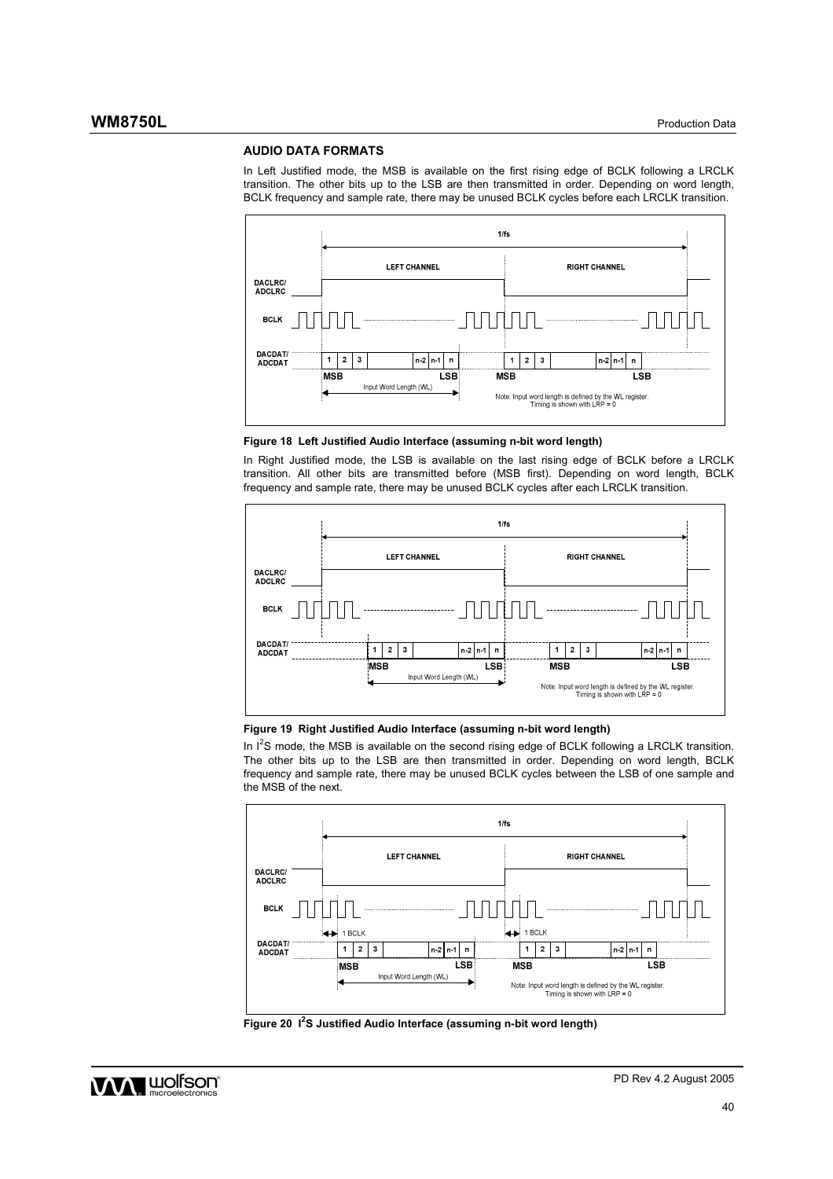## AUDIO DATA FORMATS

In Left Justified mode, the MSB is available on the first rising edge of BCLK following a LRCLK transition. The other bits up to the LSB are then transmitted in order. Depending on word length, BCLK frequency and sample rate, there may be unused BCLK cycles before each LRCLK transition.

**Figure 18 Left Justified Audio Interface (assuming n-bit word length)**

In Right Justified mode, the LSB is available on the last rising edge of BCLK before a LRCLK transition. All other bits are transmitted before (MSB first). Depending on word length, BCLK frequency and sample rate, there may be unused BCLK cycles after each LRCLK transition.

**Figure 19 Right Justified Audio Interface (assuming n-bit word length)**

In I$^2$S mode, the MSB is available on the second rising edge of BCLK following a LRCLK transition. The other bits up to the LSB are then transmitted in order. Depending on word length, BCLK frequency and sample rate, there may be unused BCLK cycles between the LSB of one sample and the MSB of the next.

**Figure 20 I$^2$S Justified Audio Interface (assuming n-bit word length)**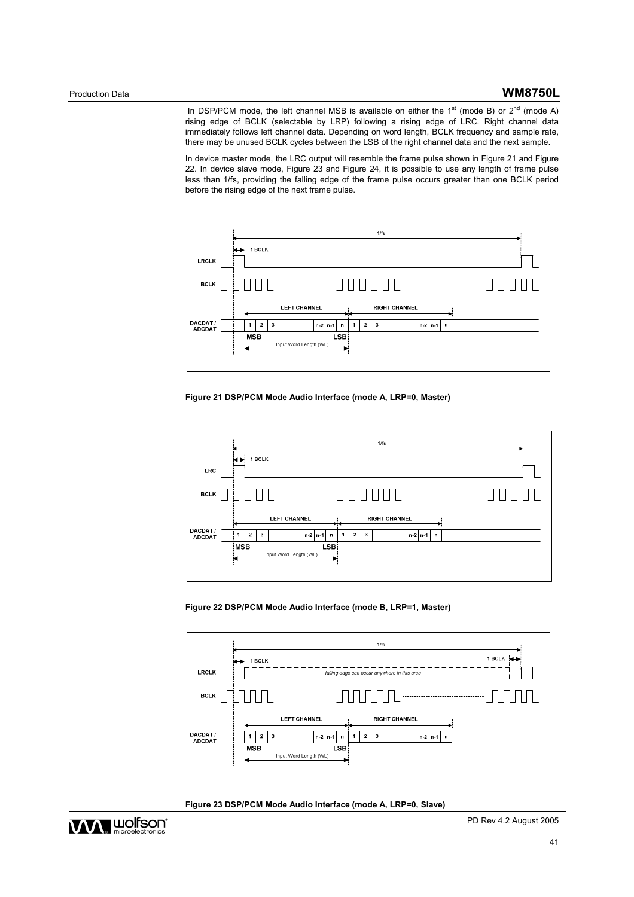In DSP/PCM mode, the left channel MSB is available on either the 1st (mode B) or 2nd (mode A) rising edge of BCLK (selectable by LRP) following a rising edge of LRC. Right channel data immediately follows left channel data. Depending on word length, BCLK frequency and sample rate, there may be unused BCLK cycles between the LSB of the right channel data and the next sample.

In device master mode, the LRC output will resemble the frame pulse shown in Figure 21 and Figure 22. In device slave mode, Figure 23 and Figure 24, it is possible to use any length of frame pulse less than 1/fs, providing the falling edge of the frame pulse occurs greater than one BCLK period before the rising edge of the next frame pulse.

**Figure 21 DSP/PCM Mode Audio Interface (mode A, LRP=0, Master)**

**Figure 22 DSP/PCM Mode Audio Interface (mode B, LRP=1, Master)**

**Figure 23 DSP/PCM Mode Audio Interface (mode A, LRP=0, Slave)**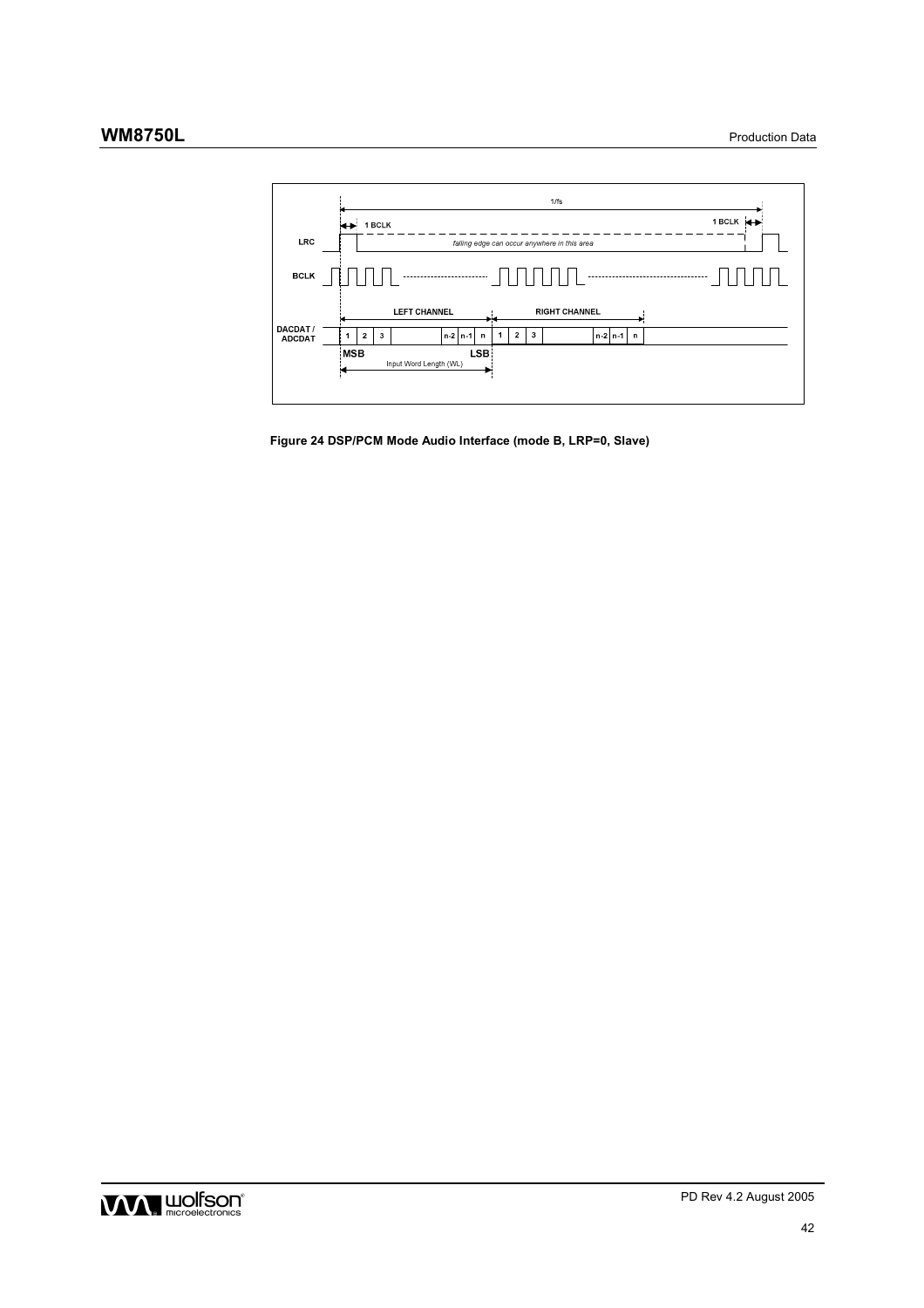Figure 24 DSP/PCM Mode Audio Interface (mode B, LRP=0, Slave)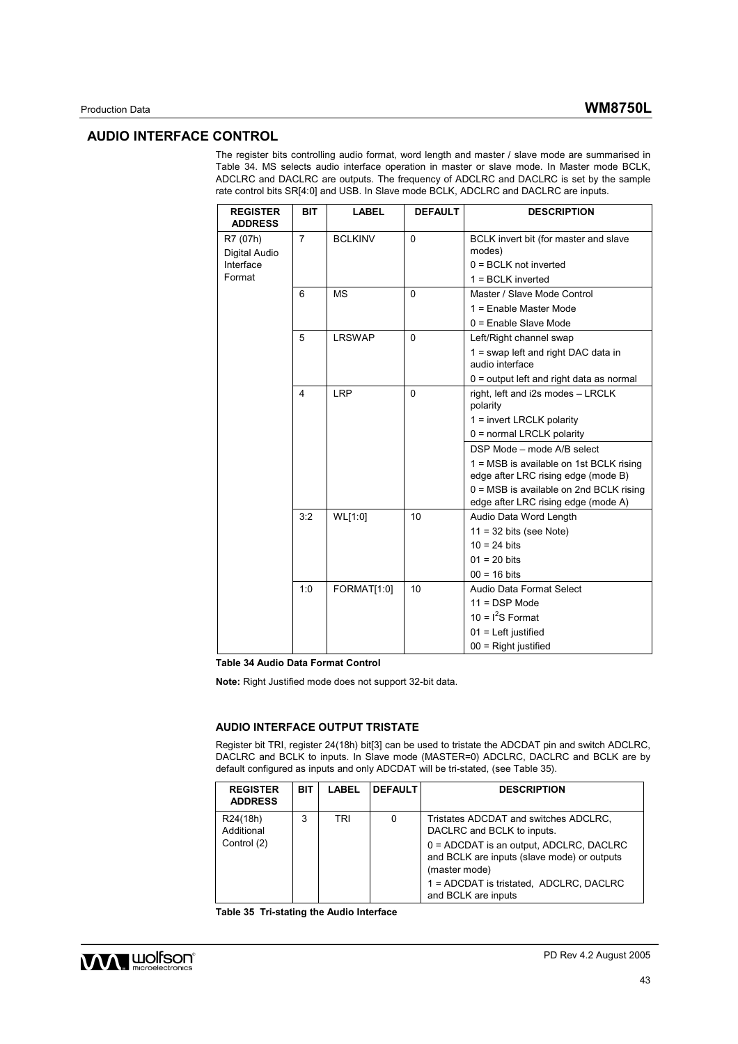## AUDIO INTERFACE CONTROL

The register bits controlling audio format, word length and master / slave mode are summarised in Table 34. MS selects audio interface operation in master or slave mode. In Master mode BCLK, ADCLRC and DACLRC are outputs. The frequency of ADCLRC and DACLRC is set by the sample rate control bits SR[4:0] and USB. In Slave mode BCLK, ADCLRC and DACLRC are inputs.

| REGISTER ADDRESS | BIT | LABEL | DEFAULT | DESCRIPTION |
|---|---|---|---|---|
| R7 (07h) Digital Audio Interface Format | 7 | BCLKINV | 0 | BCLK invert bit (for master and slave modes)<br>0 = BCLK not inverted<br>1 = BCLK inverted |
| | 6 | MS | 0 | Master / Slave Mode Control<br>1 = Enable Master Mode<br>0 = Enable Slave Mode |
| | 5 | LRSWAP | 0 | Left/Right channel swap<br>1 = swap left and right DAC data in audio interface<br>0 = output left and right data as normal |
| | 4 | LRP | 0 | right, left and i2s modes – LRCLK polarity<br>1 = invert LRCLK polarity<br>0 = normal LRCLK polarity |
| | | | | DSP Mode – mode A/B select<br>1 = MSB is available on 1st BCLK rising edge after LRC rising edge (mode B)<br>0 = MSB is available on 2nd BCLK rising edge after LRC rising edge (mode A) |
| | 3:2 | WL[1:0] | 10 | Audio Data Word Length<br>11 = 32 bits (see Note)<br>10 = 24 bits<br>01 = 20 bits<br>00 = 16 bits |
| | 1:0 | FORMAT[1:0] | 10 | Audio Data Format Select<br>11 = DSP Mode<br>10 = $I^2$S Format<br>01 = Left justified<br>00 = Right justified |

**Table 34 Audio Data Format Control**

**Note:** Right Justified mode does not support 32-bit data.

### AUDIO INTERFACE OUTPUT TRISTATE

Register bit TRI, register 24(18h) bit[3] can be used to tristate the ADCDAT pin and switch ADCLRC, DACLRC and BCLK to inputs. In Slave mode (MASTER=0) ADCLRC, DACLRC and BCLK are by default configured as inputs and only ADCDAT will be tri-stated, (see Table 35).

| REGISTER ADDRESS | BIT | LABEL | DEFAULT | DESCRIPTION |
|---|---|---|---|---|
| R24(18h) Additional Control (2) | 3 | TRI | 0 | Tristates ADCDAT and switches ADCLRC, DACLRC and BCLK to inputs.<br>0 = ADCDAT is an output, ADCLRC, DACLRC and BCLK are inputs (slave mode) or outputs (master mode)<br>1 = ADCDAT is tristated, ADCLRC, DACLRC and BCLK are inputs |

**Table 35 Tri-stating the Audio Interface**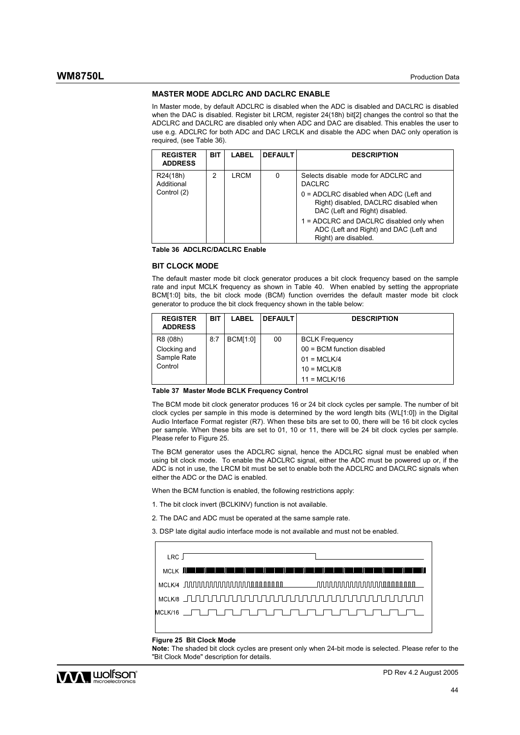### MASTER MODE ADCLRC AND DACLRC ENABLE

In Master mode, by default ADCLRC is disabled when the ADC is disabled and DACLRC is disabled when the DAC is disabled. Register bit LRCM, register 24(18h) bit[2] changes the control so that the ADCLRC and DACLRC are disabled only when ADC and DAC are disabled. This enables the user to use e.g. ADCLRC for both ADC and DAC LRCLK and disable the ADC when DAC only operation is required, (see Table 36).

| REGISTER ADDRESS | BIT | LABEL | DEFAULT | DESCRIPTION |
|---|---|---|---|---|
| R24(18h) Additional Control (2) | 2 | LRCM | 0 | Selects disable mode for ADCLRC and DACLRC<br>0 = ADCLRC disabled when ADC (Left and Right) disabled, DACLRC disabled when DAC (Left and Right) disabled.<br>1 = ADCLRC and DACLRC disabled only when ADC (Left and Right) and DAC (Left and Right) are disabled. |

**Table 36 ADCLRC/DACLRC Enable**

### BIT CLOCK MODE

The default master mode bit clock generator produces a bit clock frequency based on the sample rate and input MCLK frequency as shown in Table 40. When enabled by setting the appropriate BCM[1:0] bits, the bit clock mode (BCM) function overrides the default master mode bit clock generator to produce the bit clock frequency shown in the table below:

| REGISTER ADDRESS | BIT | LABEL | DEFAULT | DESCRIPTION |
|---|---|---|---|---|
| R8 (08h) Clocking and Sample Rate Control | 8:7 | BCM[1:0] | 00 | BCLK Frequency<br>00 = BCM function disabled<br>01 = MCLK/4<br>10 = MCLK/8<br>11 = MCLK/16 |

**Table 37 Master Mode BCLK Frequency Control**

The BCM mode bit clock generator produces 16 or 24 bit clock cycles per sample. The number of bit clock cycles per sample in this mode is determined by the word length bits (WL[1:0]) in the Digital Audio Interface Format register (R7). When these bits are set to 00, there will be 16 bit clock cycles per sample. When these bits are set to 01, 10 or 11, there will be 24 bit clock cycles per sample. Please refer to Figure 25.

The BCM generator uses the ADCLRC signal, hence the ADCLRC signal must be enabled when using bit clock mode. To enable the ADCLRC signal, either the ADC must be powered up or, if the ADC is not in use, the LRCM bit must be set to enable both the ADCLRC and DACLRC signals when either the ADC or the DAC is enabled.

When the BCM function is enabled, the following restrictions apply:

1. The bit clock invert (BCLKINV) function is not available.
2. The DAC and ADC must be operated at the same sample rate.
3. DSP late digital audio interface mode is not available and must not be enabled.

**Figure 25 Bit Clock Mode**

**Note:** The shaded bit clock cycles are present only when 24-bit mode is selected. Please refer to the "Bit Clock Mode" description for details.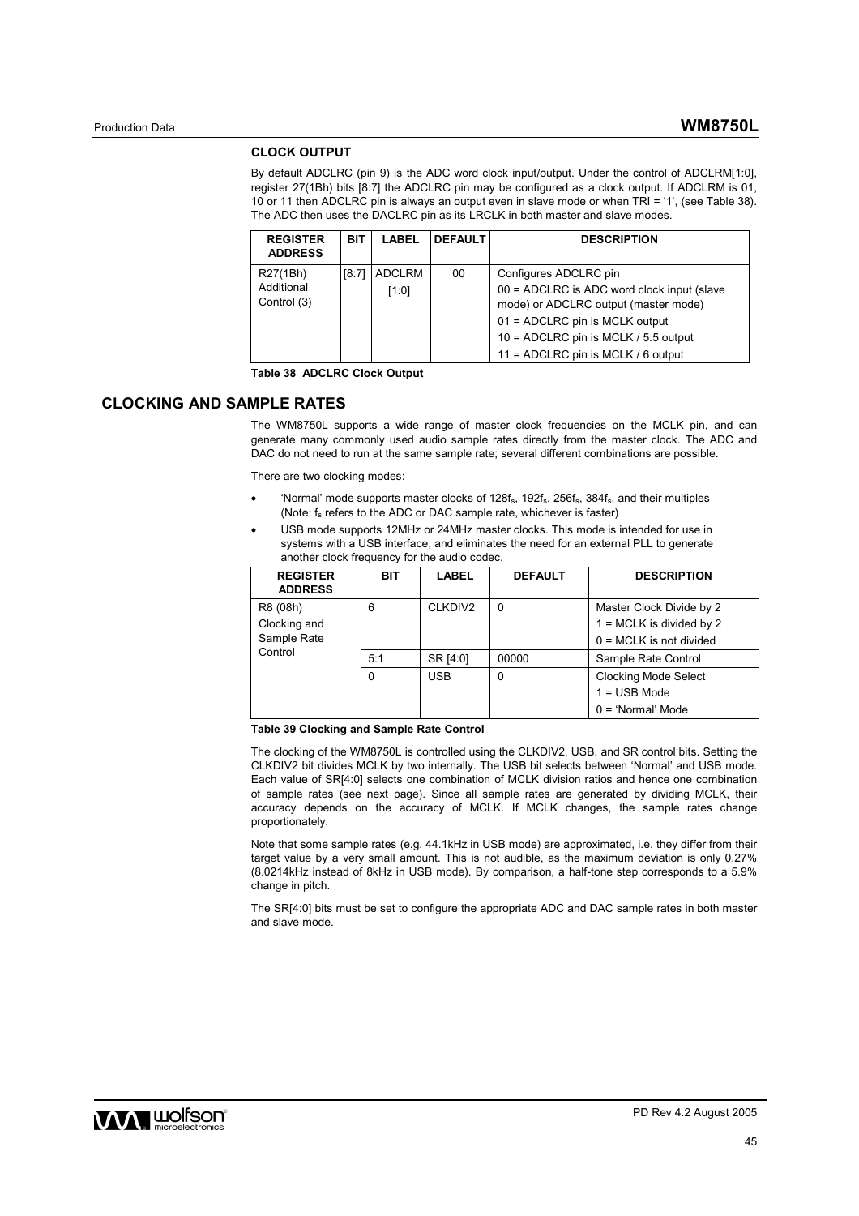### CLOCK OUTPUT

By default ADCLRC (pin 9) is the ADC word clock input/output. Under the control of ADCLRM[1:0], register 27(1Bh) bits [8:7] the ADCLRC pin may be configured as a clock output. If ADCLRM is 01, 10 or 11 then ADCLRC pin is always an output even in slave mode or when TRI = '1', (see Table 38). The ADC then uses the DACLRC pin as its LRCLK in both master and slave modes.

| REGISTER ADDRESS | BIT | LABEL | DEFAULT | DESCRIPTION |
|---|---|---|---|---|
| R27(1Bh) Additional Control (3) | [8:7] | ADCLRM [1:0] | 00 | Configures ADCLRC pin<br>00 = ADCLRC is ADC word clock input (slave mode) or ADCLRC output (master mode)<br>01 = ADCLRC pin is MCLK output<br>10 = ADCLRC pin is MCLK / 5.5 output<br>11 = ADCLRC pin is MCLK / 6 output |

**Table 38 ADCLRC Clock Output**

## CLOCKING AND SAMPLE RATES

The WM8750L supports a wide range of master clock frequencies on the MCLK pin, and can generate many commonly used audio sample rates directly from the master clock. The ADC and DAC do not need to run at the same sample rate; several different combinations are possible.

There are two clocking modes:

- 'Normal' mode supports master clocks of $128f_s$, $192f_s$, $256f_s$, $384f_s$, and their multiples (Note: $f_s$ refers to the ADC or DAC sample rate, whichever is faster)
- USB mode supports 12MHz or 24MHz master clocks. This mode is intended for use in systems with a USB interface, and eliminates the need for an external PLL to generate another clock frequency for the audio codec.

| REGISTER ADDRESS | BIT | LABEL | DEFAULT | DESCRIPTION |
|---|---|---|---|---|
| R8 (08h) Clocking and Sample Rate Control | 6 | CLKDIV2 | 0 | Master Clock Divide by 2<br>1 = MCLK is divided by 2<br>0 = MCLK is not divided |
| | 5:1 | SR [4:0] | 00000 | Sample Rate Control |
| | 0 | USB | 0 | Clocking Mode Select<br>1 = USB Mode<br>0 = 'Normal' Mode |

**Table 39 Clocking and Sample Rate Control**

The clocking of the WM8750L is controlled using the CLKDIV2, USB, and SR control bits. Setting the CLKDIV2 bit divides MCLK by two internally. The USB bit selects between 'Normal' and USB mode. Each value of SR[4:0] selects one combination of MCLK division ratios and hence one combination of sample rates (see next page). Since all sample rates are generated by dividing MCLK, their accuracy depends on the accuracy of MCLK. If MCLK changes, the sample rates change proportionately.

Note that some sample rates (e.g. 44.1kHz in USB mode) are approximated, i.e. they differ from their target value by a very small amount. This is not audible, as the maximum deviation is only 0.27% (8.0214kHz instead of 8kHz in USB mode). By comparison, a half-tone step corresponds to a 5.9% change in pitch.

The SR[4:0] bits must be set to configure the appropriate ADC and DAC sample rates in both master and slave mode.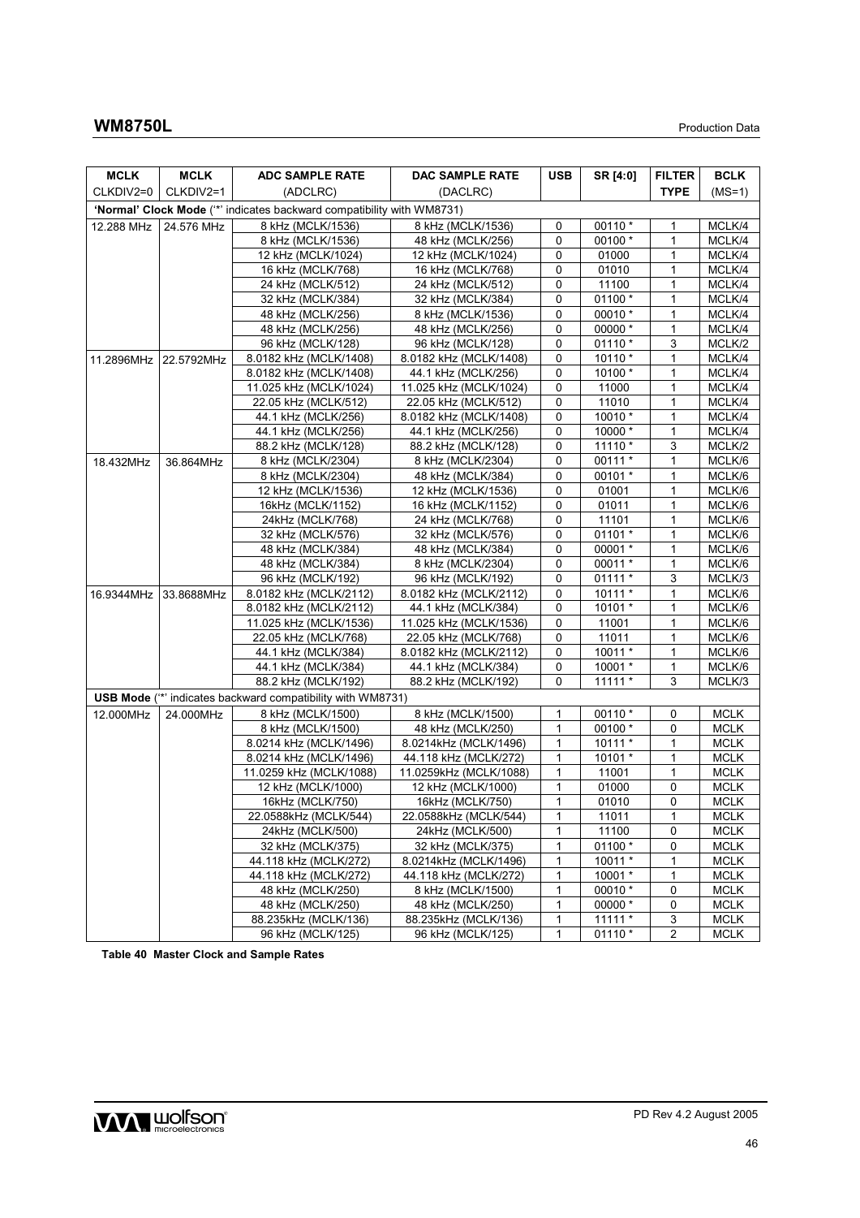| MCLK CLKDIV2=0 | MCLK CLKDIV2=1 | ADC SAMPLE RATE (ADCLRC) | DAC SAMPLE RATE (DACLRC) | USB | SR [4:0] | FILTER TYPE | BCLK (MS=1) |
|---|---|---|---|---|---|---|---|
| **'Normal' Clock Mode** ('*' indicates backward compatibility with WM8731) | | | | | | | |
| 12.288 MHz | 24.576 MHz | 8 kHz (MCLK/1536) | 8 kHz (MCLK/1536) | 0 | 00110 * | 1 | MCLK/4 |
| | | 8 kHz (MCLK/1536) | 48 kHz (MCLK/256) | 0 | 00100 * | 1 | MCLK/4 |
| | | 12 kHz (MCLK/1024) | 12 kHz (MCLK/1024) | 0 | 01000 | 1 | MCLK/4 |
| | | 16 kHz (MCLK/768) | 16 kHz (MCLK/768) | 0 | 01010 | 1 | MCLK/4 |
| | | 24 kHz (MCLK/512) | 24 kHz (MCLK/512) | 0 | 11100 | 1 | MCLK/4 |
| | | 32 kHz (MCLK/384) | 32 kHz (MCLK/384) | 0 | 01100 * | 1 | MCLK/4 |
| | | 48 kHz (MCLK/256) | 8 kHz (MCLK/1536) | 0 | 00010 * | 1 | MCLK/4 |
| | | 48 kHz (MCLK/256) | 48 kHz (MCLK/256) | 0 | 00000 * | 1 | MCLK/4 |
| | | 96 kHz (MCLK/128) | 96 kHz (MCLK/128) | 0 | 01110 * | 3 | MCLK/2 |
| 11.2896MHz | 22.5792MHz | 8.0182 kHz (MCLK/1408) | 8.0182 kHz (MCLK/1408) | 0 | 10110 * | 1 | MCLK/4 |
| | | 8.0182 kHz (MCLK/1408) | 44.1 kHz (MCLK/256) | 0 | 10100 * | 1 | MCLK/4 |
| | | 11.025 kHz (MCLK/1024) | 11.025 kHz (MCLK/1024) | 0 | 11000 | 1 | MCLK/4 |
| | | 22.05 kHz (MCLK/512) | 22.05 kHz (MCLK/512) | 0 | 11010 | 1 | MCLK/4 |
| | | 44.1 kHz (MCLK/256) | 8.0182 kHz (MCLK/1408) | 0 | 10010 * | 1 | MCLK/4 |
| | | 44.1 kHz (MCLK/256) | 44.1 kHz (MCLK/256) | 0 | 10000 * | 1 | MCLK/4 |
| | | 88.2 kHz (MCLK/128) | 88.2 kHz (MCLK/128) | 0 | 11110 * | 3 | MCLK/2 |
| 18.432MHz | 36.864MHz | 8 kHz (MCLK/2304) | 8 kHz (MCLK/2304) | 0 | 00111 * | 1 | MCLK/6 |
| | | 8 kHz (MCLK/2304) | 48 kHz (MCLK/384) | 0 | 00101 * | 1 | MCLK/6 |
| | | 12 kHz (MCLK/1536) | 12 kHz (MCLK/1536) | 0 | 01001 | 1 | MCLK/6 |
| | | 16kHz (MCLK/1152) | 16 kHz (MCLK/1152) | 0 | 01011 | 1 | MCLK/6 |
| | | 24kHz (MCLK/768) | 24 kHz (MCLK/768) | 0 | 11101 | 1 | MCLK/6 |
| | | 32 kHz (MCLK/576) | 32 kHz (MCLK/576) | 0 | 01101 * | 1 | MCLK/6 |
| | | 48 kHz (MCLK/384) | 48 kHz (MCLK/384) | 0 | 00001 * | 1 | MCLK/6 |
| | | 48 kHz (MCLK/384) | 8 kHz (MCLK/2304) | 0 | 00011 * | 1 | MCLK/6 |
| | | 96 kHz (MCLK/192) | 96 kHz (MCLK/192) | 0 | 01111 * | 3 | MCLK/3 |
| 16.9344MHz | 33.8688MHz | 8.0182 kHz (MCLK/2112) | 8.0182 kHz (MCLK/2112) | 0 | 10111 * | 1 | MCLK/6 |
| | | 8.0182 kHz (MCLK/2112) | 44.1 kHz (MCLK/384) | 0 | 10101 * | 1 | MCLK/6 |
| | | 11.025 kHz (MCLK/1536) | 11.025 kHz (MCLK/1536) | 0 | 11001 | 1 | MCLK/6 |
| | | 22.05 kHz (MCLK/768) | 22.05 kHz (MCLK/768) | 0 | 11011 | 1 | MCLK/6 |
| | | 44.1 kHz (MCLK/384) | 8.0182 kHz (MCLK/2112) | 0 | 10011 * | 1 | MCLK/6 |
| | | 44.1 kHz (MCLK/384) | 44.1 kHz (MCLK/384) | 0 | 10001 * | 1 | MCLK/6 |
| | | 88.2 kHz (MCLK/192) | 88.2 kHz (MCLK/192) | 0 | 11111 * | 3 | MCLK/3 |
| **USB Mode** ('*' indicates backward compatibility with WM8731) | | | | | | | |
| 12.000MHz | 24.000MHz | 8 kHz (MCLK/1500) | 8 kHz (MCLK/1500) | 1 | 00110 * | 0 | MCLK |
| | | 8 kHz (MCLK/1500) | 48 kHz (MCLK/250) | 1 | 00100 * | 0 | MCLK |
| | | 8.0214 kHz (MCLK/1496) | 8.0214kHz (MCLK/1496) | 1 | 10111 * | 1 | MCLK |
| | | 8.0214 kHz (MCLK/1496) | 44.118 kHz (MCLK/272) | 1 | 10101 * | 1 | MCLK |
| | | 11.0259 kHz (MCLK/1088) | 11.0259kHz (MCLK/1088) | 1 | 11001 | 1 | MCLK |
| | | 12 kHz (MCLK/1000) | 12 kHz (MCLK/1000) | 1 | 01000 | 0 | MCLK |
| | | 16kHz (MCLK/750) | 16kHz (MCLK/750) | 1 | 01010 | 0 | MCLK |
| | | 22.0588kHz (MCLK/544) | 22.0588kHz (MCLK/544) | 1 | 11011 | 1 | MCLK |
| | | 24kHz (MCLK/500) | 24kHz (MCLK/500) | 1 | 11100 | 0 | MCLK |
| | | 32 kHz (MCLK/375) | 32 kHz (MCLK/375) | 1 | 01100 * | 0 | MCLK |
| | | 44.118 kHz (MCLK/272) | 8.0214kHz (MCLK/1496) | 1 | 10011 * | 1 | MCLK |
| | | 44.118 kHz (MCLK/272) | 44.118 kHz (MCLK/272) | 1 | 10001 * | 1 | MCLK |
| | | 48 kHz (MCLK/250) | 8 kHz (MCLK/1500) | 1 | 00010 * | 0 | MCLK |
| | | 48 kHz (MCLK/250) | 48 kHz (MCLK/250) | 1 | 00000 * | 0 | MCLK |
| | | 88.235kHz (MCLK/136) | 88.235kHz (MCLK/136) | 1 | 11111 * | 3 | MCLK |
| | | 96 kHz (MCLK/125) | 96 kHz (MCLK/125) | 1 | 01110 * | 2 | MCLK |

**Table 40 Master Clock and Sample Rates**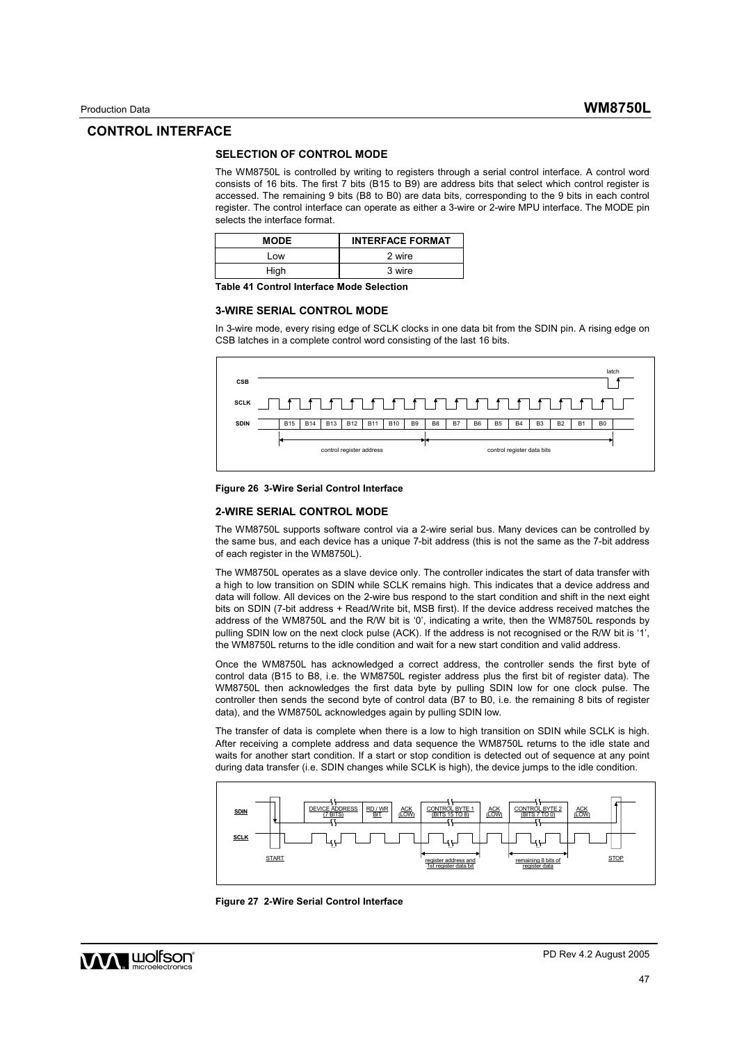## CONTROL INTERFACE

### SELECTION OF CONTROL MODE

The WM8750L is controlled by writing to registers through a serial control interface. A control word consists of 16 bits. The first 7 bits (B15 to B9) are address bits that select which control register is accessed. The remaining 9 bits (B8 to B0) are data bits, corresponding to the 9 bits in each control register. The control interface can operate as either a 3-wire or 2-wire MPU interface. The MODE pin selects the interface format.

| MODE | INTERFACE FORMAT |
| --- | --- |
| Low | 2 wire |
| High | 3 wire |

**Table 41 Control Interface Mode Selection**

### 3-WIRE SERIAL CONTROL MODE

In 3-wire mode, every rising edge of SCLK clocks in one data bit from the SDIN pin. A rising edge on CSB latches in a complete control word consisting of the last 16 bits.

**Figure 26 3-Wire Serial Control Interface**

### 2-WIRE SERIAL CONTROL MODE

The WM8750L supports software control via a 2-wire serial bus. Many devices can be controlled by the same bus, and each device has a unique 7-bit address (this is not the same as the 7-bit address of each register in the WM8750L).

The WM8750L operates as a slave device only. The controller indicates the start of data transfer with a high to low transition on SDIN while SCLK remains high. This indicates that a device address and data will follow. All devices on the 2-wire bus respond to the start condition and shift in the next eight bits on SDIN (7-bit address + Read/Write bit, MSB first). If the device address received matches the address of the WM8750L and the R/W bit is '0', indicating a write, then the WM8750L responds by pulling SDIN low on the next clock pulse (ACK). If the address is not recognised or the R/W bit is '1', the WM8750L returns to the idle condition and wait for a new start condition and valid address.

Once the WM8750L has acknowledged a correct address, the controller sends the first byte of control data (B15 to B8, i.e. the WM8750L register address plus the first bit of register data). The WM8750L then acknowledges the first data byte by pulling SDIN low for one clock pulse. The controller then sends the second byte of control data (B7 to B0, i.e. the remaining 8 bits of register data), and the WM8750L acknowledges again by pulling SDIN low.

The transfer of data is complete when there is a low to high transition on SDIN while SCLK is high. After receiving a complete address and data sequence the WM8750L returns to the idle state and waits for another start condition. If a start or stop condition is detected out of sequence at any point during data transfer (i.e. SDIN changes while SCLK is high), the device jumps to the idle condition.

**Figure 27 2-Wire Serial Control Interface**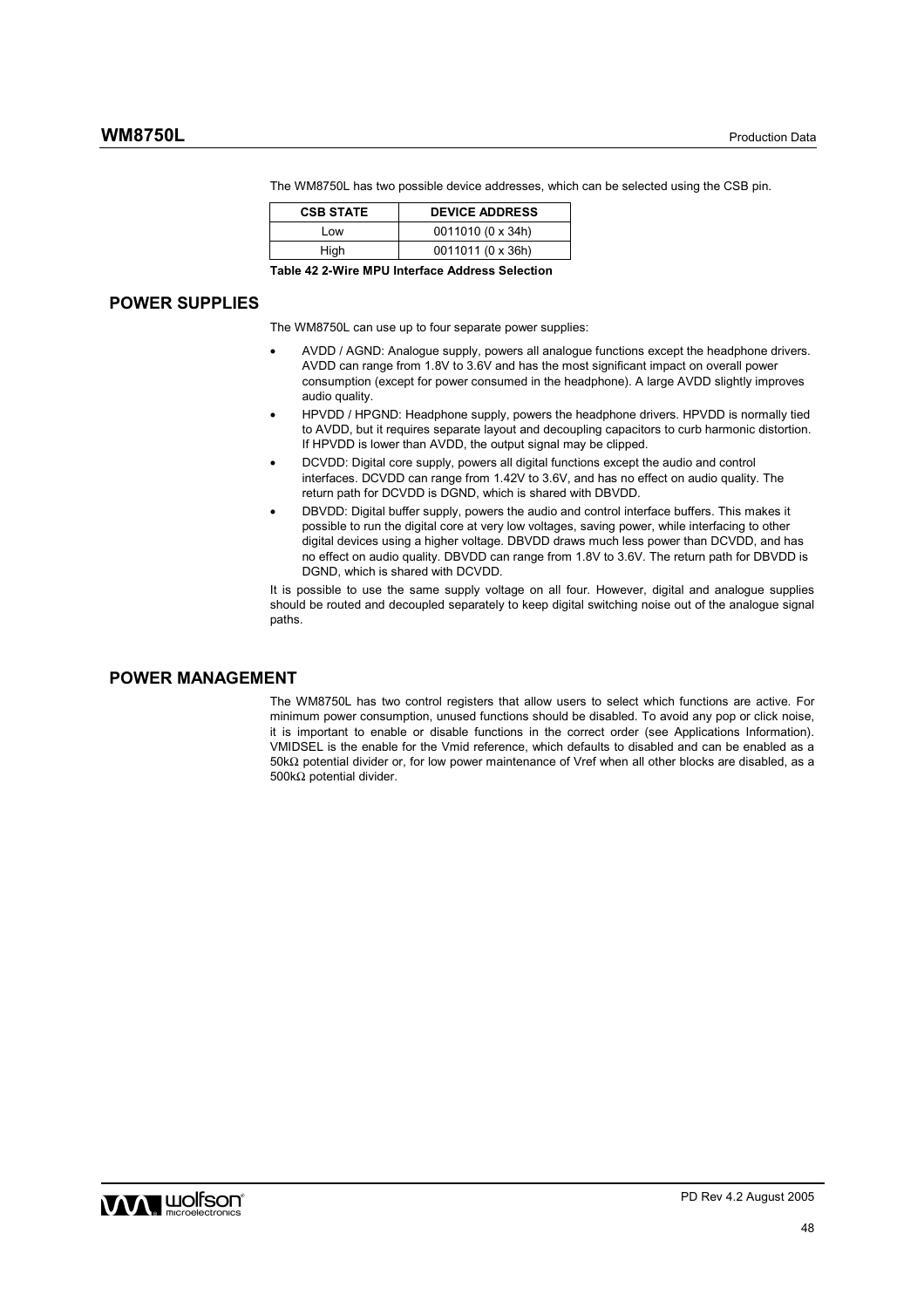The WM8750L has two possible device addresses, which can be selected using the CSB pin.

| CSB STATE | DEVICE ADDRESS |
| --- | --- |
| Low | 0011010 (0 x 34h) |
| High | 0011011 (0 x 36h) |

**Table 42 2-Wire MPU Interface Address Selection**

## POWER SUPPLIES

The WM8750L can use up to four separate power supplies:

- AVDD / AGND: Analogue supply, powers all analogue functions except the headphone drivers. AVDD can range from 1.8V to 3.6V and has the most significant impact on overall power consumption (except for power consumed in the headphone). A large AVDD slightly improves audio quality.
- HPVDD / HPGND: Headphone supply, powers the headphone drivers. HPVDD is normally tied to AVDD, but it requires separate layout and decoupling capacitors to curb harmonic distortion. If HPVDD is lower than AVDD, the output signal may be clipped.
- DCVDD: Digital core supply, powers all digital functions except the audio and control interfaces. DCVDD can range from 1.42V to 3.6V, and has no effect on audio quality. The return path for DCVDD is DGND, which is shared with DBVDD.
- DBVDD: Digital buffer supply, powers the audio and control interface buffers. This makes it possible to run the digital core at very low voltages, saving power, while interfacing to other digital devices using a higher voltage. DBVDD draws much less power than DCVDD, and has no effect on audio quality. DBVDD can range from 1.8V to 3.6V. The return path for DBVDD is DGND, which is shared with DCVDD.

It is possible to use the same supply voltage on all four. However, digital and analogue supplies should be routed and decoupled separately to keep digital switching noise out of the analogue signal paths.

## POWER MANAGEMENT

The WM8750L has two control registers that allow users to select which functions are active. For minimum power consumption, unused functions should be disabled. To avoid any pop or click noise, it is important to enable or disable functions in the correct order (see Applications Information). VMIDSEL is the enable for the Vmid reference, which defaults to disabled and can be enabled as a 50kΩ potential divider or, for low power maintenance of Vref when all other blocks are disabled, as a 500kΩ potential divider.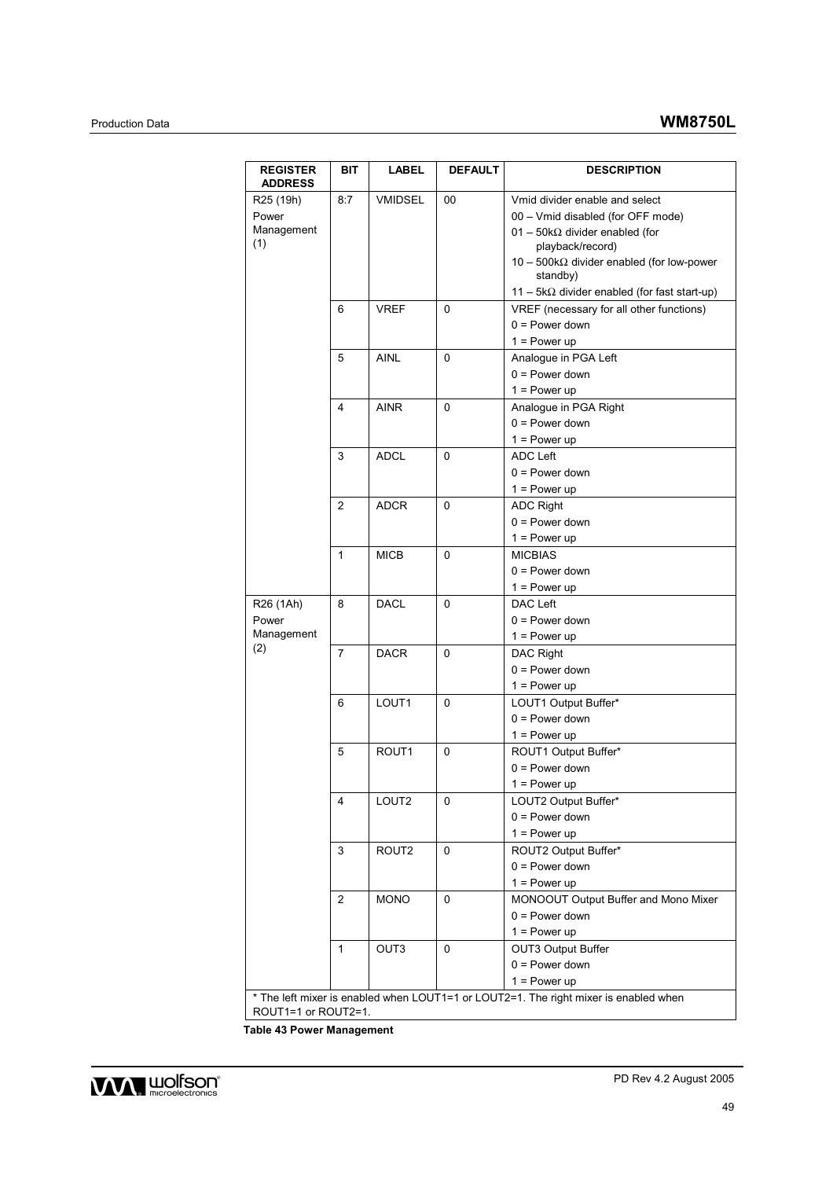| REGISTER ADDRESS | BIT | LABEL | DEFAULT | DESCRIPTION |
|---|---|---|---|---|
| R25 (19h) Power Management (1) | 8:7 | VMIDSEL | 00 | Vmid divider enable and select<br>00 – Vmid disabled (for OFF mode)<br>01 – 50kΩ divider enabled (for playback/record)<br>10 – 500kΩ divider enabled (for low-power standby)<br>11 – 5kΩ divider enabled (for fast start-up) |
| | 6 | VREF | 0 | VREF (necessary for all other functions)<br>0 = Power down<br>1 = Power up |
| | 5 | AINL | 0 | Analogue in PGA Left<br>0 = Power down<br>1 = Power up |
| | 4 | AINR | 0 | Analogue in PGA Right<br>0 = Power down<br>1 = Power up |
| | 3 | ADCL | 0 | ADC Left<br>0 = Power down<br>1 = Power up |
| | 2 | ADCR | 0 | ADC Right<br>0 = Power down<br>1 = Power up |
| | 1 | MICB | 0 | MICBIAS<br>0 = Power down<br>1 = Power up |
| R26 (1Ah) Power Management (2) | 8 | DACL | 0 | DAC Left<br>0 = Power down<br>1 = Power up |
| | 7 | DACR | 0 | DAC Right<br>0 = Power down<br>1 = Power up |
| | 6 | LOUT1 | 0 | LOUT1 Output Buffer*<br>0 = Power down<br>1 = Power up |
| | 5 | ROUT1 | 0 | ROUT1 Output Buffer*<br>0 = Power down<br>1 = Power up |
| | 4 | LOUT2 | 0 | LOUT2 Output Buffer*<br>0 = Power down<br>1 = Power up |
| | 3 | ROUT2 | 0 | ROUT2 Output Buffer*<br>0 = Power down<br>1 = Power up |
| | 2 | MONO | 0 | MONOOUT Output Buffer and Mono Mixer<br>0 = Power down<br>1 = Power up |
| | 1 | OUT3 | 0 | OUT3 Output Buffer<br>0 = Power down<br>1 = Power up |
| * The left mixer is enabled when LOUT1=1 or LOUT2=1. The right mixer is enabled when ROUT1=1 or ROUT2=1. | | | | |

**Table 43 Power Management**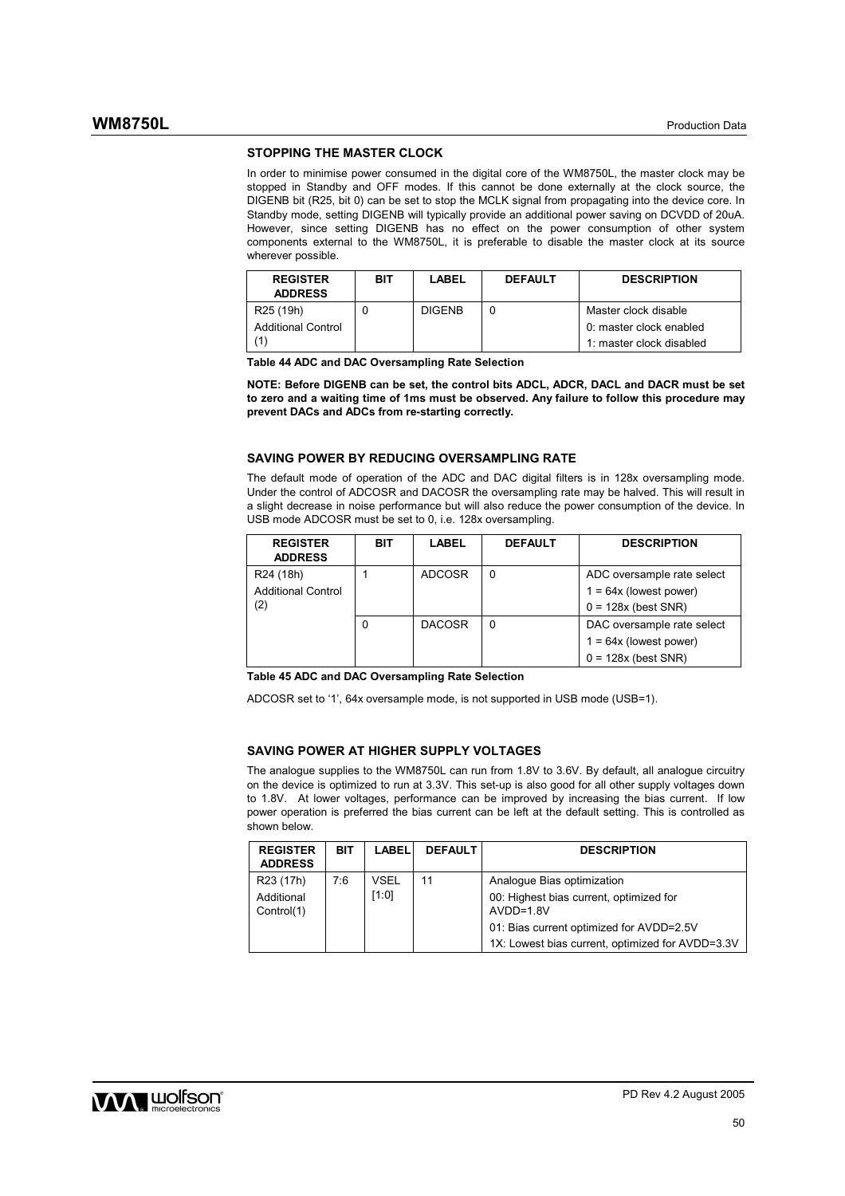### STOPPING THE MASTER CLOCK

In order to minimise power consumed in the digital core of the WM8750L, the master clock may be stopped in Standby and OFF modes. If this cannot be done externally at the clock source, the DIGENB bit (R25, bit 0) can be set to stop the MCLK signal from propagating into the device core. In Standby mode, setting DIGENB will typically provide an additional power saving on DCVDD of 20uA. However, since setting DIGENB has no effect on the power consumption of other system components external to the WM8750L, it is preferable to disable the master clock at its source wherever possible.

| REGISTER ADDRESS | BIT | LABEL | DEFAULT | DESCRIPTION |
|---|---|---|---|---|
| R25 (19h) Additional Control (1) | 0 | DIGENB | 0 | Master clock disable<br>0: master clock enabled<br>1: master clock disabled |

**Table 44 ADC and DAC Oversampling Rate Selection**

**NOTE: Before DIGENB can be set, the control bits ADCL, ADCR, DACL and DACR must be set to zero and a waiting time of 1ms must be observed. Any failure to follow this procedure may prevent DACs and ADCs from re-starting correctly.**

### SAVING POWER BY REDUCING OVERSAMPLING RATE

The default mode of operation of the ADC and DAC digital filters is in 128x oversampling mode. Under the control of ADCOSR and DACOSR the oversampling rate may be halved. This will result in a slight decrease in noise performance but will also reduce the power consumption of the device. In USB mode ADCOSR must be set to 0, i.e. 128x oversampling.

| REGISTER ADDRESS | BIT | LABEL | DEFAULT | DESCRIPTION |
|---|---|---|---|---|
| R24 (18h) Additional Control (2) | 1 | ADCOSR | 0 | ADC oversample rate select<br>1 = 64x (lowest power)<br>0 = 128x (best SNR) |
| | 0 | DACOSR | 0 | DAC oversample rate select<br>1 = 64x (lowest power)<br>0 = 128x (best SNR) |

**Table 45 ADC and DAC Oversampling Rate Selection**

ADCOSR set to '1', 64x oversample mode, is not supported in USB mode (USB=1).

### SAVING POWER AT HIGHER SUPPLY VOLTAGES

The analogue supplies to the WM8750L can run from 1.8V to 3.6V. By default, all analogue circuitry on the device is optimized to run at 3.3V. This set-up is also good for all other supply voltages down to 1.8V. At lower voltages, performance can be improved by increasing the bias current. If low power operation is preferred the bias current can be left at the default setting. This is controlled as shown below.

| REGISTER ADDRESS | BIT | LABEL | DEFAULT | DESCRIPTION |
|---|---|---|---|---|
| R23 (17h) Additional Control(1) | 7:6 | VSEL [1:0] | 11 | Analogue Bias optimization<br>00: Highest bias current, optimized for AVDD=1.8V<br>01: Bias current optimized for AVDD=2.5V<br>1X: Lowest bias current, optimized for AVDD=3.3V |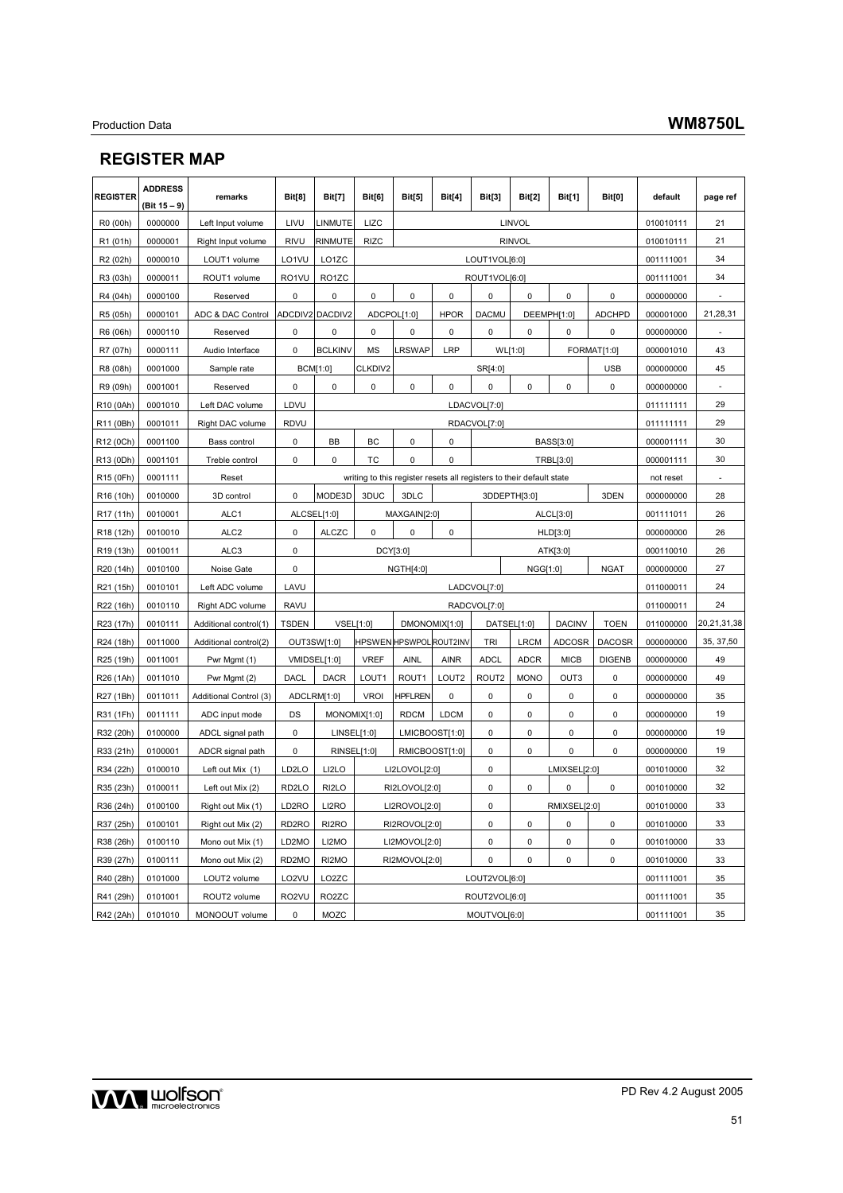## REGISTER MAP

| REGISTER | ADDRESS (Bit 15 – 9) | remarks | Bit[8] | Bit[7] | Bit[6] | Bit[5] | Bit[4] | Bit[3] | Bit[2] | Bit[1] | Bit[0] | default | page ref |
|---|---|---|---|---|---|---|---|---|---|---|---|---|---|
| R0 (00h) | 0000000 | Left Input volume | LIVU | LINMUTE | LIZC | LINVOL | | | | | | 010010111 | 21 |
| R1 (01h) | 0000001 | Right Input volume | RIVU | RINMUTE | RIZC | RINVOL | | | | | | 010010111 | 21 |
| R2 (02h) | 0000010 | LOUT1 volume | LO1VU | LO1ZC | LOUT1VOL[6:0] | | | | | | | 001111001 | 34 |
| R3 (03h) | 0000011 | ROUT1 volume | RO1VU | RO1ZC | ROUT1VOL[6:0] | | | | | | | 001111001 | 34 |
| R4 (04h) | 0000100 | Reserved | 0 | 0 | 0 | 0 | 0 | 0 | 0 | 0 | 0 | 000000000 | - |
| R5 (05h) | 0000101 | ADC & DAC Control | ADCDIV2 | DACDIV2 | ADCPOL[1:0] | | HPOR | DACMU | DEEMPH[1:0] | | ADCHPD | 000001000 | 21,28,31 |
| R6 (06h) | 0000110 | Reserved | 0 | 0 | 0 | 0 | 0 | 0 | 0 | 0 | 0 | 000000000 | - |
| R7 (07h) | 0000111 | Audio Interface | 0 | BCLKINV | MS | LRSWAP | LRP | WL[1:0] | | FORMAT[1:0] | | 000001010 | 43 |
| R8 (08h) | 0001000 | Sample rate | BCM[1:0] | | CLKDIV2 | SR[4:0] | | | | | USB | 000000000 | 45 |
| R9 (09h) | 0001001 | Reserved | 0 | 0 | 0 | 0 | 0 | 0 | 0 | 0 | 0 | 000000000 | - |
| R10 (0Ah) | 0001010 | Left DAC volume | LDVU | LDACVOL[7:0] | | | | | | | | 011111111 | 29 |
| R11 (0Bh) | 0001011 | Right DAC volume | RDVU | RDACVOL[7:0] | | | | | | | | 011111111 | 29 |
| R12 (0Ch) | 0001100 | Bass control | 0 | BB | BC | 0 | 0 | BASS[3:0] | | | | 000001111 | 30 |
| R13 (0Dh) | 0001101 | Treble control | 0 | 0 | TC | 0 | 0 | TRBL[3:0] | | | | 000001111 | 30 |
| R15 (0Fh) | 0001111 | Reset | writing to this register resets all registers to their default state | | | | | | | | | not reset | - |
| R16 (10h) | 0010000 | 3D control | 0 | MODE3D | 3DUC | 3DLC | 3DDEPTH[3:0] | | | | 3DEN | 000000000 | 28 |
| R17 (11h) | 0010001 | ALC1 | ALCSEL[1:0] | | MAXGAIN[2:0] | | | ALCL[3:0] | | | | 001111011 | 26 |
| R18 (12h) | 0010010 | ALC2 | 0 | ALCZC | 0 | 0 | 0 | HLD[3:0] | | | | 000000000 | 26 |
| R19 (13h) | 0010011 | ALC3 | 0 | DCY[3:0] | | | | ATK[3:0] | | | | 000110010 | 26 |
| R20 (14h) | 0010100 | Noise Gate | 0 | NGTH[4:0] | | | | | NGG[1:0] | | NGAT | 000000000 | 27 |
| R21 (15h) | 0010101 | Left ADC volume | LAVU | LADCVOL[7:0] | | | | | | | | 011000011 | 24 |
| R22 (16h) | 0010110 | Right ADC volume | RAVU | RADCVOL[7:0] | | | | | | | | 011000011 | 24 |
| R23 (17h) | 0010111 | Additional control(1) | TSDEN | VSEL[1:0] | | DMONOMIX[1:0] | | DATSEL[1:0] | | DACINV | TOEN | 011000000 | 20,21,31,38 |
| R24 (18h) | 0011000 | Additional control(2) | OUT3SW[1:0] | | HPSWEN | HPSWPOL | ROUT2INV | TRI | LRCM | ADCOSR | DACOSR | 000000000 | 35, 37,50 |
| R25 (19h) | 0011001 | Pwr Mgmt (1) | VMIDSEL[1:0] | | VREF | AINL | AINR | ADCL | ADCR | MICB | DIGENB | 000000000 | 49 |
| R26 (1Ah) | 0011010 | Pwr Mgmt (2) | DACL | DACR | LOUT1 | ROUT1 | LOUT2 | ROUT2 | MONO | OUT3 | 0 | 000000000 | 49 |
| R27 (1Bh) | 0011011 | Additional Control (3) | ADCLRM[1:0] | | VROI | HPFLREN | 0 | 0 | 0 | 0 | 0 | 000000000 | 35 |
| R31 (1Fh) | 0011111 | ADC input mode | DS | MONOMIX[1:0] | | RDCM | LDCM | 0 | 0 | 0 | 0 | 000000000 | 19 |
| R32 (20h) | 0100000 | ADCL signal path | 0 | LINSEL[1:0] | | LMICBOOST[1:0] | | 0 | 0 | 0 | 0 | 000000000 | 19 |
| R33 (21h) | 0100001 | ADCR signal path | 0 | RINSEL[1:0] | | RMICBOOST[1:0] | | 0 | 0 | 0 | 0 | 000000000 | 19 |
| R34 (22h) | 0100010 | Left out Mix (1) | LD2LO | LI2LO | LI2LOVOL[2:0] | | | 0 | LMIXSEL[2:0] | | | 001010000 | 32 |
| R35 (23h) | 0100011 | Left out Mix (2) | RD2LO | RI2LO | RI2LOVOL[2:0] | | | 0 | 0 | 0 | 0 | 001010000 | 32 |
| R36 (24h) | 0100100 | Right out Mix (1) | LD2RO | LI2RO | LI2ROVOL[2:0] | | | 0 | RMIXSEL[2:0] | | | 001010000 | 33 |
| R37 (25h) | 0100101 | Right out Mix (2) | RD2RO | RI2RO | RI2ROVOL[2:0] | | | 0 | 0 | 0 | 0 | 001010000 | 33 |
| R38 (26h) | 0100110 | Mono out Mix (1) | LD2MO | LI2MO | LI2MOVOL[2:0] | | | 0 | 0 | 0 | 0 | 001010000 | 33 |
| R39 (27h) | 0100111 | Mono out Mix (2) | RD2MO | RI2MO | RI2MOVOL[2:0] | | | 0 | 0 | 0 | 0 | 001010000 | 33 |
| R40 (28h) | 0101000 | LOUT2 volume | LO2VU | LO2ZC | LOUT2VOL[6:0] | | | | | | | 001111001 | 35 |
| R41 (29h) | 0101001 | ROUT2 volume | RO2VU | RO2ZC | ROUT2VOL[6:0] | | | | | | | 001111001 | 35 |
| R42 (2Ah) | 0101010 | MONOOUT volume | 0 | MOZC | MOUTVOL[6:0] | | | | | | | 001111001 | 35 |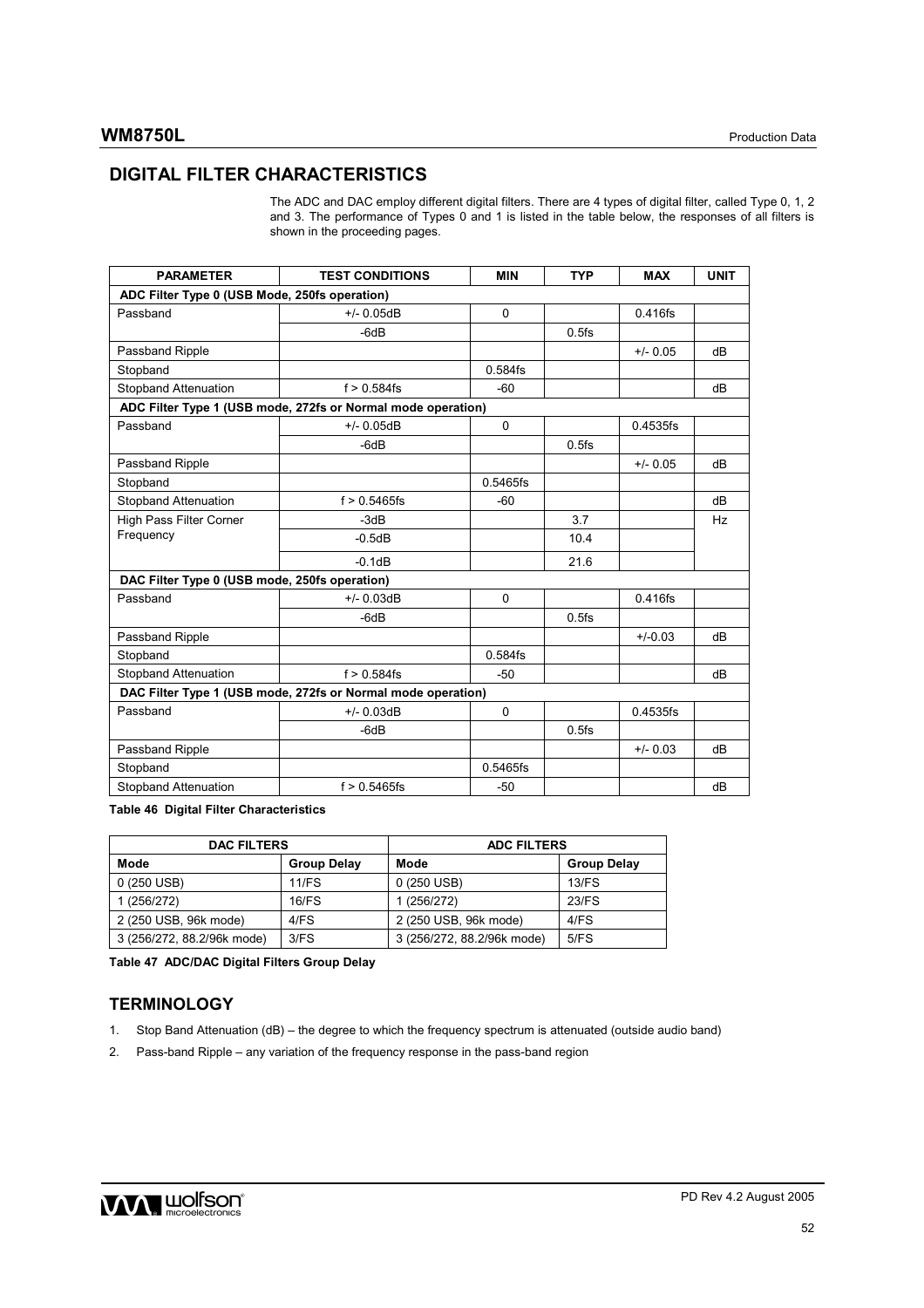## DIGITAL FILTER CHARACTERISTICS

The ADC and DAC employ different digital filters. There are 4 types of digital filter, called Type 0, 1, 2 and 3. The performance of Types 0 and 1 is listed in the table below, the responses of all filters is shown in the proceeding pages.

| PARAMETER | TEST CONDITIONS | MIN | TYP | MAX | UNIT |
|---|---|---|---|---|---|
| **ADC Filter Type 0 (USB Mode, 250fs operation)** | | | | | |
| Passband | +/- 0.05dB | 0 | | 0.416fs | |
| | -6dB | | 0.5fs | | |
| Passband Ripple | | | | +/- 0.05 | dB |
| Stopband | | 0.584fs | | | |
| Stopband Attenuation | f > 0.584fs | -60 | | | dB |
| **ADC Filter Type 1 (USB mode, 272fs or Normal mode operation)** | | | | | |
| Passband | +/- 0.05dB | 0 | | 0.4535fs | |
| | -6dB | | 0.5fs | | |
| Passband Ripple | | | | +/- 0.05 | dB |
| Stopband | | 0.5465fs | | | |
| Stopband Attenuation | f > 0.5465fs | -60 | | | dB |
| High Pass Filter Corner Frequency | -3dB | | 3.7 | | Hz |
| | -0.5dB | | 10.4 | | |
| | -0.1dB | | 21.6 | | |
| **DAC Filter Type 0 (USB mode, 250fs operation)** | | | | | |
| Passband | +/- 0.03dB | 0 | | 0.416fs | |
| | -6dB | | 0.5fs | | |
| Passband Ripple | | | | +/-0.03 | dB |
| Stopband | | 0.584fs | | | |
| Stopband Attenuation | f > 0.584fs | -50 | | | dB |
| **DAC Filter Type 1 (USB mode, 272fs or Normal mode operation)** | | | | | |
| Passband | +/- 0.03dB | 0 | | 0.4535fs | |
| | -6dB | | 0.5fs | | |
| Passband Ripple | | | | +/- 0.03 | dB |
| Stopband | | 0.5465fs | | | |
| Stopband Attenuation | f > 0.5465fs | -50 | | | dB |

**Table 46 Digital Filter Characteristics**

| DAC FILTERS | | ADC FILTERS | |
|---|---|---|---|
| **Mode** | **Group Delay** | **Mode** | **Group Delay** |
| 0 (250 USB) | 11/FS | 0 (250 USB) | 13/FS |
| 1 (256/272) | 16/FS | 1 (256/272) | 23/FS |
| 2 (250 USB, 96k mode) | 4/FS | 2 (250 USB, 96k mode) | 4/FS |
| 3 (256/272, 88.2/96k mode) | 3/FS | 3 (256/272, 88.2/96k mode) | 5/FS |

**Table 47 ADC/DAC Digital Filters Group Delay**

## TERMINOLOGY

1. Stop Band Attenuation (dB) – the degree to which the frequency spectrum is attenuated (outside audio band)
2. Pass-band Ripple – any variation of the frequency response in the pass-band region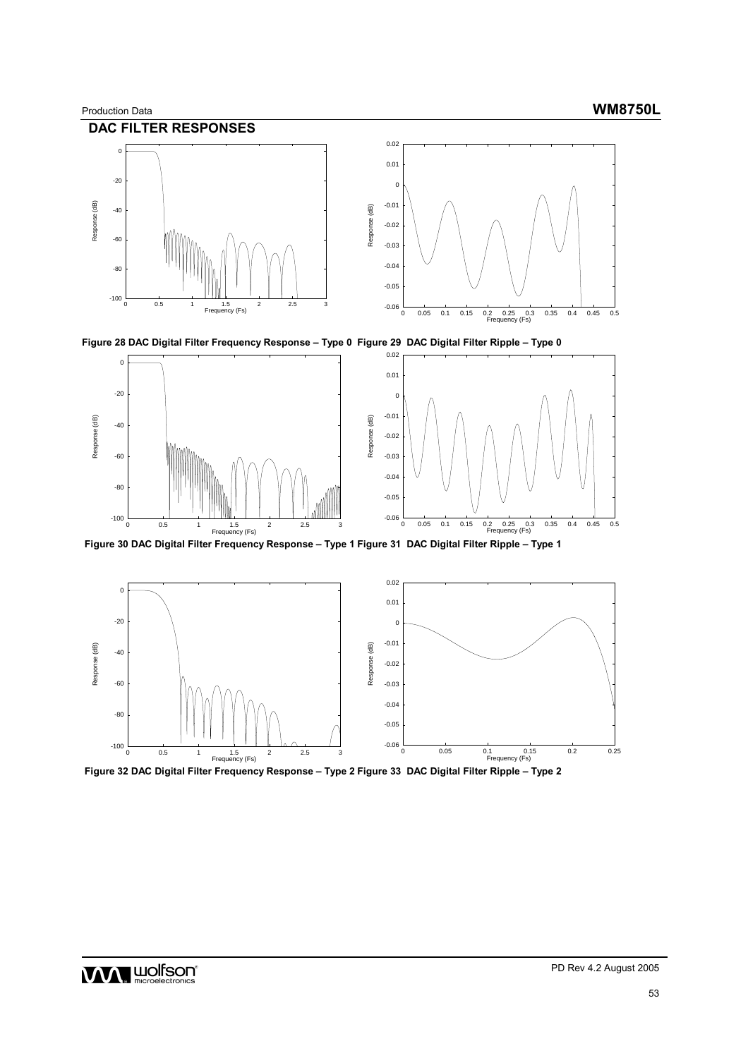## DAC FILTER RESPONSES

Figure 28 DAC Digital Filter Frequency Response – Type 0

Figure 29 DAC Digital Filter Ripple – Type 0

Figure 30 DAC Digital Filter Frequency Response – Type 1

Figure 31 DAC Digital Filter Ripple – Type 1

Figure 32 DAC Digital Filter Frequency Response – Type 2

Figure 33 DAC Digital Filter Ripple – Type 2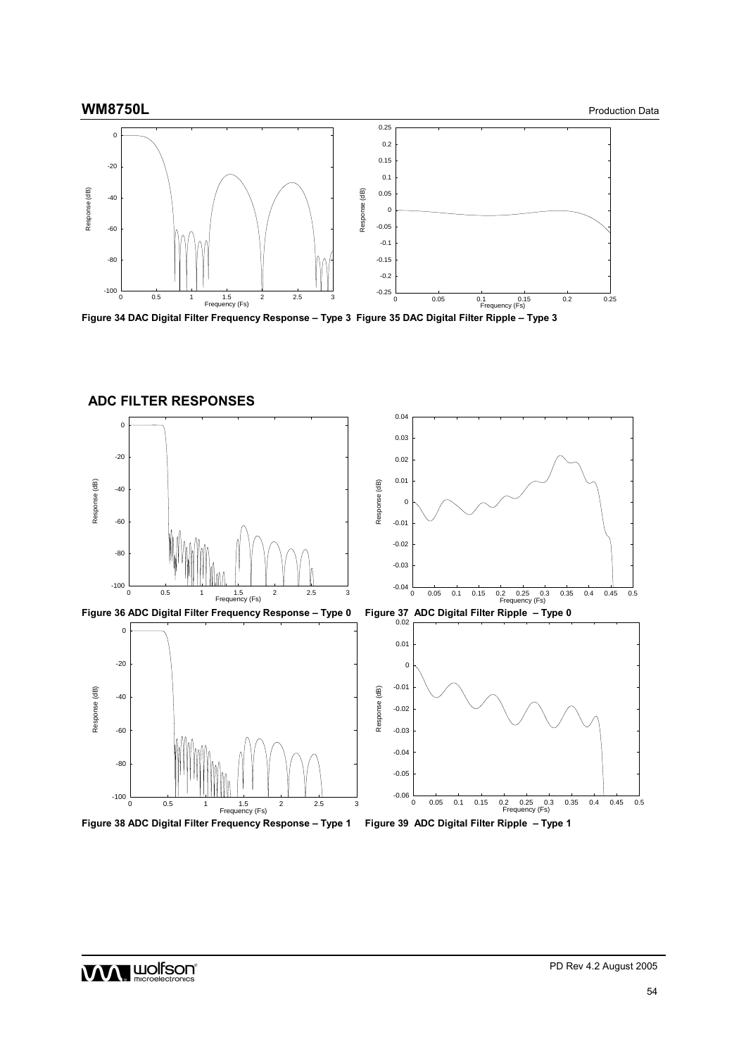Figure 34 DAC Digital Filter Frequency Response – Type 3

Figure 35 DAC Digital Filter Ripple – Type 3

## ADC FILTER RESPONSES

Figure 36 ADC Digital Filter Frequency Response – Type 0

Figure 37 ADC Digital Filter Ripple – Type 0

Figure 38 ADC Digital Filter Frequency Response – Type 1

Figure 39 ADC Digital Filter Ripple – Type 1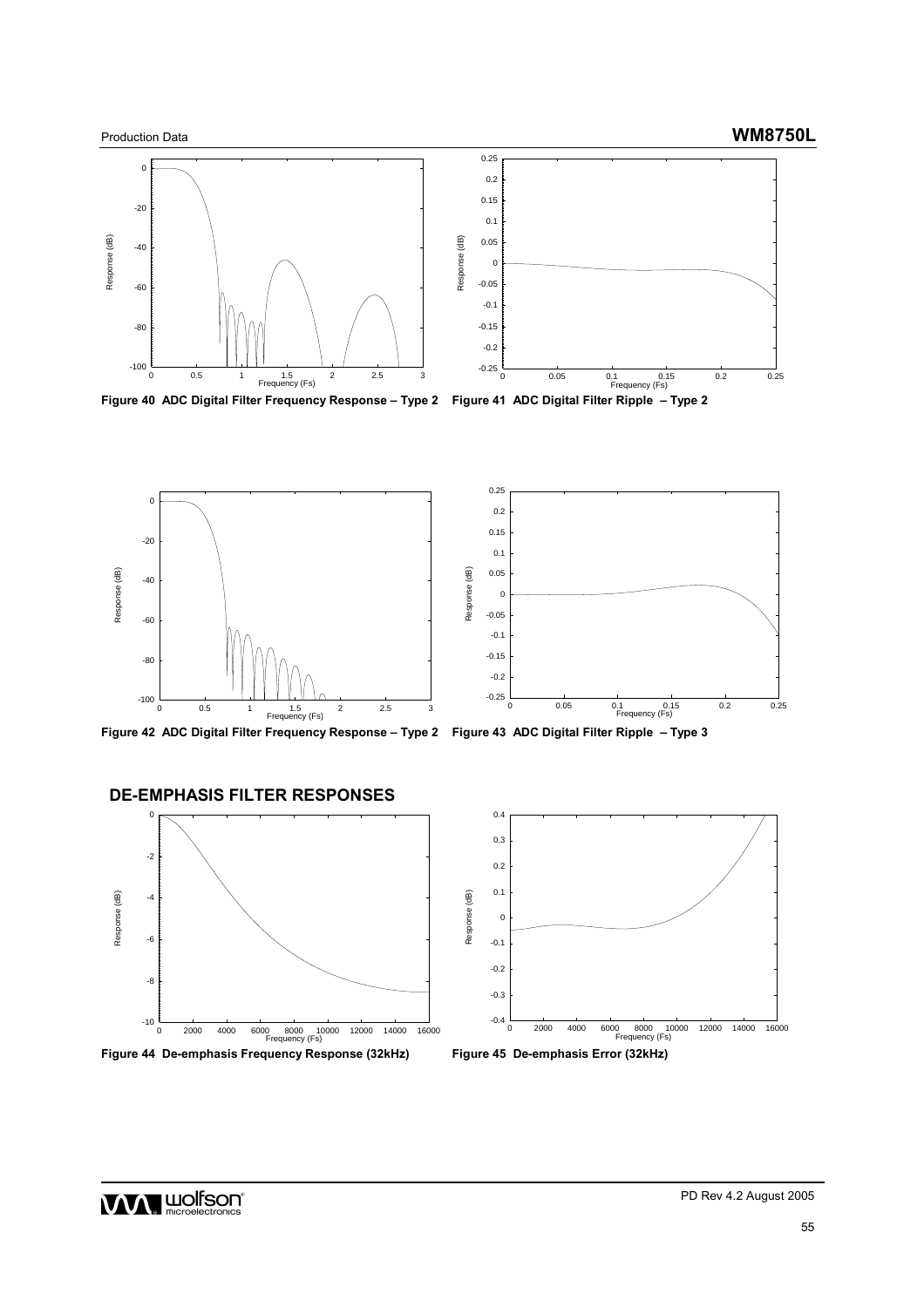Figure 40 ADC Digital Filter Frequency Response – Type 2

Figure 41 ADC Digital Filter Ripple – Type 2

Figure 42 ADC Digital Filter Frequency Response – Type 2

Figure 43 ADC Digital Filter Ripple – Type 3

## DE-EMPHASIS FILTER RESPONSES

Figure 44 De-emphasis Frequency Response (32kHz)

Figure 45 De-emphasis Error (32kHz)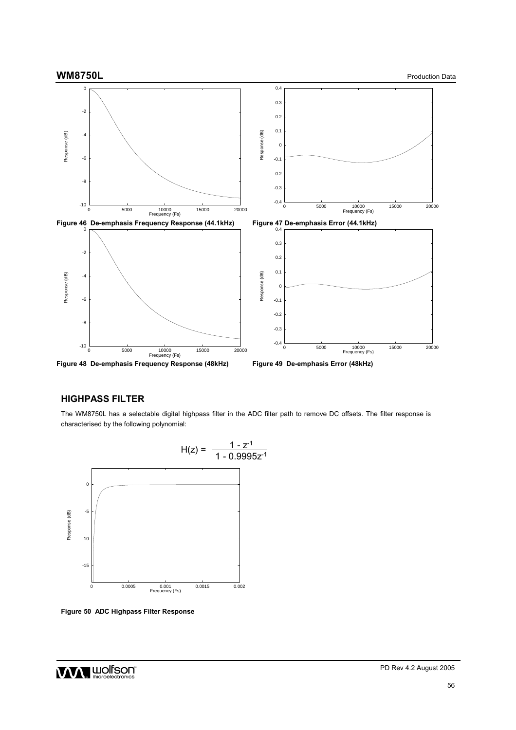Figure 46 De-emphasis Frequency Response (44.1kHz)

Figure 47 De-emphasis Error (44.1kHz)

Figure 48 De-emphasis Frequency Response (48kHz)

Figure 49 De-emphasis Error (48kHz)

## HIGHPASS FILTER

The WM8750L has a selectable digital highpass filter in the ADC filter path to remove DC offsets. The filter response is characterised by the following polynomial:

$$H(z) = \frac{1 - z^{-1}}{1 - 0.9995z^{-1}}$$

Figure 50 ADC Highpass Filter Response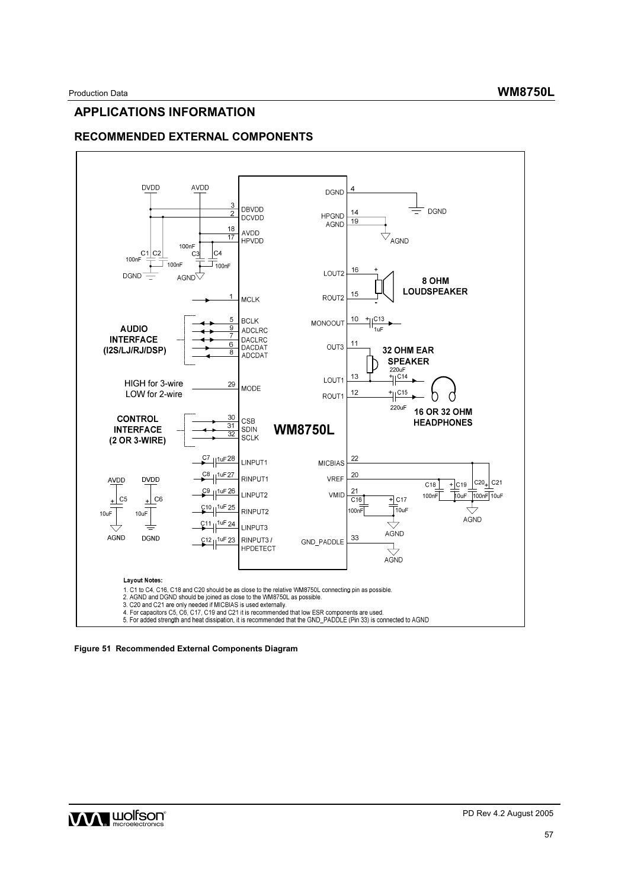# APPLICATIONS INFORMATION

## RECOMMENDED EXTERNAL COMPONENTS

**Layout Notes:**

1. C1 to C4, C16, C18 and C20 should be as close to the relative WM8750L connecting pin as possible.
2. AGND and DGND should be joined as close to the WM8750L as possible.
3. C20 and C21 are only needed if MICBIAS is used externally.
4. For capacitors C5, C6, C17, C19 and C21 it is recommended that low ESR components are used.
5. For added strength and heat dissipation, it is recommended that the GND_PADDLE (Pin 33) is connected to AGND

**Figure 51 Recommended External Components Diagram**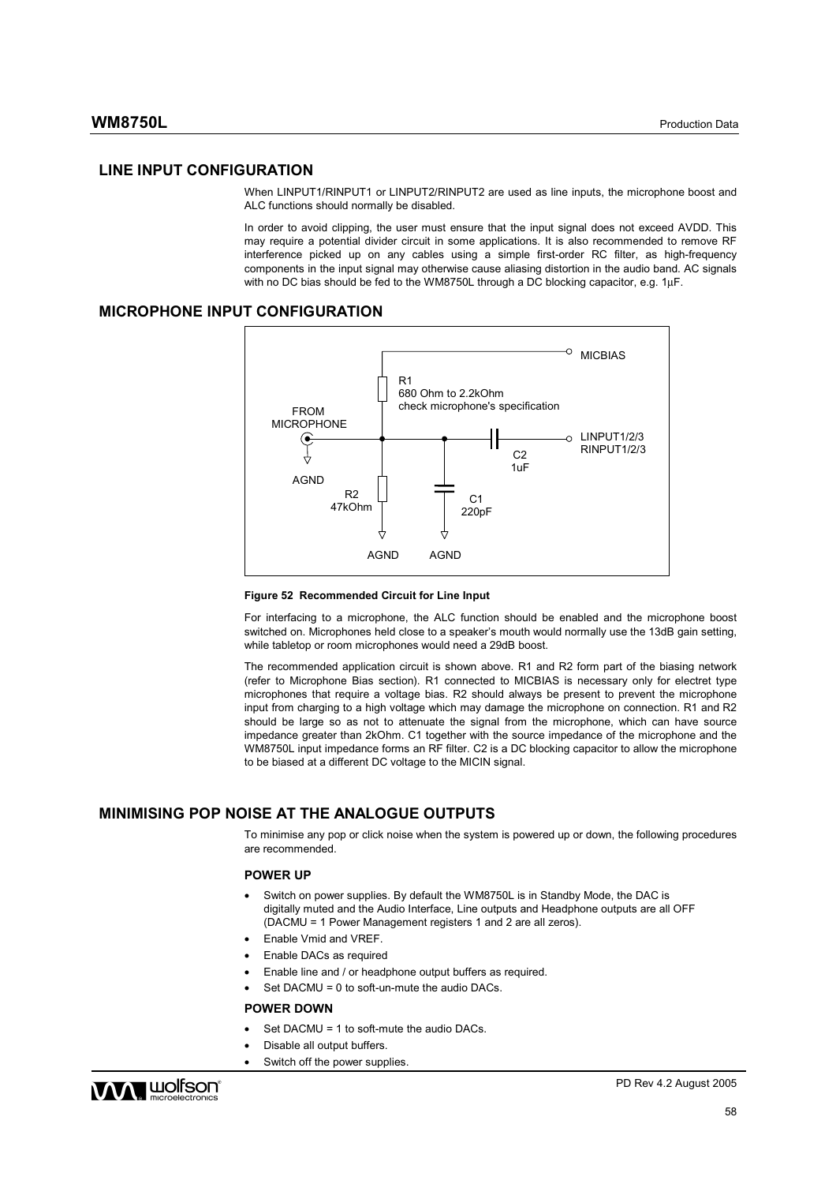## LINE INPUT CONFIGURATION

When LINPUT1/RINPUT1 or LINPUT2/RINPUT2 are used as line inputs, the microphone boost and ALC functions should normally be disabled.

In order to avoid clipping, the user must ensure that the input signal does not exceed AVDD. This may require a potential divider circuit in some applications. It is also recommended to remove RF interference picked up on any cables using a simple first-order RC filter, as high-frequency components in the input signal may otherwise cause aliasing distortion in the audio band. AC signals with no DC bias should be fed to the WM8750L through a DC blocking capacitor, e.g. 1µF.

## MICROPHONE INPUT CONFIGURATION

MICBIAS

R1
680 Ohm to 2.2kOhm
check microphone's specification

FROM MICROPHONE

LINPUT1/2/3
RINPUT1/2/3

C2
1uF

AGND

R2
47kOhm

C1
220pF

AGND AGND

**Figure 52 Recommended Circuit for Line Input**

For interfacing to a microphone, the ALC function should be enabled and the microphone boost switched on. Microphones held close to a speaker's mouth would normally use the 13dB gain setting, while tabletop or room microphones would need a 29dB boost.

The recommended application circuit is shown above. R1 and R2 form part of the biasing network (refer to Microphone Bias section). R1 connected to MICBIAS is necessary only for electret type microphones that require a voltage bias. R2 should always be present to prevent the microphone input from charging to a high voltage which may damage the microphone on connection. R1 and R2 should be large so as not to attenuate the signal from the microphone, which can have source impedance greater than 2kOhm. C1 together with the source impedance of the microphone and the WM8750L input impedance forms an RF filter. C2 is a DC blocking capacitor to allow the microphone to be biased at a different DC voltage to the MICIN signal.

## MINIMISING POP NOISE AT THE ANALOGUE OUTPUTS

To minimise any pop or click noise when the system is powered up or down, the following procedures are recommended.

### POWER UP

- Switch on power supplies. By default the WM8750L is in Standby Mode, the DAC is digitally muted and the Audio Interface, Line outputs and Headphone outputs are all OFF (DACMU = 1 Power Management registers 1 and 2 are all zeros).
- Enable Vmid and VREF.
- Enable DACs as required
- Enable line and / or headphone output buffers as required.
- Set DACMU = 0 to soft-un-mute the audio DACs.

### POWER DOWN

- Set DACMU = 1 to soft-mute the audio DACs.
- Disable all output buffers.
- Switch off the power supplies.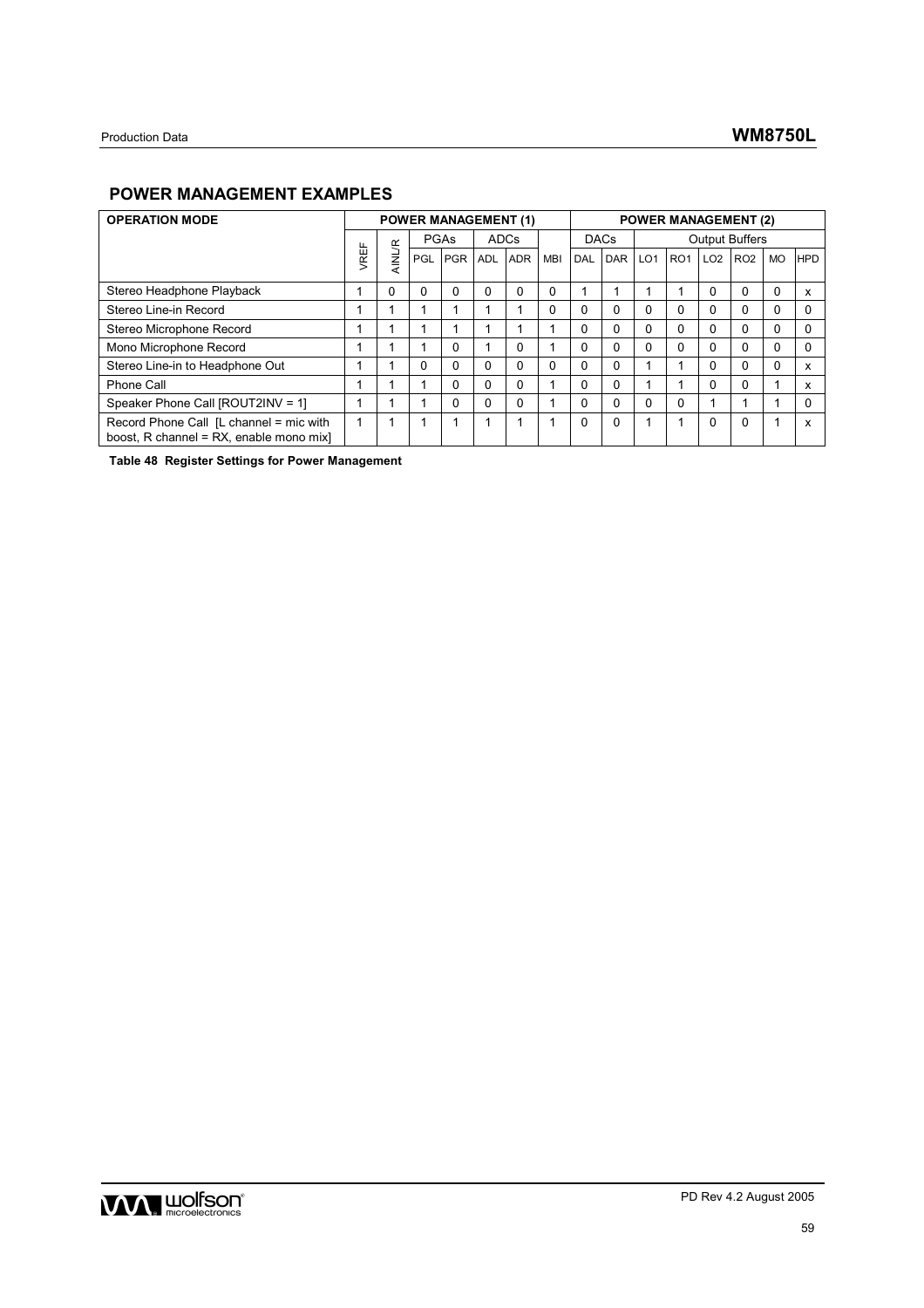## POWER MANAGEMENT EXAMPLES

| OPERATION MODE | POWER MANAGEMENT (1) | | | | | | | POWER MANAGEMENT (2) | | | | | | | | |
|---|---|---|---|---|---|---|---|---|---|---|---|---|---|---|---|
| | VREF | AINL/R | PGAs | | ADCs | | MBI | DACs | | Output Buffers | | | | | |
| | | | PGL | PGR | ADL | ADR | | DAL | DAR | LO1 | RO1 | LO2 | RO2 | MO | HPD |
| Stereo Headphone Playback | 1 | 0 | 0 | 0 | 0 | 0 | 0 | 1 | 1 | 1 | 1 | 0 | 0 | 0 | x |
| Stereo Line-in Record | 1 | 1 | 1 | 1 | 1 | 1 | 0 | 0 | 0 | 0 | 0 | 0 | 0 | 0 | 0 |
| Stereo Microphone Record | 1 | 1 | 1 | 1 | 1 | 1 | 1 | 0 | 0 | 0 | 0 | 0 | 0 | 0 | 0 |
| Mono Microphone Record | 1 | 1 | 1 | 0 | 1 | 0 | 1 | 0 | 0 | 0 | 0 | 0 | 0 | 0 | 0 |
| Stereo Line-in to Headphone Out | 1 | 1 | 0 | 0 | 0 | 0 | 0 | 0 | 0 | 1 | 1 | 0 | 0 | 0 | x |
| Phone Call | 1 | 1 | 1 | 0 | 0 | 0 | 1 | 0 | 0 | 1 | 1 | 0 | 0 | 1 | x |
| Speaker Phone Call [ROUT2INV = 1] | 1 | 1 | 1 | 0 | 0 | 0 | 1 | 0 | 0 | 0 | 0 | 1 | 1 | 1 | 0 |
| Record Phone Call [L channel = mic with boost, R channel = RX, enable mono mix] | 1 | 1 | 1 | 1 | 1 | 1 | 1 | 0 | 0 | 1 | 1 | 0 | 0 | 1 | x |

**Table 48 Register Settings for Power Management**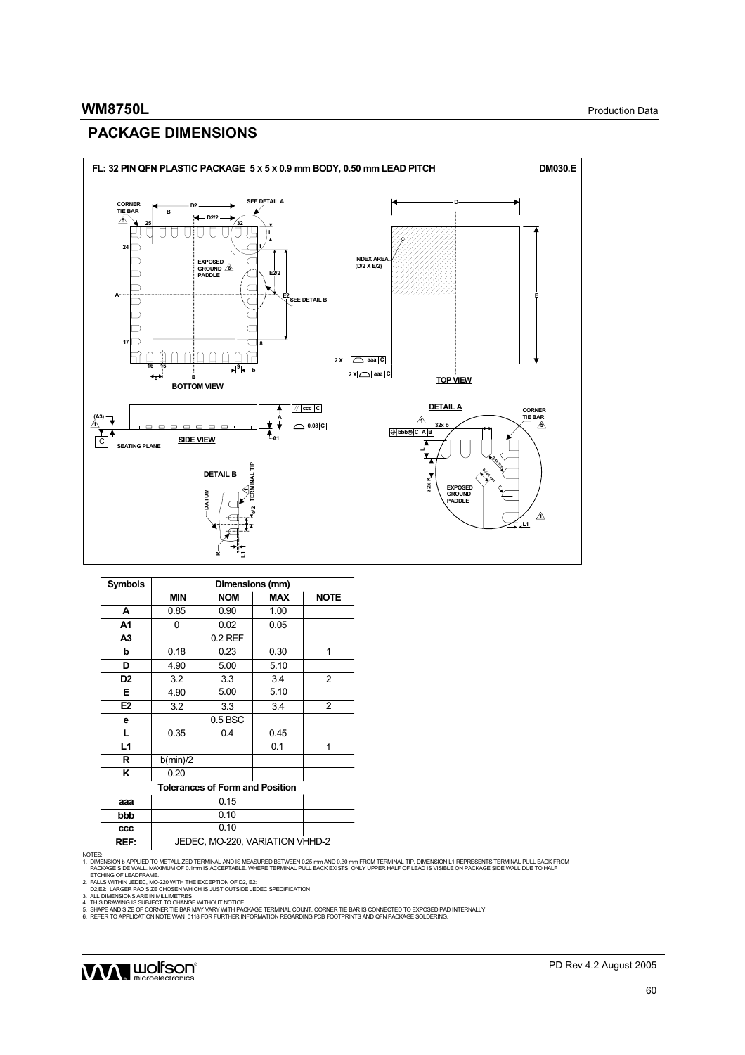## PACKAGE DIMENSIONS

**FL: 32 PIN QFN PLASTIC PACKAGE 5 x 5 x 0.9 mm BODY, 0.50 mm LEAD PITCH** **DM030.E**

| Symbols | Dimensions (mm) | | | |
|---|---|---|---|---|
| | MIN | NOM | MAX | NOTE |
| A | 0.85 | 0.90 | 1.00 | |
| A1 | 0 | 0.02 | 0.05 | |
| A3 | | 0.2 REF | | |
| b | 0.18 | 0.23 | 0.30 | 1 |
| D | 4.90 | 5.00 | 5.10 | |
| D2 | 3.2 | 3.3 | 3.4 | 2 |
| E | 4.90 | 5.00 | 5.10 | |
| E2 | 3.2 | 3.3 | 3.4 | 2 |
| e | | 0.5 BSC | | |
| L | 0.35 | 0.4 | 0.45 | |
| L1 | | | 0.1 | 1 |
| R | b(min)/2 | | | |
| K | 0.20 | | | |
| **Tolerances of Form and Position** | | | | |
| aaa | 0.15 | | | |
| bbb | 0.10 | | | |
| ccc | 0.10 | | | |
| REF: | JEDEC, MO-220, VARIATION VHHD-2 | | | |

NOTES:
1. DIMENSION b APPLIED TO METALLIZED TERMINAL AND IS MEASURED BETWEEN 0.25 mm AND 0.30 mm FROM TERMINAL TIP. DIMENSION L1 REPRESENTS TERMINAL PULL BACK FROM PACKAGE SIDE WALL. MAXIMUM OF 0.1mm IS ACCEPTABLE. WHERE TERMINAL PULL BACK EXISTS, ONLY UPPER HALF OF LEAD IS VISIBLE ON PACKAGE SIDE WALL DUE TO HALF ETCHING OF LEADFRAME.
2. FALLS WITHIN JEDEC, MO-220 WITH THE EXCEPTION OF D2, E2:
   D2,E2: LARGER PAD SIZE CHOSEN WHICH IS JUST OUTSIDE JEDEC SPECIFICATION
3. ALL DIMENSIONS ARE IN MILLIMETRES
4. THIS DRAWING IS SUBJECT TO CHANGE WITHOUT NOTICE.
5. SHAPE AND SIZE OF CORNER TIE BAR MAY VARY WITH PACKAGE TERMINAL COUNT. CORNER TIE BAR IS CONNECTED TO EXPOSED PAD INTERNALLY.
6. REFER TO APPLICATION NOTE WAN_0118 FOR FURTHER INFORMATION REGARDING PCB FOOTPRINTS AND QFN PACKAGE SOLDERING.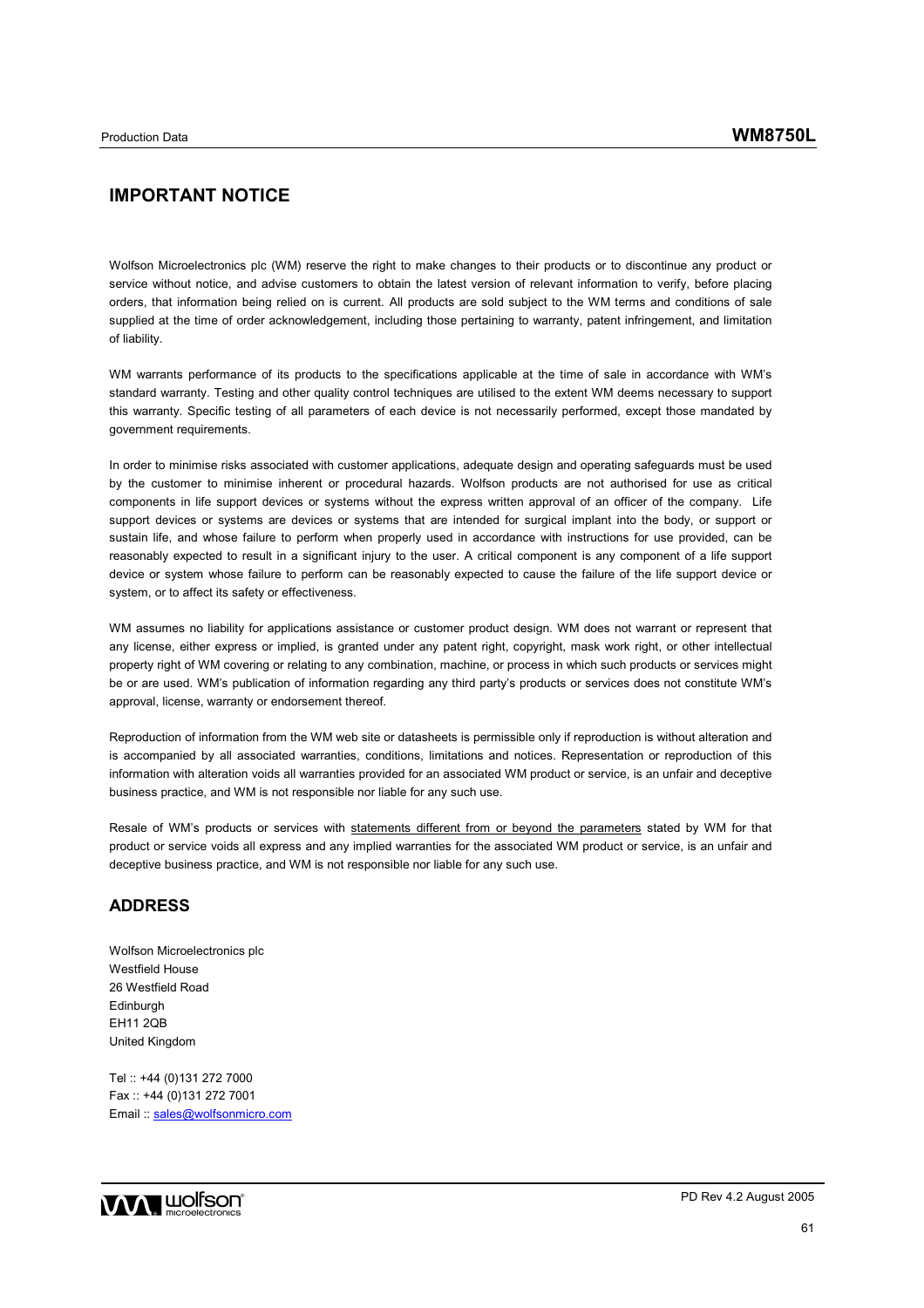## IMPORTANT NOTICE

Wolfson Microelectronics plc (WM) reserve the right to make changes to their products or to discontinue any product or service without notice, and advise customers to obtain the latest version of relevant information to verify, before placing orders, that information being relied on is current. All products are sold subject to the WM terms and conditions of sale supplied at the time of order acknowledgement, including those pertaining to warranty, patent infringement, and limitation of liability.

WM warrants performance of its products to the specifications applicable at the time of sale in accordance with WM's standard warranty. Testing and other quality control techniques are utilised to the extent WM deems necessary to support this warranty. Specific testing of all parameters of each device is not necessarily performed, except those mandated by government requirements.

In order to minimise risks associated with customer applications, adequate design and operating safeguards must be used by the customer to minimise inherent or procedural hazards. Wolfson products are not authorised for use as critical components in life support devices or systems without the express written approval of an officer of the company. Life support devices or systems are devices or systems that are intended for surgical implant into the body, or support or sustain life, and whose failure to perform when properly used in accordance with instructions for use provided, can be reasonably expected to result in a significant injury to the user. A critical component is any component of a life support device or system whose failure to perform can be reasonably expected to cause the failure of the life support device or system, or to affect its safety or effectiveness.

WM assumes no liability for applications assistance or customer product design. WM does not warrant or represent that any license, either express or implied, is granted under any patent right, copyright, mask work right, or other intellectual property right of WM covering or relating to any combination, machine, or process in which such products or services might be or are used. WM's publication of information regarding any third party's products or services does not constitute WM's approval, license, warranty or endorsement thereof.

Reproduction of information from the WM web site or datasheets is permissible only if reproduction is without alteration and is accompanied by all associated warranties, conditions, limitations and notices. Representation or reproduction of this information with alteration voids all warranties provided for an associated WM product or service, is an unfair and deceptive business practice, and WM is not responsible nor liable for any such use.

Resale of WM's products or services with statements different from or beyond the parameters stated by WM for that product or service voids all express and any implied warranties for the associated WM product or service, is an unfair and deceptive business practice, and WM is not responsible nor liable for any such use.

## ADDRESS

Wolfson Microelectronics plc
Westfield House
26 Westfield Road
Edinburgh
EH11 2QB
United Kingdom

Tel :: +44 (0)131 272 7000
Fax :: +44 (0)131 272 7001
Email :: sales@wolfsonmicro.com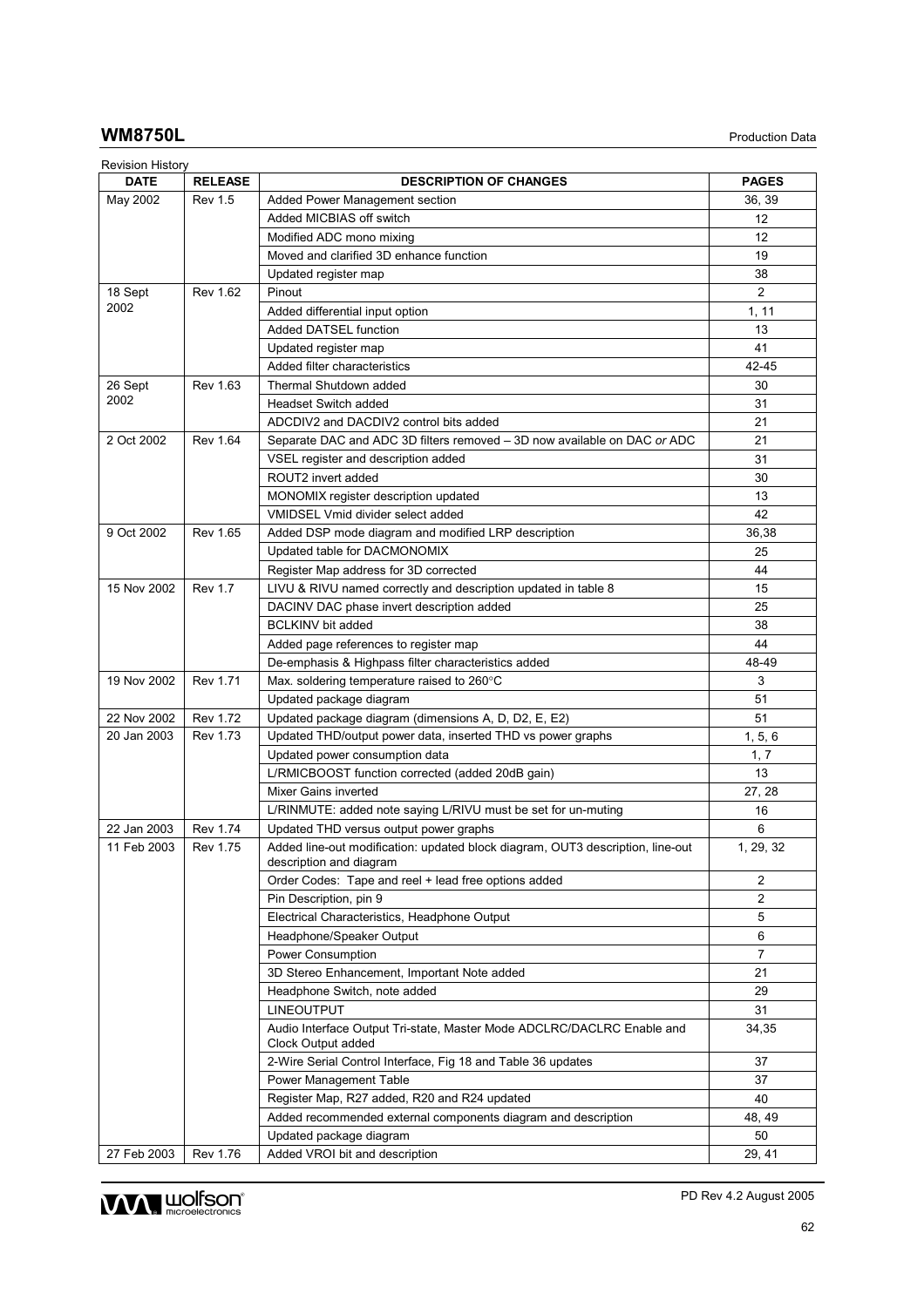Revision History

| DATE | RELEASE | DESCRIPTION OF CHANGES | PAGES |
|---|---|---|---|
| May 2002 | Rev 1.5 | Added Power Management section | 36, 39 |
| | | Added MICBIAS off switch | 12 |
| | | Modified ADC mono mixing | 12 |
| | | Moved and clarified 3D enhance function | 19 |
| | | Updated register map | 38 |
| 18 Sept 2002 | Rev 1.62 | Pinout | 2 |
| | | Added differential input option | 1, 11 |
| | | Added DATSEL function | 13 |
| | | Updated register map | 41 |
| | | Added filter characteristics | 42-45 |
| 26 Sept 2002 | Rev 1.63 | Thermal Shutdown added | 30 |
| | | Headset Switch added | 31 |
| | | ADCDIV2 and DACDIV2 control bits added | 21 |
| 2 Oct 2002 | Rev 1.64 | Separate DAC and ADC 3D filters removed – 3D now available on DAC *or* ADC | 21 |
| | | VSEL register and description added | 31 |
| | | ROUT2 invert added | 30 |
| | | MONOMIX register description updated | 13 |
| | | VMIDSEL Vmid divider select added | 42 |
| 9 Oct 2002 | Rev 1.65 | Added DSP mode diagram and modified LRP description | 36,38 |
| | | Updated table for DACMONOMIX | 25 |
| | | Register Map address for 3D corrected | 44 |
| 15 Nov 2002 | Rev 1.7 | LIVU & RIVU named correctly and description updated in table 8 | 15 |
| | | DACINV DAC phase invert description added | 25 |
| | | BCLKINV bit added | 38 |
| | | Added page references to register map | 44 |
| | | De-emphasis & Highpass filter characteristics added | 48-49 |
| 19 Nov 2002 | Rev 1.71 | Max. soldering temperature raised to 260°C | 3 |
| | | Updated package diagram | 51 |
| 22 Nov 2002 | Rev 1.72 | Updated package diagram (dimensions A, D, D2, E, E2) | 51 |
| 20 Jan 2003 | Rev 1.73 | Updated THD/output power data, inserted THD vs power graphs | 1, 5, 6 |
| | | Updated power consumption data | 1, 7 |
| | | L/RMICBOOST function corrected (added 20dB gain) | 13 |
| | | Mixer Gains inverted | 27, 28 |
| | | L/RINMUTE: added note saying L/RIVU must be set for un-muting | 16 |
| 22 Jan 2003 | Rev 1.74 | Updated THD versus output power graphs | 6 |
| 11 Feb 2003 | Rev 1.75 | Added line-out modification: updated block diagram, OUT3 description, line-out description and diagram | 1, 29, 32 |
| | | Order Codes: Tape and reel + lead free options added | 2 |
| | | Pin Description, pin 9 | 2 |
| | | Electrical Characteristics, Headphone Output | 5 |
| | | Headphone/Speaker Output | 6 |
| | | Power Consumption | 7 |
| | | 3D Stereo Enhancement, Important Note added | 21 |
| | | Headphone Switch, note added | 29 |
| | | LINEOUTPUT | 31 |
| | | Audio Interface Output Tri-state, Master Mode ADCLRC/DACLRC Enable and Clock Output added | 34,35 |
| | | 2-Wire Serial Control Interface, Fig 18 and Table 36 updates | 37 |
| | | Power Management Table | 37 |
| | | Register Map, R27 added, R20 and R24 updated | 40 |
| | | Added recommended external components diagram and description | 48, 49 |
| | | Updated package diagram | 50 |
| 27 Feb 2003 | Rev 1.76 | Added VROI bit and description | 29, 41 |